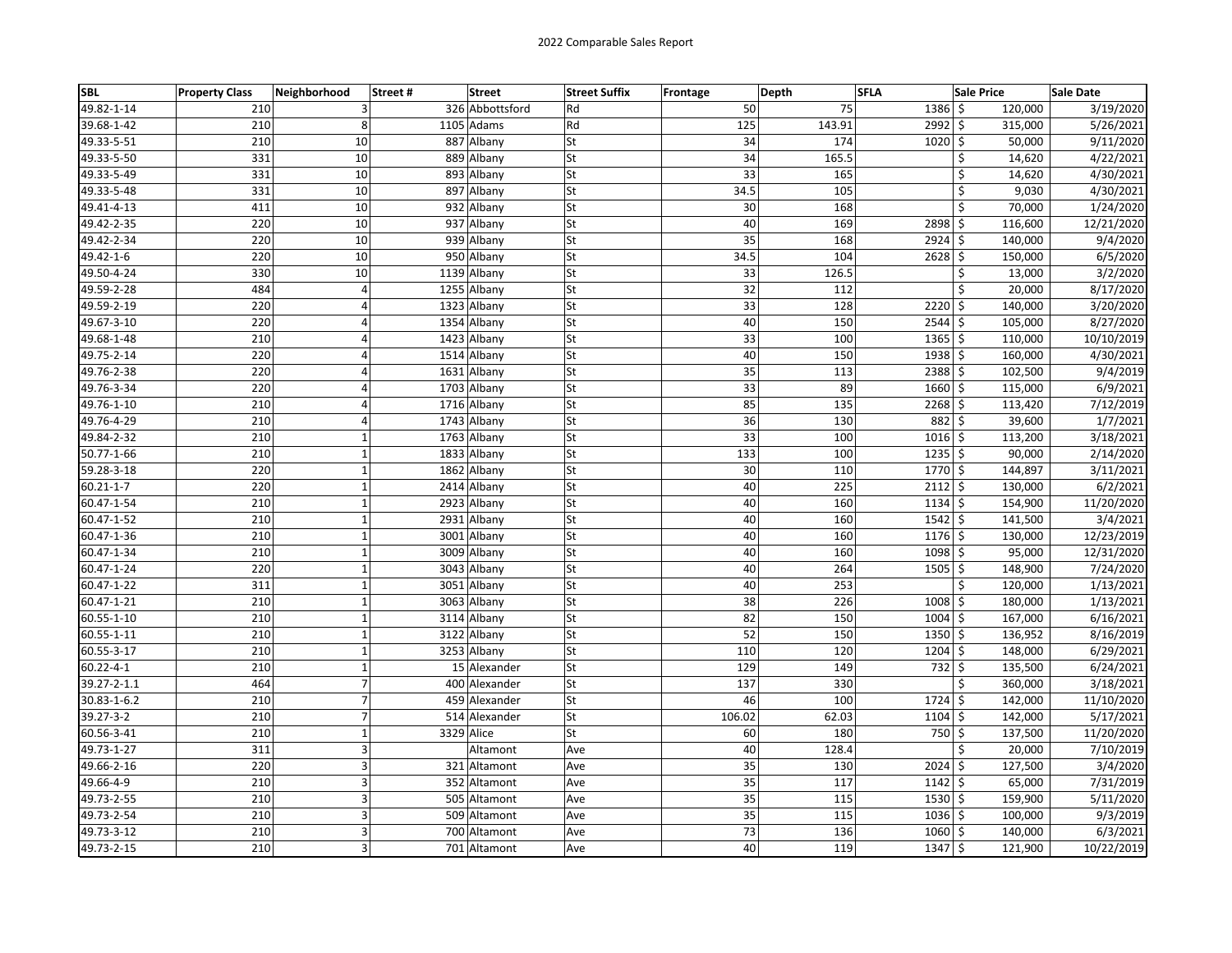# 2022 Comparable Sales Report

| SBL | Property Class | Neighborhood | Street # | Street | Street Suffix | Frontage | Depth | SFLA | Sale Price | Sale Date |
|---|---|---|---|---|---|---|---|---|---|---|
| 49.82-1-14 | 210 | 3 | 326 | Abbottsford | Rd | 50 | 75 | 1386 | $ 120,000 | 3/19/2020 |
| 39.68-1-42 | 210 | 8 | 1105 | Adams | Rd | 125 | 143.91 | 2992 | $ 315,000 | 5/26/2021 |
| 49.33-5-51 | 210 | 10 | 887 | Albany | St | 34 | 174 | 1020 | $ 50,000 | 9/11/2020 |
| 49.33-5-50 | 331 | 10 | 889 | Albany | St | 34 | 165.5 | | $ 14,620 | 4/22/2021 |
| 49.33-5-49 | 331 | 10 | 893 | Albany | St | 33 | 165 | | $ 14,620 | 4/30/2021 |
| 49.33-5-48 | 331 | 10 | 897 | Albany | St | 34.5 | 105 | | $ 9,030 | 4/30/2021 |
| 49.41-4-13 | 411 | 10 | 932 | Albany | St | 30 | 168 | | $ 70,000 | 1/24/2020 |
| 49.42-2-35 | 220 | 10 | 937 | Albany | St | 40 | 169 | 2898 | $ 116,600 | 12/21/2020 |
| 49.42-2-34 | 220 | 10 | 939 | Albany | St | 35 | 168 | 2924 | $ 140,000 | 9/4/2020 |
| 49.42-1-6 | 220 | 10 | 950 | Albany | St | 34.5 | 104 | 2628 | $ 150,000 | 6/5/2020 |
| 49.50-4-24 | 330 | 10 | 1139 | Albany | St | 33 | 126.5 | | $ 13,000 | 3/2/2020 |
| 49.59-2-28 | 484 | 4 | 1255 | Albany | St | 32 | 112 | | $ 20,000 | 8/17/2020 |
| 49.59-2-19 | 220 | 4 | 1323 | Albany | St | 33 | 128 | 2220 | $ 140,000 | 3/20/2020 |
| 49.67-3-10 | 220 | 4 | 1354 | Albany | St | 40 | 150 | 2544 | $ 105,000 | 8/27/2020 |
| 49.68-1-48 | 210 | 4 | 1423 | Albany | St | 33 | 100 | 1365 | $ 110,000 | 10/10/2019 |
| 49.75-2-14 | 220 | 4 | 1514 | Albany | St | 40 | 150 | 1938 | $ 160,000 | 4/30/2021 |
| 49.76-2-38 | 220 | 4 | 1631 | Albany | St | 35 | 113 | 2388 | $ 102,500 | 9/4/2019 |
| 49.76-3-34 | 220 | 4 | 1703 | Albany | St | 33 | 89 | 1660 | $ 115,000 | 6/9/2021 |
| 49.76-1-10 | 210 | 4 | 1716 | Albany | St | 85 | 135 | 2268 | $ 113,420 | 7/12/2019 |
| 49.76-4-29 | 210 | 4 | 1743 | Albany | St | 36 | 130 | 882 | $ 39,600 | 1/7/2021 |
| 49.84-2-32 | 210 | 1 | 1763 | Albany | St | 33 | 100 | 1016 | $ 113,200 | 3/18/2021 |
| 50.77-1-66 | 210 | 1 | 1833 | Albany | St | 133 | 100 | 1235 | $ 90,000 | 2/14/2020 |
| 59.28-3-18 | 220 | 1 | 1862 | Albany | St | 30 | 110 | 1770 | $ 144,897 | 3/11/2021 |
| 60.21-1-7 | 220 | 1 | 2414 | Albany | St | 40 | 225 | 2112 | $ 130,000 | 6/2/2021 |
| 60.47-1-54 | 210 | 1 | 2923 | Albany | St | 40 | 160 | 1134 | $ 154,900 | 11/20/2020 |
| 60.47-1-52 | 210 | 1 | 2931 | Albany | St | 40 | 160 | 1542 | $ 141,500 | 3/4/2021 |
| 60.47-1-36 | 210 | 1 | 3001 | Albany | St | 40 | 160 | 1176 | $ 130,000 | 12/23/2019 |
| 60.47-1-34 | 210 | 1 | 3009 | Albany | St | 40 | 160 | 1098 | $ 95,000 | 12/31/2020 |
| 60.47-1-24 | 220 | 1 | 3043 | Albany | St | 40 | 264 | 1505 | $ 148,900 | 7/24/2020 |
| 60.47-1-22 | 311 | 1 | 3051 | Albany | St | 40 | 253 | | $ 120,000 | 1/13/2021 |
| 60.47-1-21 | 210 | 1 | 3063 | Albany | St | 38 | 226 | 1008 | $ 180,000 | 1/13/2021 |
| 60.55-1-10 | 210 | 1 | 3114 | Albany | St | 82 | 150 | 1004 | $ 167,000 | 6/16/2021 |
| 60.55-1-11 | 210 | 1 | 3122 | Albany | St | 52 | 150 | 1350 | $ 136,952 | 8/16/2019 |
| 60.55-3-17 | 210 | 1 | 3253 | Albany | St | 110 | 120 | 1204 | $ 148,000 | 6/29/2021 |
| 60.22-4-1 | 210 | 1 | 15 | Alexander | St | 129 | 149 | 732 | $ 135,500 | 6/24/2021 |
| 39.27-2-1.1 | 464 | 7 | 400 | Alexander | St | 137 | 330 | | $ 360,000 | 3/18/2021 |
| 30.83-1-6.2 | 210 | 7 | 459 | Alexander | St | 46 | 100 | 1724 | $ 142,000 | 11/10/2020 |
| 39.27-3-2 | 210 | 7 | 514 | Alexander | St | 106.02 | 62.03 | 1104 | $ 142,000 | 5/17/2021 |
| 60.56-3-41 | 210 | 1 | 3329 | Alice | St | 60 | 180 | 750 | $ 137,500 | 11/20/2020 |
| 49.73-1-27 | 311 | 3 | | Altamont | Ave | 40 | 128.4 | | $ 20,000 | 7/10/2019 |
| 49.66-2-16 | 220 | 3 | 321 | Altamont | Ave | 35 | 130 | 2024 | $ 127,500 | 3/4/2020 |
| 49.66-4-9 | 210 | 3 | 352 | Altamont | Ave | 35 | 117 | 1142 | $ 65,000 | 7/31/2019 |
| 49.73-2-55 | 210 | 3 | 505 | Altamont | Ave | 35 | 115 | 1530 | $ 159,900 | 5/11/2020 |
| 49.73-2-54 | 210 | 3 | 509 | Altamont | Ave | 35 | 115 | 1036 | $ 100,000 | 9/3/2019 |
| 49.73-3-12 | 210 | 3 | 700 | Altamont | Ave | 73 | 136 | 1060 | $ 140,000 | 6/3/2021 |
| 49.73-2-15 | 210 | 3 | 701 | Altamont | Ave | 40 | 119 | 1347 | $ 121,900 | 10/22/2019 |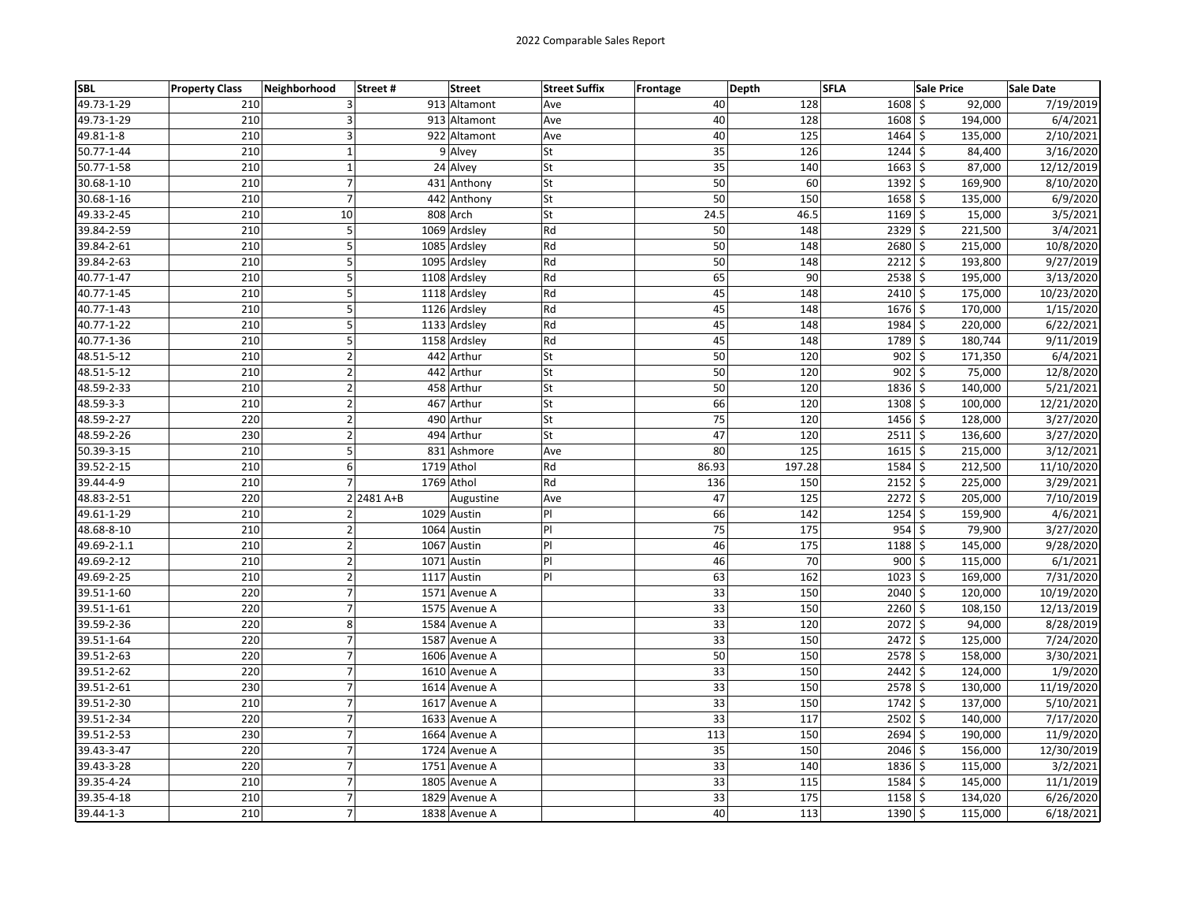2022 Comparable Sales Report

| SBL | Property Class | Neighborhood | Street # | Street | Street Suffix | Frontage | Depth | SFLA | Sale Price | Sale Date |
|---|---|---|---|---|---|---|---|---|---|---|
| 49.73-1-29 | 210 | 3 | 913 | Altamont | Ave | 40 | 128 | 1608 | $ 92,000 | 7/19/2019 |
| 49.73-1-29 | 210 | 3 | 913 | Altamont | Ave | 40 | 128 | 1608 | $ 194,000 | 6/4/2021 |
| 49.81-1-8 | 210 | 3 | 922 | Altamont | Ave | 40 | 125 | 1464 | $ 135,000 | 2/10/2021 |
| 50.77-1-44 | 210 | 1 | 9 | Alvey | St | 35 | 126 | 1244 | $ 84,400 | 3/16/2020 |
| 50.77-1-58 | 210 | 1 | 24 | Alvey | St | 35 | 140 | 1663 | $ 87,000 | 12/12/2019 |
| 30.68-1-10 | 210 | 7 | 431 | Anthony | St | 50 | 60 | 1392 | $ 169,900 | 8/10/2020 |
| 30.68-1-16 | 210 | 7 | 442 | Anthony | St | 50 | 150 | 1658 | $ 135,000 | 6/9/2020 |
| 49.33-2-45 | 210 | 10 | 808 | Arch | St | 24.5 | 46.5 | 1169 | $ 15,000 | 3/5/2021 |
| 39.84-2-59 | 210 | 5 | 1069 | Ardsley | Rd | 50 | 148 | 2329 | $ 221,500 | 3/4/2021 |
| 39.84-2-61 | 210 | 5 | 1085 | Ardsley | Rd | 50 | 148 | 2680 | $ 215,000 | 10/8/2020 |
| 39.84-2-63 | 210 | 5 | 1095 | Ardsley | Rd | 50 | 148 | 2212 | $ 193,800 | 9/27/2019 |
| 40.77-1-47 | 210 | 5 | 1108 | Ardsley | Rd | 65 | 90 | 2538 | $ 195,000 | 3/13/2020 |
| 40.77-1-45 | 210 | 5 | 1118 | Ardsley | Rd | 45 | 148 | 2410 | $ 175,000 | 10/23/2020 |
| 40.77-1-43 | 210 | 5 | 1126 | Ardsley | Rd | 45 | 148 | 1676 | $ 170,000 | 1/15/2020 |
| 40.77-1-22 | 210 | 5 | 1133 | Ardsley | Rd | 45 | 148 | 1984 | $ 220,000 | 6/22/2021 |
| 40.77-1-36 | 210 | 5 | 1158 | Ardsley | Rd | 45 | 148 | 1789 | $ 180,744 | 9/11/2019 |
| 48.51-5-12 | 210 | 2 | 442 | Arthur | St | 50 | 120 | 902 | $ 171,350 | 6/4/2021 |
| 48.51-5-12 | 210 | 2 | 442 | Arthur | St | 50 | 120 | 902 | $ 75,000 | 12/8/2020 |
| 48.59-2-33 | 210 | 2 | 458 | Arthur | St | 50 | 120 | 1836 | $ 140,000 | 5/21/2021 |
| 48.59-3-3 | 210 | 2 | 467 | Arthur | St | 66 | 120 | 1308 | $ 100,000 | 12/21/2020 |
| 48.59-2-27 | 220 | 2 | 490 | Arthur | St | 75 | 120 | 1456 | $ 128,000 | 3/27/2020 |
| 48.59-2-26 | 230 | 2 | 494 | Arthur | St | 47 | 120 | 2511 | $ 136,600 | 3/27/2020 |
| 50.39-3-15 | 210 | 5 | 831 | Ashmore | Ave | 80 | 125 | 1615 | $ 215,000 | 3/12/2021 |
| 39.52-2-15 | 210 | 6 | 1719 | Athol | Rd | 86.93 | 197.28 | 1584 | $ 212,500 | 11/10/2020 |
| 39.44-4-9 | 210 | 7 | 1769 | Athol | Rd | 136 | 150 | 2152 | $ 225,000 | 3/29/2021 |
| 48.83-2-51 | 220 | 2 | 2481 A+B | Augustine | Ave | 47 | 125 | 2272 | $ 205,000 | 7/10/2019 |
| 49.61-1-29 | 210 | 2 | 1029 | Austin | Pl | 66 | 142 | 1254 | $ 159,900 | 4/6/2021 |
| 48.68-8-10 | 210 | 2 | 1064 | Austin | Pl | 75 | 175 | 954 | $ 79,900 | 3/27/2020 |
| 49.69-2-1.1 | 210 | 2 | 1067 | Austin | Pl | 46 | 175 | 1188 | $ 145,000 | 9/28/2020 |
| 49.69-2-12 | 210 | 2 | 1071 | Austin | Pl | 46 | 70 | 900 | $ 115,000 | 6/1/2021 |
| 49.69-2-25 | 210 | 2 | 1117 | Austin | Pl | 63 | 162 | 1023 | $ 169,000 | 7/31/2020 |
| 39.51-1-60 | 220 | 7 | 1571 | Avenue A | | 33 | 150 | 2040 | $ 120,000 | 10/19/2020 |
| 39.51-1-61 | 220 | 7 | 1575 | Avenue A | | 33 | 150 | 2260 | $ 108,150 | 12/13/2019 |
| 39.59-2-36 | 220 | 8 | 1584 | Avenue A | | 33 | 120 | 2072 | $ 94,000 | 8/28/2019 |
| 39.51-1-64 | 220 | 7 | 1587 | Avenue A | | 33 | 150 | 2472 | $ 125,000 | 7/24/2020 |
| 39.51-2-63 | 220 | 7 | 1606 | Avenue A | | 50 | 150 | 2578 | $ 158,000 | 3/30/2021 |
| 39.51-2-62 | 220 | 7 | 1610 | Avenue A | | 33 | 150 | 2442 | $ 124,000 | 1/9/2020 |
| 39.51-2-61 | 230 | 7 | 1614 | Avenue A | | 33 | 150 | 2578 | $ 130,000 | 11/19/2020 |
| 39.51-2-30 | 210 | 7 | 1617 | Avenue A | | 33 | 150 | 1742 | $ 137,000 | 5/10/2021 |
| 39.51-2-34 | 220 | 7 | 1633 | Avenue A | | 33 | 117 | 2502 | $ 140,000 | 7/17/2020 |
| 39.51-2-53 | 230 | 7 | 1664 | Avenue A | | 113 | 150 | 2694 | $ 190,000 | 11/9/2020 |
| 39.43-3-47 | 220 | 7 | 1724 | Avenue A | | 35 | 150 | 2046 | $ 156,000 | 12/30/2019 |
| 39.43-3-28 | 220 | 7 | 1751 | Avenue A | | 33 | 140 | 1836 | $ 115,000 | 3/2/2021 |
| 39.35-4-24 | 210 | 7 | 1805 | Avenue A | | 33 | 115 | 1584 | $ 145,000 | 11/1/2019 |
| 39.35-4-18 | 210 | 7 | 1829 | Avenue A | | 33 | 175 | 1158 | $ 134,020 | 6/26/2020 |
| 39.44-1-3 | 210 | 7 | 1838 | Avenue A | | 40 | 113 | 1390 | $ 115,000 | 6/18/2021 |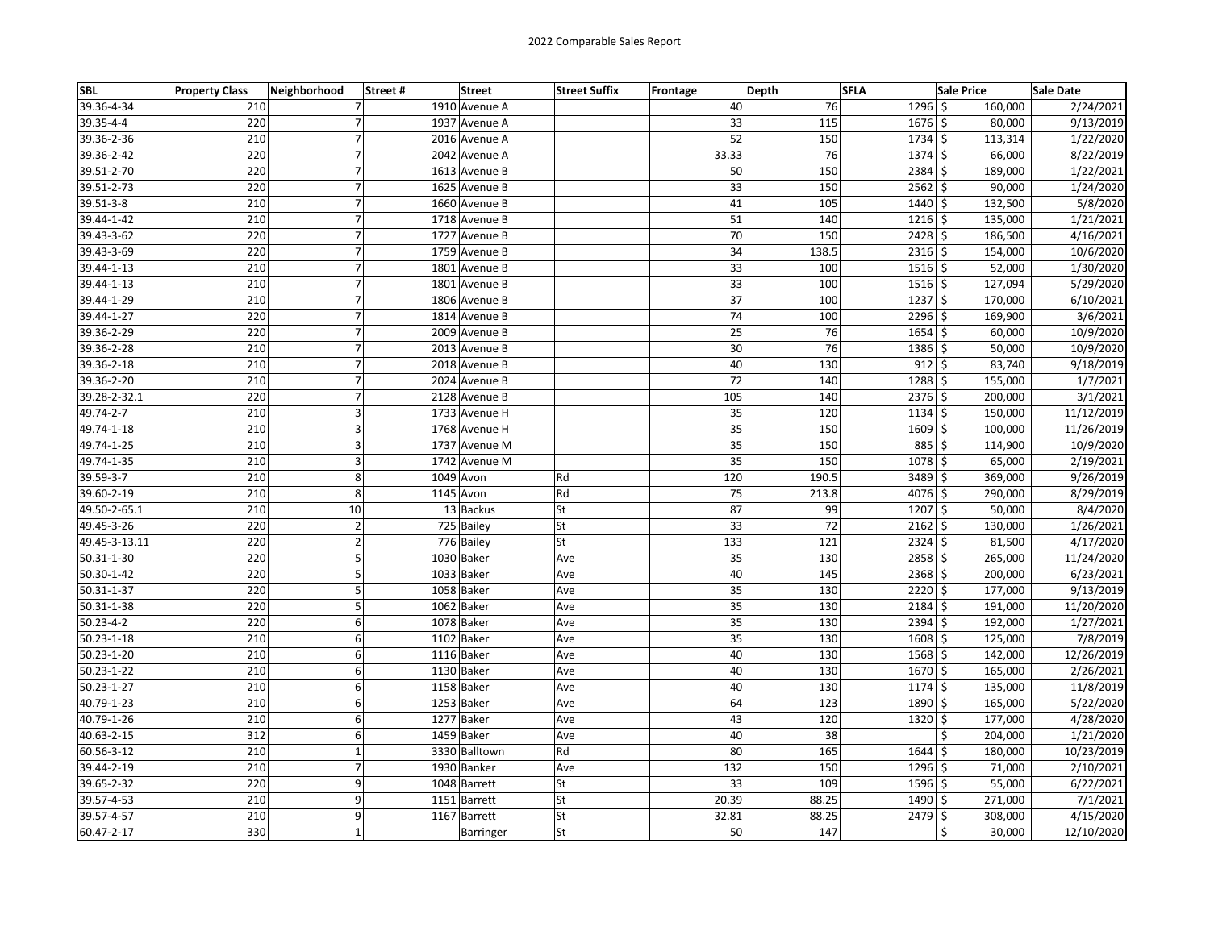2022 Comparable Sales Report

| SBL | Property Class | Neighborhood | Street # | Street | Street Suffix | Frontage | Depth | SFLA | Sale Price | Sale Date |
|---|---|---|---|---|---|---|---|---|---|---|
| 39.36-4-34 | 210 | 7 | 1910 | Avenue A | | 40 | 76 | 1296 | $ 160,000 | 2/24/2021 |
| 39.35-4-4 | 220 | 7 | 1937 | Avenue A | | 33 | 115 | 1676 | $ 80,000 | 9/13/2019 |
| 39.36-2-36 | 210 | 7 | 2016 | Avenue A | | 52 | 150 | 1734 | $ 113,314 | 1/22/2020 |
| 39.36-2-42 | 220 | 7 | 2042 | Avenue A | | 33.33 | 76 | 1374 | $ 66,000 | 8/22/2019 |
| 39.51-2-70 | 220 | 7 | 1613 | Avenue B | | 50 | 150 | 2384 | $ 189,000 | 1/22/2021 |
| 39.51-2-73 | 220 | 7 | 1625 | Avenue B | | 33 | 150 | 2562 | $ 90,000 | 1/24/2020 |
| 39.51-3-8 | 210 | 7 | 1660 | Avenue B | | 41 | 105 | 1440 | $ 132,500 | 5/8/2020 |
| 39.44-1-42 | 210 | 7 | 1718 | Avenue B | | 51 | 140 | 1216 | $ 135,000 | 1/21/2021 |
| 39.43-3-62 | 220 | 7 | 1727 | Avenue B | | 70 | 150 | 2428 | $ 186,500 | 4/16/2021 |
| 39.43-3-69 | 220 | 7 | 1759 | Avenue B | | 34 | 138.5 | 2316 | $ 154,000 | 10/6/2020 |
| 39.44-1-13 | 210 | 7 | 1801 | Avenue B | | 33 | 100 | 1516 | $ 52,000 | 1/30/2020 |
| 39.44-1-13 | 210 | 7 | 1801 | Avenue B | | 33 | 100 | 1516 | $ 127,094 | 5/29/2020 |
| 39.44-1-29 | 210 | 7 | 1806 | Avenue B | | 37 | 100 | 1237 | $ 170,000 | 6/10/2021 |
| 39.44-1-27 | 220 | 7 | 1814 | Avenue B | | 74 | 100 | 2296 | $ 169,900 | 3/6/2021 |
| 39.36-2-29 | 220 | 7 | 2009 | Avenue B | | 25 | 76 | 1654 | $ 60,000 | 10/9/2020 |
| 39.36-2-28 | 210 | 7 | 2013 | Avenue B | | 30 | 76 | 1386 | $ 50,000 | 10/9/2020 |
| 39.36-2-18 | 210 | 7 | 2018 | Avenue B | | 40 | 130 | 912 | $ 83,740 | 9/18/2019 |
| 39.36-2-20 | 210 | 7 | 2024 | Avenue B | | 72 | 140 | 1288 | $ 155,000 | 1/7/2021 |
| 39.28-2-32.1 | 220 | 7 | 2128 | Avenue B | | 105 | 140 | 2376 | $ 200,000 | 3/1/2021 |
| 49.74-2-7 | 210 | 3 | 1733 | Avenue H | | 35 | 120 | 1134 | $ 150,000 | 11/12/2019 |
| 49.74-1-18 | 210 | 3 | 1768 | Avenue H | | 35 | 150 | 1609 | $ 100,000 | 11/26/2019 |
| 49.74-1-25 | 210 | 3 | 1737 | Avenue M | | 35 | 150 | 885 | $ 114,900 | 10/9/2020 |
| 49.74-1-35 | 210 | 3 | 1742 | Avenue M | | 35 | 150 | 1078 | $ 65,000 | 2/19/2021 |
| 39.59-3-7 | 210 | 8 | 1049 | Avon | Rd | 120 | 190.5 | 3489 | $ 369,000 | 9/26/2019 |
| 39.60-2-19 | 210 | 8 | 1145 | Avon | Rd | 75 | 213.8 | 4076 | $ 290,000 | 8/29/2019 |
| 49.50-2-65.1 | 210 | 10 | 13 | Backus | St | 87 | 99 | 1207 | $ 50,000 | 8/4/2020 |
| 49.45-3-26 | 220 | 2 | 725 | Bailey | St | 33 | 72 | 2162 | $ 130,000 | 1/26/2021 |
| 49.45-3-13.11 | 220 | 2 | 776 | Bailey | St | 133 | 121 | 2324 | $ 81,500 | 4/17/2020 |
| 50.31-1-30 | 220 | 5 | 1030 | Baker | Ave | 35 | 130 | 2858 | $ 265,000 | 11/24/2020 |
| 50.30-1-42 | 220 | 5 | 1033 | Baker | Ave | 40 | 145 | 2368 | $ 200,000 | 6/23/2021 |
| 50.31-1-37 | 220 | 5 | 1058 | Baker | Ave | 35 | 130 | 2220 | $ 177,000 | 9/13/2019 |
| 50.31-1-38 | 220 | 5 | 1062 | Baker | Ave | 35 | 130 | 2184 | $ 191,000 | 11/20/2020 |
| 50.23-4-2 | 220 | 6 | 1078 | Baker | Ave | 35 | 130 | 2394 | $ 192,000 | 1/27/2021 |
| 50.23-1-18 | 210 | 6 | 1102 | Baker | Ave | 35 | 130 | 1608 | $ 125,000 | 7/8/2019 |
| 50.23-1-20 | 210 | 6 | 1116 | Baker | Ave | 40 | 130 | 1568 | $ 142,000 | 12/26/2019 |
| 50.23-1-22 | 210 | 6 | 1130 | Baker | Ave | 40 | 130 | 1670 | $ 165,000 | 2/26/2021 |
| 50.23-1-27 | 210 | 6 | 1158 | Baker | Ave | 40 | 130 | 1174 | $ 135,000 | 11/8/2019 |
| 40.79-1-23 | 210 | 6 | 1253 | Baker | Ave | 64 | 123 | 1890 | $ 165,000 | 5/22/2020 |
| 40.79-1-26 | 210 | 6 | 1277 | Baker | Ave | 43 | 120 | 1320 | $ 177,000 | 4/28/2020 |
| 40.63-2-15 | 312 | 6 | 1459 | Baker | Ave | 40 | 38 | | $ 204,000 | 1/21/2020 |
| 60.56-3-12 | 210 | 1 | 3330 | Balltown | Rd | 80 | 165 | 1644 | $ 180,000 | 10/23/2019 |
| 39.44-2-19 | 210 | 7 | 1930 | Banker | Ave | 132 | 150 | 1296 | $ 71,000 | 2/10/2021 |
| 39.65-2-32 | 220 | 9 | 1048 | Barrett | St | 33 | 109 | 1596 | $ 55,000 | 6/22/2021 |
| 39.57-4-53 | 210 | 9 | 1151 | Barrett | St | 20.39 | 88.25 | 1490 | $ 271,000 | 7/1/2021 |
| 39.57-4-57 | 210 | 9 | 1167 | Barrett | St | 32.81 | 88.25 | 2479 | $ 308,000 | 4/15/2020 |
| 60.47-2-17 | 330 | 1 | | Barringer | St | 50 | 147 | | $ 30,000 | 12/10/2020 |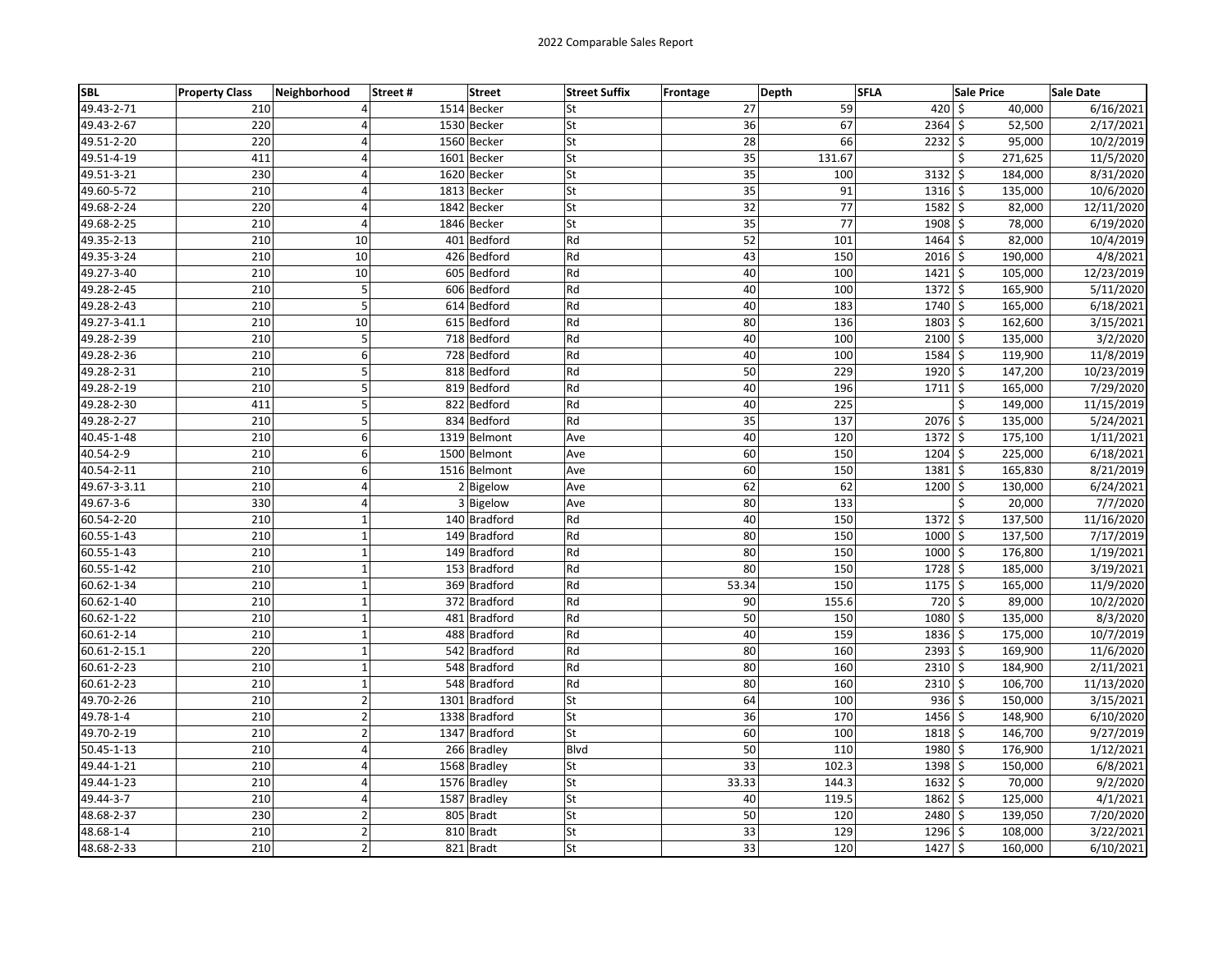2022 Comparable Sales Report

| SBL | Property Class | Neighborhood | Street # | Street | Street Suffix | Frontage | Depth | SFLA | Sale Price | Sale Date |
|---|---|---|---|---|---|---|---|---|---|---|
| 49.43-2-71 | 210 | 4 | 1514 | Becker | St | 27 | 59 | 420 | $ 40,000 | 6/16/2021 |
| 49.43-2-67 | 220 | 4 | 1530 | Becker | St | 36 | 67 | 2364 | $ 52,500 | 2/17/2021 |
| 49.51-2-20 | 220 | 4 | 1560 | Becker | St | 28 | 66 | 2232 | $ 95,000 | 10/2/2019 |
| 49.51-4-19 | 411 | 4 | 1601 | Becker | St | 35 | 131.67 | | $ 271,625 | 11/5/2020 |
| 49.51-3-21 | 230 | 4 | 1620 | Becker | St | 35 | 100 | 3132 | $ 184,000 | 8/31/2020 |
| 49.60-5-72 | 210 | 4 | 1813 | Becker | St | 35 | 91 | 1316 | $ 135,000 | 10/6/2020 |
| 49.68-2-24 | 220 | 4 | 1842 | Becker | St | 32 | 77 | 1582 | $ 82,000 | 12/11/2020 |
| 49.68-2-25 | 210 | 4 | 1846 | Becker | St | 35 | 77 | 1908 | $ 78,000 | 6/19/2020 |
| 49.35-2-13 | 210 | 10 | 401 | Bedford | Rd | 52 | 101 | 1464 | $ 82,000 | 10/4/2019 |
| 49.35-3-24 | 210 | 10 | 426 | Bedford | Rd | 43 | 150 | 2016 | $ 190,000 | 4/8/2021 |
| 49.27-3-40 | 210 | 10 | 605 | Bedford | Rd | 40 | 100 | 1421 | $ 105,000 | 12/23/2019 |
| 49.28-2-45 | 210 | 5 | 606 | Bedford | Rd | 40 | 100 | 1372 | $ 165,900 | 5/11/2020 |
| 49.28-2-43 | 210 | 5 | 614 | Bedford | Rd | 40 | 183 | 1740 | $ 165,000 | 6/18/2021 |
| 49.27-3-41.1 | 210 | 10 | 615 | Bedford | Rd | 80 | 136 | 1803 | $ 162,600 | 3/15/2021 |
| 49.28-2-39 | 210 | 5 | 718 | Bedford | Rd | 40 | 100 | 2100 | $ 135,000 | 3/2/2020 |
| 49.28-2-36 | 210 | 6 | 728 | Bedford | Rd | 40 | 100 | 1584 | $ 119,900 | 11/8/2019 |
| 49.28-2-31 | 210 | 5 | 818 | Bedford | Rd | 50 | 229 | 1920 | $ 147,200 | 10/23/2019 |
| 49.28-2-19 | 210 | 5 | 819 | Bedford | Rd | 40 | 196 | 1711 | $ 165,000 | 7/29/2020 |
| 49.28-2-30 | 411 | 5 | 822 | Bedford | Rd | 40 | 225 | | $ 149,000 | 11/15/2019 |
| 49.28-2-27 | 210 | 5 | 834 | Bedford | Rd | 35 | 137 | 2076 | $ 135,000 | 5/24/2021 |
| 40.45-1-48 | 210 | 6 | 1319 | Belmont | Ave | 40 | 120 | 1372 | $ 175,100 | 1/11/2021 |
| 40.54-2-9 | 210 | 6 | 1500 | Belmont | Ave | 60 | 150 | 1204 | $ 225,000 | 6/18/2021 |
| 40.54-2-11 | 210 | 6 | 1516 | Belmont | Ave | 60 | 150 | 1381 | $ 165,830 | 8/21/2019 |
| 49.67-3-3.11 | 210 | 4 | 2 | Bigelow | Ave | 62 | 62 | 1200 | $ 130,000 | 6/24/2021 |
| 49.67-3-6 | 330 | 4 | 3 | Bigelow | Ave | 80 | 133 | | $ 20,000 | 7/7/2020 |
| 60.54-2-20 | 210 | 1 | 140 | Bradford | Rd | 40 | 150 | 1372 | $ 137,500 | 11/16/2020 |
| 60.55-1-43 | 210 | 1 | 149 | Bradford | Rd | 80 | 150 | 1000 | $ 137,500 | 7/17/2019 |
| 60.55-1-43 | 210 | 1 | 149 | Bradford | Rd | 80 | 150 | 1000 | $ 176,800 | 1/19/2021 |
| 60.55-1-42 | 210 | 1 | 153 | Bradford | Rd | 80 | 150 | 1728 | $ 185,000 | 3/19/2021 |
| 60.62-1-34 | 210 | 1 | 369 | Bradford | Rd | 53.34 | 150 | 1175 | $ 165,000 | 11/9/2020 |
| 60.62-1-40 | 210 | 1 | 372 | Bradford | Rd | 90 | 155.6 | 720 | $ 89,000 | 10/2/2020 |
| 60.62-1-22 | 210 | 1 | 481 | Bradford | Rd | 50 | 150 | 1080 | $ 135,000 | 8/3/2020 |
| 60.61-2-14 | 210 | 1 | 488 | Bradford | Rd | 40 | 159 | 1836 | $ 175,000 | 10/7/2019 |
| 60.61-2-15.1 | 220 | 1 | 542 | Bradford | Rd | 80 | 160 | 2393 | $ 169,900 | 11/6/2020 |
| 60.61-2-23 | 210 | 1 | 548 | Bradford | Rd | 80 | 160 | 2310 | $ 184,900 | 2/11/2021 |
| 60.61-2-23 | 210 | 1 | 548 | Bradford | Rd | 80 | 160 | 2310 | $ 106,700 | 11/13/2020 |
| 49.70-2-26 | 210 | 2 | 1301 | Bradford | St | 64 | 100 | 936 | $ 150,000 | 3/15/2021 |
| 49.78-1-4 | 210 | 2 | 1338 | Bradford | St | 36 | 170 | 1456 | $ 148,900 | 6/10/2020 |
| 49.70-2-19 | 210 | 2 | 1347 | Bradford | St | 60 | 100 | 1818 | $ 146,700 | 9/27/2019 |
| 50.45-1-13 | 210 | 4 | 266 | Bradley | Blvd | 50 | 110 | 1980 | $ 176,900 | 1/12/2021 |
| 49.44-1-21 | 210 | 4 | 1568 | Bradley | St | 33 | 102.3 | 1398 | $ 150,000 | 6/8/2021 |
| 49.44-1-23 | 210 | 4 | 1576 | Bradley | St | 33.33 | 144.3 | 1632 | $ 70,000 | 9/2/2020 |
| 49.44-3-7 | 210 | 4 | 1587 | Bradley | St | 40 | 119.5 | 1862 | $ 125,000 | 4/1/2021 |
| 48.68-2-37 | 230 | 2 | 805 | Bradt | St | 50 | 120 | 2480 | $ 139,050 | 7/20/2020 |
| 48.68-1-4 | 210 | 2 | 810 | Bradt | St | 33 | 129 | 1296 | $ 108,000 | 3/22/2021 |
| 48.68-2-33 | 210 | 2 | 821 | Bradt | St | 33 | 120 | 1427 | $ 160,000 | 6/10/2021 |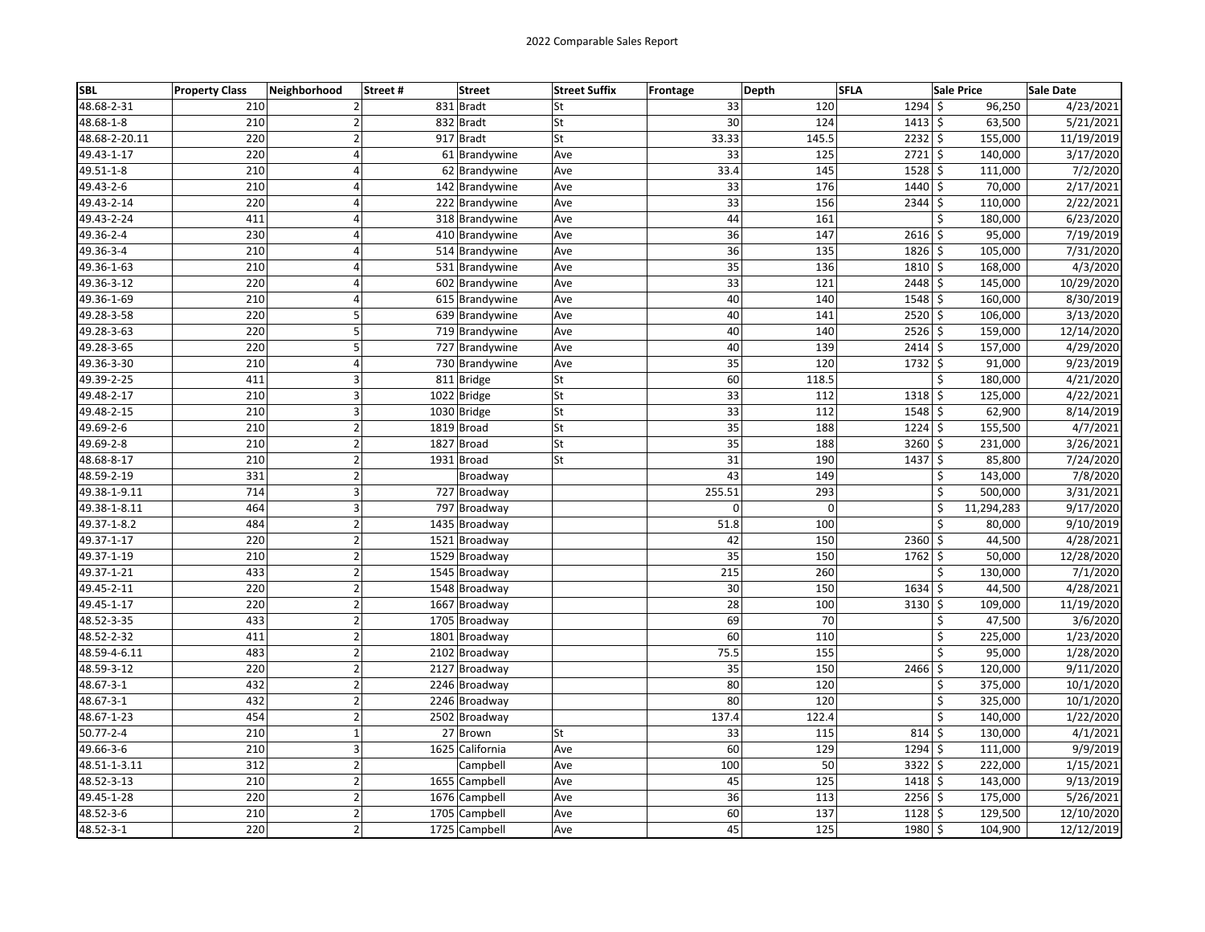# 2022 Comparable Sales Report

| SBL | Property Class | Neighborhood | Street # | Street | Street Suffix | Frontage | Depth | SFLA | Sale Price | Sale Date |
|---|---|---|---|---|---|---|---|---|---|---|
| 48.68-2-31 | 210 | 2 | 831 | Bradt | St | 33 | 120 | 1294 | $ 96,250 | 4/23/2021 |
| 48.68-1-8 | 210 | 2 | 832 | Bradt | St | 30 | 124 | 1413 | $ 63,500 | 5/21/2021 |
| 48.68-2-20.11 | 220 | 2 | 917 | Bradt | St | 33.33 | 145.5 | 2232 | $ 155,000 | 11/19/2019 |
| 49.43-1-17 | 220 | 4 | 61 | Brandywine | Ave | 33 | 125 | 2721 | $ 140,000 | 3/17/2020 |
| 49.51-1-8 | 210 | 4 | 62 | Brandywine | Ave | 33.4 | 145 | 1528 | $ 111,000 | 7/2/2020 |
| 49.43-2-6 | 210 | 4 | 142 | Brandywine | Ave | 33 | 176 | 1440 | $ 70,000 | 2/17/2021 |
| 49.43-2-14 | 220 | 4 | 222 | Brandywine | Ave | 33 | 156 | 2344 | $ 110,000 | 2/22/2021 |
| 49.43-2-24 | 411 | 4 | 318 | Brandywine | Ave | 44 | 161 | | $ 180,000 | 6/23/2020 |
| 49.36-2-4 | 230 | 4 | 410 | Brandywine | Ave | 36 | 147 | 2616 | $ 95,000 | 7/19/2019 |
| 49.36-3-4 | 210 | 4 | 514 | Brandywine | Ave | 36 | 135 | 1826 | $ 105,000 | 7/31/2020 |
| 49.36-1-63 | 210 | 4 | 531 | Brandywine | Ave | 35 | 136 | 1810 | $ 168,000 | 4/3/2020 |
| 49.36-3-12 | 220 | 4 | 602 | Brandywine | Ave | 33 | 121 | 2448 | $ 145,000 | 10/29/2020 |
| 49.36-1-69 | 210 | 4 | 615 | Brandywine | Ave | 40 | 140 | 1548 | $ 160,000 | 8/30/2019 |
| 49.28-3-58 | 220 | 5 | 639 | Brandywine | Ave | 40 | 141 | 2520 | $ 106,000 | 3/13/2020 |
| 49.28-3-63 | 220 | 5 | 719 | Brandywine | Ave | 40 | 140 | 2526 | $ 159,000 | 12/14/2020 |
| 49.28-3-65 | 220 | 5 | 727 | Brandywine | Ave | 40 | 139 | 2414 | $ 157,000 | 4/29/2020 |
| 49.36-3-30 | 210 | 4 | 730 | Brandywine | Ave | 35 | 120 | 1732 | $ 91,000 | 9/23/2019 |
| 49.39-2-25 | 411 | 3 | 811 | Bridge | St | 60 | 118.5 | | $ 180,000 | 4/21/2020 |
| 49.48-2-17 | 210 | 3 | 1022 | Bridge | St | 33 | 112 | 1318 | $ 125,000 | 4/22/2021 |
| 49.48-2-15 | 210 | 3 | 1030 | Bridge | St | 33 | 112 | 1548 | $ 62,900 | 8/14/2019 |
| 49.69-2-6 | 210 | 2 | 1819 | Broad | St | 35 | 188 | 1224 | $ 155,500 | 4/7/2021 |
| 49.69-2-8 | 210 | 2 | 1827 | Broad | St | 35 | 188 | 3260 | $ 231,000 | 3/26/2021 |
| 48.68-8-17 | 210 | 2 | 1931 | Broad | St | 31 | 190 | 1437 | $ 85,800 | 7/24/2020 |
| 48.59-2-19 | 331 | 2 | | Broadway | | 43 | 149 | | $ 143,000 | 7/8/2020 |
| 49.38-1-9.11 | 714 | 3 | 727 | Broadway | | 255.51 | 293 | | $ 500,000 | 3/31/2021 |
| 49.38-1-8.11 | 464 | 3 | 797 | Broadway | | 0 | 0 | | $ 11,294,283 | 9/17/2020 |
| 49.37-1-8.2 | 484 | 2 | 1435 | Broadway | | 51.8 | 100 | | $ 80,000 | 9/10/2019 |
| 49.37-1-17 | 220 | 2 | 1521 | Broadway | | 42 | 150 | 2360 | $ 44,500 | 4/28/2021 |
| 49.37-1-19 | 210 | 2 | 1529 | Broadway | | 35 | 150 | 1762 | $ 50,000 | 12/28/2020 |
| 49.37-1-21 | 433 | 2 | 1545 | Broadway | | 215 | 260 | | $ 130,000 | 7/1/2020 |
| 49.45-2-11 | 220 | 2 | 1548 | Broadway | | 30 | 150 | 1634 | $ 44,500 | 4/28/2021 |
| 49.45-1-17 | 220 | 2 | 1667 | Broadway | | 28 | 100 | 3130 | $ 109,000 | 11/19/2020 |
| 48.52-3-35 | 433 | 2 | 1705 | Broadway | | 69 | 70 | | $ 47,500 | 3/6/2020 |
| 48.52-2-32 | 411 | 2 | 1801 | Broadway | | 60 | 110 | | $ 225,000 | 1/23/2020 |
| 48.59-4-6.11 | 483 | 2 | 2102 | Broadway | | 75.5 | 155 | | $ 95,000 | 1/28/2020 |
| 48.59-3-12 | 220 | 2 | 2127 | Broadway | | 35 | 150 | 2466 | $ 120,000 | 9/11/2020 |
| 48.67-3-1 | 432 | 2 | 2246 | Broadway | | 80 | 120 | | $ 375,000 | 10/1/2020 |
| 48.67-3-1 | 432 | 2 | 2246 | Broadway | | 80 | 120 | | $ 325,000 | 10/1/2020 |
| 48.67-1-23 | 454 | 2 | 2502 | Broadway | | 137.4 | 122.4 | | $ 140,000 | 1/22/2020 |
| 50.77-2-4 | 210 | 1 | 27 | Brown | St | 33 | 115 | 814 | $ 130,000 | 4/1/2021 |
| 49.66-3-6 | 210 | 3 | 1625 | California | Ave | 60 | 129 | 1294 | $ 111,000 | 9/9/2019 |
| 48.51-1-3.11 | 312 | 2 | | Campbell | Ave | 100 | 50 | 3322 | $ 222,000 | 1/15/2021 |
| 48.52-3-13 | 210 | 2 | 1655 | Campbell | Ave | 45 | 125 | 1418 | $ 143,000 | 9/13/2019 |
| 49.45-1-28 | 220 | 2 | 1676 | Campbell | Ave | 36 | 113 | 2256 | $ 175,000 | 5/26/2021 |
| 48.52-3-6 | 210 | 2 | 1705 | Campbell | Ave | 60 | 137 | 1128 | $ 129,500 | 12/10/2020 |
| 48.52-3-1 | 220 | 2 | 1725 | Campbell | Ave | 45 | 125 | 1980 | $ 104,900 | 12/12/2019 |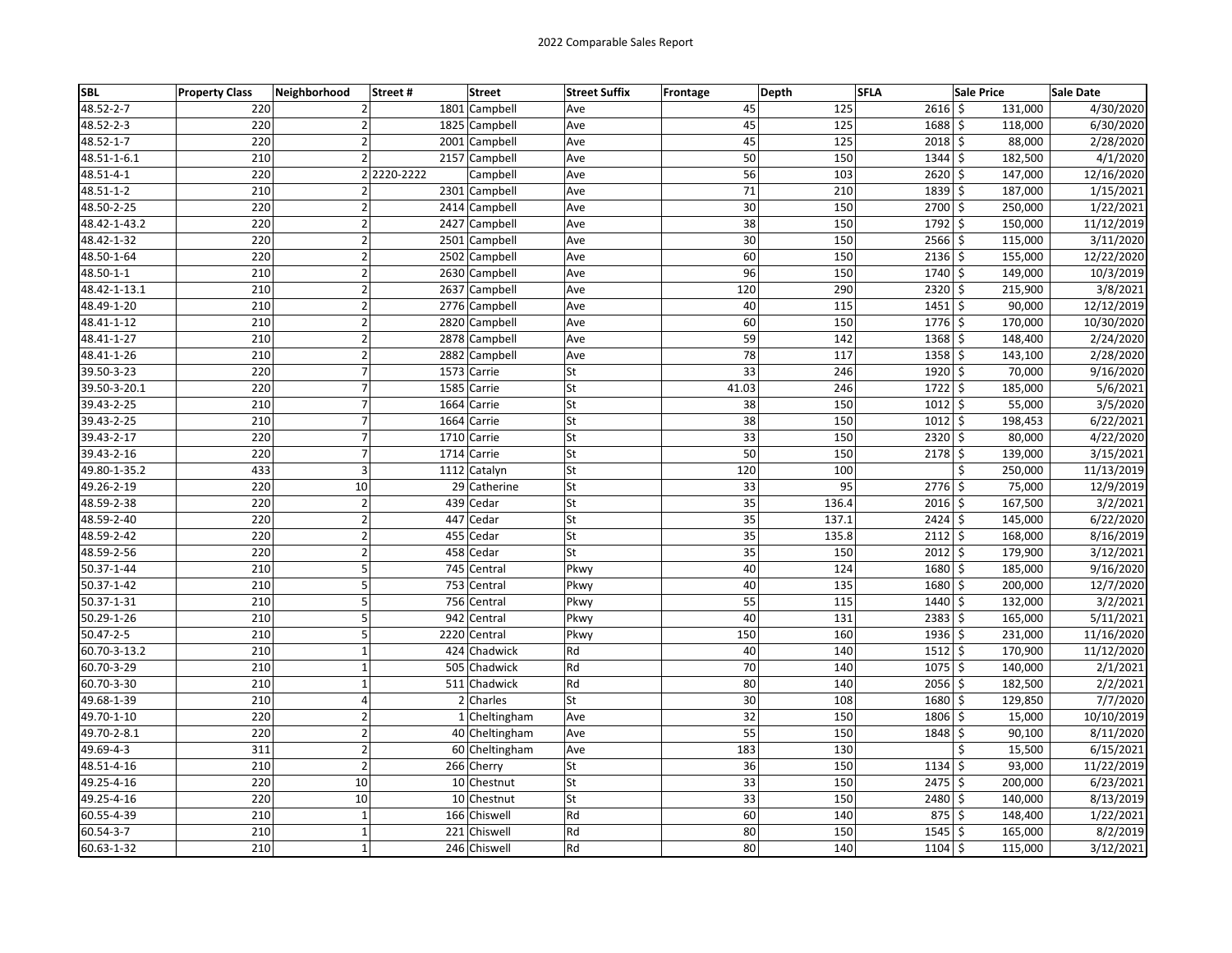2022 Comparable Sales Report

| SBL | Property Class | Neighborhood | Street # | Street | Street Suffix | Frontage | Depth | SFLA | Sale Price | Sale Date |
|---|---|---|---|---|---|---|---|---|---|---|
| 48.52-2-7 | 220 | 2 | 1801 | Campbell | Ave | 45 | 125 | 2616 | $ 131,000 | 4/30/2020 |
| 48.52-2-3 | 220 | 2 | 1825 | Campbell | Ave | 45 | 125 | 1688 | $ 118,000 | 6/30/2020 |
| 48.52-1-7 | 220 | 2 | 2001 | Campbell | Ave | 45 | 125 | 2018 | $ 88,000 | 2/28/2020 |
| 48.51-1-6.1 | 210 | 2 | 2157 | Campbell | Ave | 50 | 150 | 1344 | $ 182,500 | 4/1/2020 |
| 48.51-4-1 | 220 | 2 | 2220-2222 | Campbell | Ave | 56 | 103 | 2620 | $ 147,000 | 12/16/2020 |
| 48.51-1-2 | 210 | 2 | 2301 | Campbell | Ave | 71 | 210 | 1839 | $ 187,000 | 1/15/2021 |
| 48.50-2-25 | 220 | 2 | 2414 | Campbell | Ave | 30 | 150 | 2700 | $ 250,000 | 1/22/2021 |
| 48.42-1-43.2 | 220 | 2 | 2427 | Campbell | Ave | 38 | 150 | 1792 | $ 150,000 | 11/12/2019 |
| 48.42-1-32 | 220 | 2 | 2501 | Campbell | Ave | 30 | 150 | 2566 | $ 115,000 | 3/11/2020 |
| 48.50-1-64 | 220 | 2 | 2502 | Campbell | Ave | 60 | 150 | 2136 | $ 155,000 | 12/22/2020 |
| 48.50-1-1 | 210 | 2 | 2630 | Campbell | Ave | 96 | 150 | 1740 | $ 149,000 | 10/3/2019 |
| 48.42-1-13.1 | 210 | 2 | 2637 | Campbell | Ave | 120 | 290 | 2320 | $ 215,900 | 3/8/2021 |
| 48.49-1-20 | 210 | 2 | 2776 | Campbell | Ave | 40 | 115 | 1451 | $ 90,000 | 12/12/2019 |
| 48.41-1-12 | 210 | 2 | 2820 | Campbell | Ave | 60 | 150 | 1776 | $ 170,000 | 10/30/2020 |
| 48.41-1-27 | 210 | 2 | 2878 | Campbell | Ave | 59 | 142 | 1368 | $ 148,400 | 2/24/2020 |
| 48.41-1-26 | 210 | 2 | 2882 | Campbell | Ave | 78 | 117 | 1358 | $ 143,100 | 2/28/2020 |
| 39.50-3-23 | 220 | 7 | 1573 | Carrie | St | 33 | 246 | 1920 | $ 70,000 | 9/16/2020 |
| 39.50-3-20.1 | 220 | 7 | 1585 | Carrie | St | 41.03 | 246 | 1722 | $ 185,000 | 5/6/2021 |
| 39.43-2-25 | 210 | 7 | 1664 | Carrie | St | 38 | 150 | 1012 | $ 55,000 | 3/5/2020 |
| 39.43-2-25 | 210 | 7 | 1664 | Carrie | St | 38 | 150 | 1012 | $ 198,453 | 6/22/2021 |
| 39.43-2-17 | 220 | 7 | 1710 | Carrie | St | 33 | 150 | 2320 | $ 80,000 | 4/22/2020 |
| 39.43-2-16 | 220 | 7 | 1714 | Carrie | St | 50 | 150 | 2178 | $ 139,000 | 3/15/2021 |
| 49.80-1-35.2 | 433 | 3 | 1112 | Catalyn | St | 120 | 100 | | $ 250,000 | 11/13/2019 |
| 49.26-2-19 | 220 | 10 | 29 | Catherine | St | 33 | 95 | 2776 | $ 75,000 | 12/9/2019 |
| 48.59-2-38 | 220 | 2 | 439 | Cedar | St | 35 | 136.4 | 2016 | $ 167,500 | 3/2/2021 |
| 48.59-2-40 | 220 | 2 | 447 | Cedar | St | 35 | 137.1 | 2424 | $ 145,000 | 6/22/2020 |
| 48.59-2-42 | 220 | 2 | 455 | Cedar | St | 35 | 135.8 | 2112 | $ 168,000 | 8/16/2019 |
| 48.59-2-56 | 220 | 2 | 458 | Cedar | St | 35 | 150 | 2012 | $ 179,900 | 3/12/2021 |
| 50.37-1-44 | 210 | 5 | 745 | Central | Pkwy | 40 | 124 | 1680 | $ 185,000 | 9/16/2020 |
| 50.37-1-42 | 210 | 5 | 753 | Central | Pkwy | 40 | 135 | 1680 | $ 200,000 | 12/7/2020 |
| 50.37-1-31 | 210 | 5 | 756 | Central | Pkwy | 55 | 115 | 1440 | $ 132,000 | 3/2/2021 |
| 50.29-1-26 | 210 | 5 | 942 | Central | Pkwy | 40 | 131 | 2383 | $ 165,000 | 5/11/2021 |
| 50.47-2-5 | 210 | 5 | 2220 | Central | Pkwy | 150 | 160 | 1936 | $ 231,000 | 11/16/2020 |
| 60.70-3-13.2 | 210 | 1 | 424 | Chadwick | Rd | 40 | 140 | 1512 | $ 170,900 | 11/12/2020 |
| 60.70-3-29 | 210 | 1 | 505 | Chadwick | Rd | 70 | 140 | 1075 | $ 140,000 | 2/1/2021 |
| 60.70-3-30 | 210 | 1 | 511 | Chadwick | Rd | 80 | 140 | 2056 | $ 182,500 | 2/2/2021 |
| 49.68-1-39 | 210 | 4 | 2 | Charles | St | 30 | 108 | 1680 | $ 129,850 | 7/7/2020 |
| 49.70-1-10 | 220 | 2 | 1 | Cheltingham | Ave | 32 | 150 | 1806 | $ 15,000 | 10/10/2019 |
| 49.70-2-8.1 | 220 | 2 | 40 | Cheltingham | Ave | 55 | 150 | 1848 | $ 90,100 | 8/11/2020 |
| 49.69-4-3 | 311 | 2 | 60 | Cheltingham | Ave | 183 | 130 | | $ 15,500 | 6/15/2021 |
| 48.51-4-16 | 210 | 2 | 266 | Cherry | St | 36 | 150 | 1134 | $ 93,000 | 11/22/2019 |
| 49.25-4-16 | 220 | 10 | 10 | Chestnut | St | 33 | 150 | 2475 | $ 200,000 | 6/23/2021 |
| 49.25-4-16 | 220 | 10 | 10 | Chestnut | St | 33 | 150 | 2480 | $ 140,000 | 8/13/2019 |
| 60.55-4-39 | 210 | 1 | 166 | Chiswell | Rd | 60 | 140 | 875 | $ 148,400 | 1/22/2021 |
| 60.54-3-7 | 210 | 1 | 221 | Chiswell | Rd | 80 | 150 | 1545 | $ 165,000 | 8/2/2019 |
| 60.63-1-32 | 210 | 1 | 246 | Chiswell | Rd | 80 | 140 | 1104 | $ 115,000 | 3/12/2021 |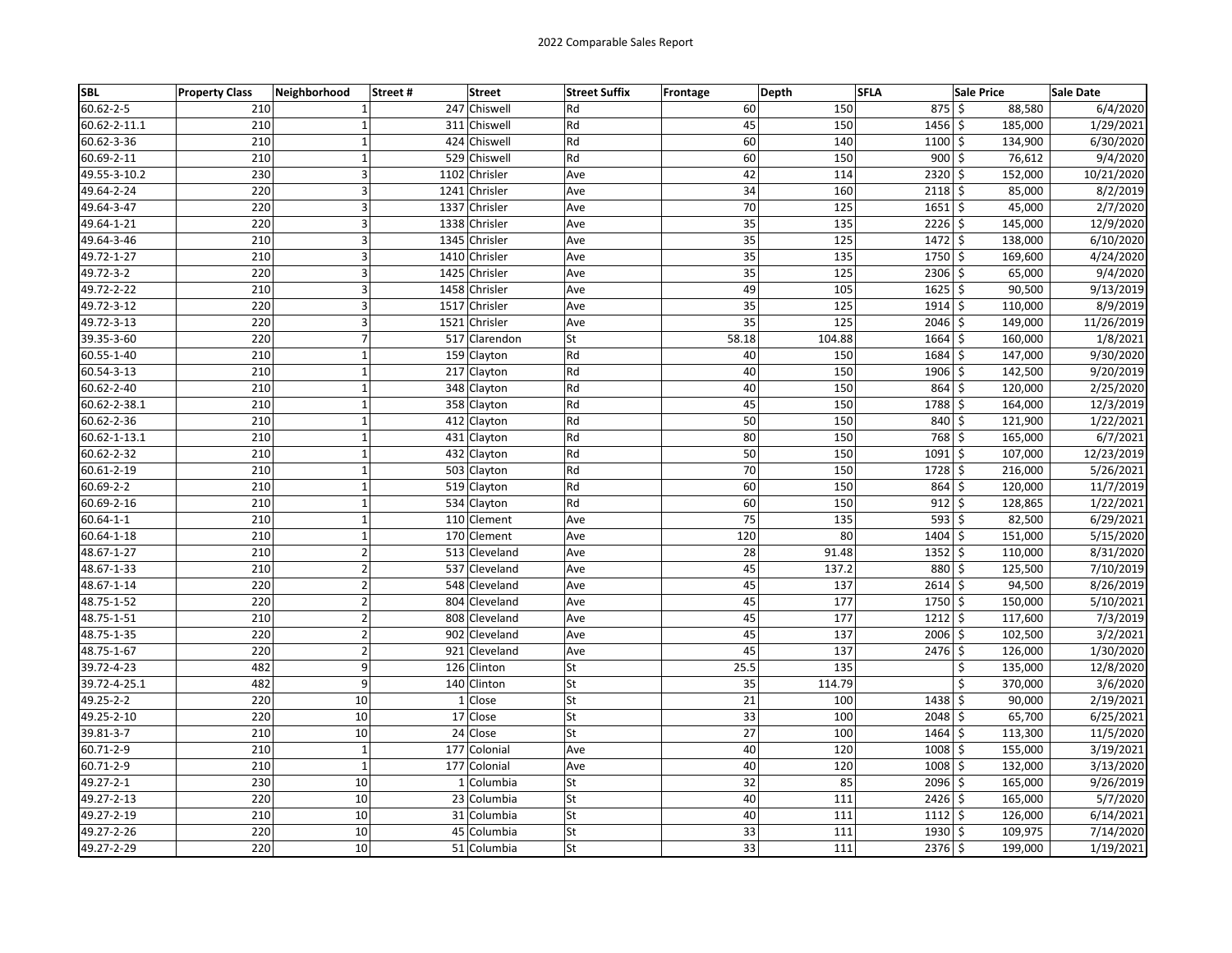2022 Comparable Sales Report

| SBL | Property Class | Neighborhood | Street # | Street | Street Suffix | Frontage | Depth | SFLA | Sale Price | Sale Date |
|---|---|---|---|---|---|---|---|---|---|---|
| 60.62-2-5 | 210 | 1 | 247 | Chiswell | Rd | 60 | 150 | 875 | $ 88,580 | 6/4/2020 |
| 60.62-2-11.1 | 210 | 1 | 311 | Chiswell | Rd | 45 | 150 | 1456 | $ 185,000 | 1/29/2021 |
| 60.62-3-36 | 210 | 1 | 424 | Chiswell | Rd | 60 | 140 | 1100 | $ 134,900 | 6/30/2020 |
| 60.69-2-11 | 210 | 1 | 529 | Chiswell | Rd | 60 | 150 | 900 | $ 76,612 | 9/4/2020 |
| 49.55-3-10.2 | 230 | 3 | 1102 | Chrisler | Ave | 42 | 114 | 2320 | $ 152,000 | 10/21/2020 |
| 49.64-2-24 | 220 | 3 | 1241 | Chrisler | Ave | 34 | 160 | 2118 | $ 85,000 | 8/2/2019 |
| 49.64-3-47 | 220 | 3 | 1337 | Chrisler | Ave | 70 | 125 | 1651 | $ 45,000 | 2/7/2020 |
| 49.64-1-21 | 220 | 3 | 1338 | Chrisler | Ave | 35 | 135 | 2226 | $ 145,000 | 12/9/2020 |
| 49.64-3-46 | 210 | 3 | 1345 | Chrisler | Ave | 35 | 125 | 1472 | $ 138,000 | 6/10/2020 |
| 49.72-1-27 | 210 | 3 | 1410 | Chrisler | Ave | 35 | 135 | 1750 | $ 169,600 | 4/24/2020 |
| 49.72-3-2 | 220 | 3 | 1425 | Chrisler | Ave | 35 | 125 | 2306 | $ 65,000 | 9/4/2020 |
| 49.72-2-22 | 210 | 3 | 1458 | Chrisler | Ave | 49 | 105 | 1625 | $ 90,500 | 9/13/2019 |
| 49.72-3-12 | 220 | 3 | 1517 | Chrisler | Ave | 35 | 125 | 1914 | $ 110,000 | 8/9/2019 |
| 49.72-3-13 | 220 | 3 | 1521 | Chrisler | Ave | 35 | 125 | 2046 | $ 149,000 | 11/26/2019 |
| 39.35-3-60 | 220 | 7 | 517 | Clarendon | St | 58.18 | 104.88 | 1664 | $ 160,000 | 1/8/2021 |
| 60.55-1-40 | 210 | 1 | 159 | Clayton | Rd | 40 | 150 | 1684 | $ 147,000 | 9/30/2020 |
| 60.54-3-13 | 210 | 1 | 217 | Clayton | Rd | 40 | 150 | 1906 | $ 142,500 | 9/20/2019 |
| 60.62-2-40 | 210 | 1 | 348 | Clayton | Rd | 40 | 150 | 864 | $ 120,000 | 2/25/2020 |
| 60.62-2-38.1 | 210 | 1 | 358 | Clayton | Rd | 45 | 150 | 1788 | $ 164,000 | 12/3/2019 |
| 60.62-2-36 | 210 | 1 | 412 | Clayton | Rd | 50 | 150 | 840 | $ 121,900 | 1/22/2021 |
| 60.62-1-13.1 | 210 | 1 | 431 | Clayton | Rd | 80 | 150 | 768 | $ 165,000 | 6/7/2021 |
| 60.62-2-32 | 210 | 1 | 432 | Clayton | Rd | 50 | 150 | 1091 | $ 107,000 | 12/23/2019 |
| 60.61-2-19 | 210 | 1 | 503 | Clayton | Rd | 70 | 150 | 1728 | $ 216,000 | 5/26/2021 |
| 60.69-2-2 | 210 | 1 | 519 | Clayton | Rd | 60 | 150 | 864 | $ 120,000 | 11/7/2019 |
| 60.69-2-16 | 210 | 1 | 534 | Clayton | Rd | 60 | 150 | 912 | $ 128,865 | 1/22/2021 |
| 60.64-1-1 | 210 | 1 | 110 | Clement | Ave | 75 | 135 | 593 | $ 82,500 | 6/29/2021 |
| 60.64-1-18 | 210 | 1 | 170 | Clement | Ave | 120 | 80 | 1404 | $ 151,000 | 5/15/2020 |
| 48.67-1-27 | 210 | 2 | 513 | Cleveland | Ave | 28 | 91.48 | 1352 | $ 110,000 | 8/31/2020 |
| 48.67-1-33 | 210 | 2 | 537 | Cleveland | Ave | 45 | 137.2 | 880 | $ 125,500 | 7/10/2019 |
| 48.67-1-14 | 220 | 2 | 548 | Cleveland | Ave | 45 | 137 | 2614 | $ 94,500 | 8/26/2019 |
| 48.75-1-52 | 220 | 2 | 804 | Cleveland | Ave | 45 | 177 | 1750 | $ 150,000 | 5/10/2021 |
| 48.75-1-51 | 210 | 2 | 808 | Cleveland | Ave | 45 | 177 | 1212 | $ 117,600 | 7/3/2019 |
| 48.75-1-35 | 220 | 2 | 902 | Cleveland | Ave | 45 | 137 | 2006 | $ 102,500 | 3/2/2021 |
| 48.75-1-67 | 220 | 2 | 921 | Cleveland | Ave | 45 | 137 | 2476 | $ 126,000 | 1/30/2020 |
| 39.72-4-23 | 482 | 9 | 126 | Clinton | St | 25.5 | 135 | | $ 135,000 | 12/8/2020 |
| 39.72-4-25.1 | 482 | 9 | 140 | Clinton | St | 35 | 114.79 | | $ 370,000 | 3/6/2020 |
| 49.25-2-2 | 220 | 10 | 1 | Close | St | 21 | 100 | 1438 | $ 90,000 | 2/19/2021 |
| 49.25-2-10 | 220 | 10 | 17 | Close | St | 33 | 100 | 2048 | $ 65,700 | 6/25/2021 |
| 39.81-3-7 | 210 | 10 | 24 | Close | St | 27 | 100 | 1464 | $ 113,300 | 11/5/2020 |
| 60.71-2-9 | 210 | 1 | 177 | Colonial | Ave | 40 | 120 | 1008 | $ 155,000 | 3/19/2021 |
| 60.71-2-9 | 210 | 1 | 177 | Colonial | Ave | 40 | 120 | 1008 | $ 132,000 | 3/13/2020 |
| 49.27-2-1 | 230 | 10 | 1 | Columbia | St | 32 | 85 | 2096 | $ 165,000 | 9/26/2019 |
| 49.27-2-13 | 220 | 10 | 23 | Columbia | St | 40 | 111 | 2426 | $ 165,000 | 5/7/2020 |
| 49.27-2-19 | 210 | 10 | 31 | Columbia | St | 40 | 111 | 1112 | $ 126,000 | 6/14/2021 |
| 49.27-2-26 | 220 | 10 | 45 | Columbia | St | 33 | 111 | 1930 | $ 109,975 | 7/14/2020 |
| 49.27-2-29 | 220 | 10 | 51 | Columbia | St | 33 | 111 | 2376 | $ 199,000 | 1/19/2021 |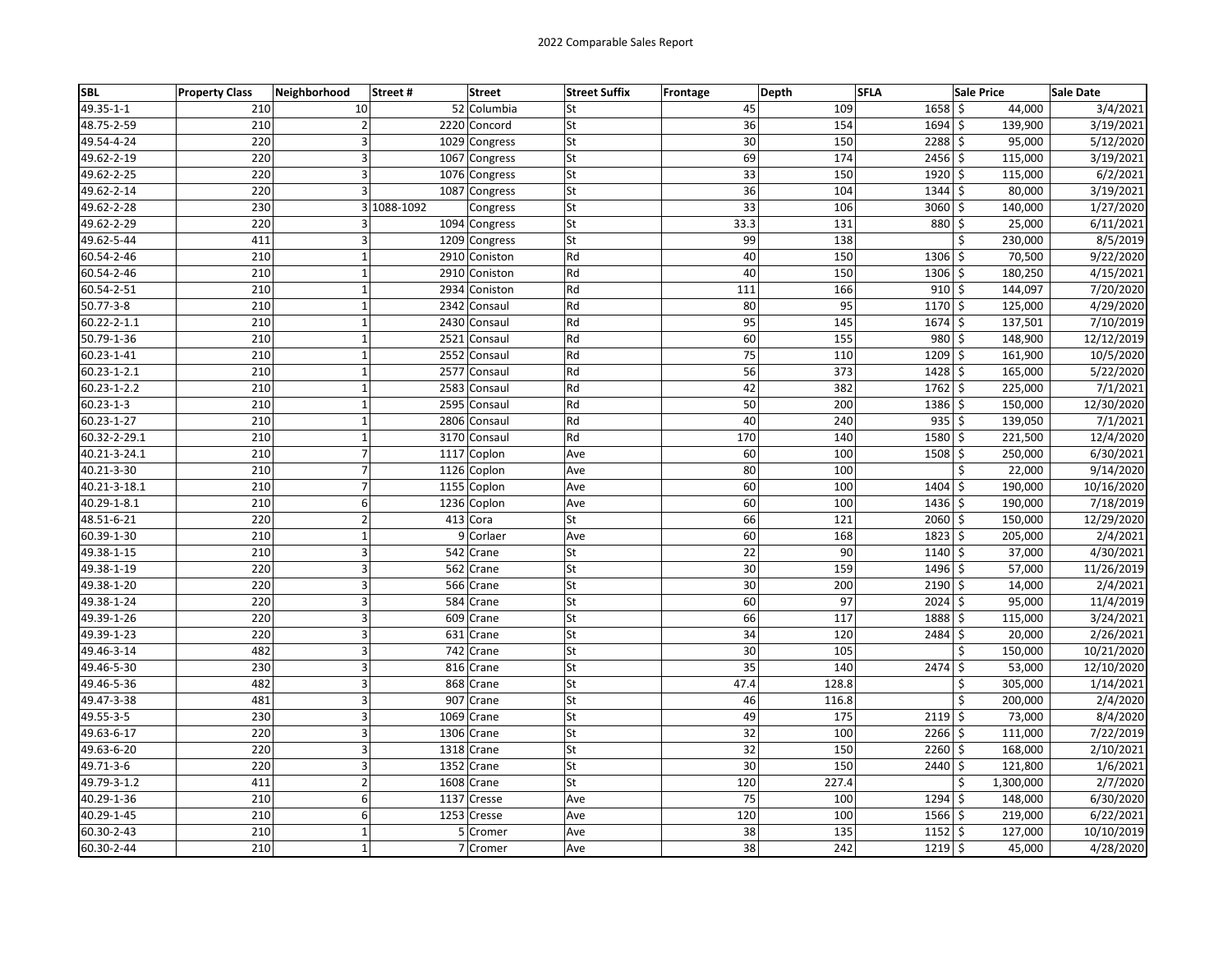2022 Comparable Sales Report

| SBL | Property Class | Neighborhood | Street # | Street | Street Suffix | Frontage | Depth | SFLA | Sale Price | Sale Date |
|---|---|---|---|---|---|---|---|---|---|---|
| 49.35-1-1 | 210 | 10 | 52 | Columbia | St | 45 | 109 | 1658 | $ 44,000 | 3/4/2021 |
| 48.75-2-59 | 210 | 2 | 2220 | Concord | St | 36 | 154 | 1694 | $ 139,900 | 3/19/2021 |
| 49.54-4-24 | 220 | 3 | 1029 | Congress | St | 30 | 150 | 2288 | $ 95,000 | 5/12/2020 |
| 49.62-2-19 | 220 | 3 | 1067 | Congress | St | 69 | 174 | 2456 | $ 115,000 | 3/19/2021 |
| 49.62-2-25 | 220 | 3 | 1076 | Congress | St | 33 | 150 | 1920 | $ 115,000 | 6/2/2021 |
| 49.62-2-14 | 220 | 3 | 1087 | Congress | St | 36 | 104 | 1344 | $ 80,000 | 3/19/2021 |
| 49.62-2-28 | 230 | 3 | 1088-1092 | Congress | St | 33 | 106 | 3060 | $ 140,000 | 1/27/2020 |
| 49.62-2-29 | 220 | 3 | 1094 | Congress | St | 33.3 | 131 | 880 | $ 25,000 | 6/11/2021 |
| 49.62-5-44 | 411 | 3 | 1209 | Congress | St | 99 | 138 | | $ 230,000 | 8/5/2019 |
| 60.54-2-46 | 210 | 1 | 2910 | Coniston | Rd | 40 | 150 | 1306 | $ 70,500 | 9/22/2020 |
| 60.54-2-46 | 210 | 1 | 2910 | Coniston | Rd | 40 | 150 | 1306 | $ 180,250 | 4/15/2021 |
| 60.54-2-51 | 210 | 1 | 2934 | Coniston | Rd | 111 | 166 | 910 | $ 144,097 | 7/20/2020 |
| 50.77-3-8 | 210 | 1 | 2342 | Consaul | Rd | 80 | 95 | 1170 | $ 125,000 | 4/29/2020 |
| 60.22-2-1.1 | 210 | 1 | 2430 | Consaul | Rd | 95 | 145 | 1674 | $ 137,501 | 7/10/2019 |
| 50.79-1-36 | 210 | 1 | 2521 | Consaul | Rd | 60 | 155 | 980 | $ 148,900 | 12/12/2019 |
| 60.23-1-41 | 210 | 1 | 2552 | Consaul | Rd | 75 | 110 | 1209 | $ 161,900 | 10/5/2020 |
| 60.23-1-2.1 | 210 | 1 | 2577 | Consaul | Rd | 56 | 373 | 1428 | $ 165,000 | 5/22/2020 |
| 60.23-1-2.2 | 210 | 1 | 2583 | Consaul | Rd | 42 | 382 | 1762 | $ 225,000 | 7/1/2021 |
| 60.23-1-3 | 210 | 1 | 2595 | Consaul | Rd | 50 | 200 | 1386 | $ 150,000 | 12/30/2020 |
| 60.23-1-27 | 210 | 1 | 2806 | Consaul | Rd | 40 | 240 | 935 | $ 139,050 | 7/1/2021 |
| 60.32-2-29.1 | 210 | 1 | 3170 | Consaul | Rd | 170 | 140 | 1580 | $ 221,500 | 12/4/2020 |
| 40.21-3-24.1 | 210 | 7 | 1117 | Coplon | Ave | 60 | 100 | 1508 | $ 250,000 | 6/30/2021 |
| 40.21-3-30 | 210 | 7 | 1126 | Coplon | Ave | 80 | 100 | | $ 22,000 | 9/14/2020 |
| 40.21-3-18.1 | 210 | 7 | 1155 | Coplon | Ave | 60 | 100 | 1404 | $ 190,000 | 10/16/2020 |
| 40.29-1-8.1 | 210 | 6 | 1236 | Coplon | Ave | 60 | 100 | 1436 | $ 190,000 | 7/18/2019 |
| 48.51-6-21 | 220 | 2 | 413 | Cora | St | 66 | 121 | 2060 | $ 150,000 | 12/29/2020 |
| 60.39-1-30 | 210 | 1 | 9 | Corlaer | Ave | 60 | 168 | 1823 | $ 205,000 | 2/4/2021 |
| 49.38-1-15 | 210 | 3 | 542 | Crane | St | 22 | 90 | 1140 | $ 37,000 | 4/30/2021 |
| 49.38-1-19 | 220 | 3 | 562 | Crane | St | 30 | 159 | 1496 | $ 57,000 | 11/26/2019 |
| 49.38-1-20 | 220 | 3 | 566 | Crane | St | 30 | 200 | 2190 | $ 14,000 | 2/4/2021 |
| 49.38-1-24 | 220 | 3 | 584 | Crane | St | 60 | 97 | 2024 | $ 95,000 | 11/4/2019 |
| 49.39-1-26 | 220 | 3 | 609 | Crane | St | 66 | 117 | 1888 | $ 115,000 | 3/24/2021 |
| 49.39-1-23 | 220 | 3 | 631 | Crane | St | 34 | 120 | 2484 | $ 20,000 | 2/26/2021 |
| 49.46-3-14 | 482 | 3 | 742 | Crane | St | 30 | 105 | | $ 150,000 | 10/21/2020 |
| 49.46-5-30 | 230 | 3 | 816 | Crane | St | 35 | 140 | 2474 | $ 53,000 | 12/10/2020 |
| 49.46-5-36 | 482 | 3 | 868 | Crane | St | 47.4 | 128.8 | | $ 305,000 | 1/14/2021 |
| 49.47-3-38 | 481 | 3 | 907 | Crane | St | 46 | 116.8 | | $ 200,000 | 2/4/2020 |
| 49.55-3-5 | 230 | 3 | 1069 | Crane | St | 49 | 175 | 2119 | $ 73,000 | 8/4/2020 |
| 49.63-6-17 | 220 | 3 | 1306 | Crane | St | 32 | 100 | 2266 | $ 111,000 | 7/22/2019 |
| 49.63-6-20 | 220 | 3 | 1318 | Crane | St | 32 | 150 | 2260 | $ 168,000 | 2/10/2021 |
| 49.71-3-6 | 220 | 3 | 1352 | Crane | St | 30 | 150 | 2440 | $ 121,800 | 1/6/2021 |
| 49.79-3-1.2 | 411 | 2 | 1608 | Crane | St | 120 | 227.4 | | $ 1,300,000 | 2/7/2020 |
| 40.29-1-36 | 210 | 6 | 1137 | Cresse | Ave | 75 | 100 | 1294 | $ 148,000 | 6/30/2020 |
| 40.29-1-45 | 210 | 6 | 1253 | Cresse | Ave | 120 | 100 | 1566 | $ 219,000 | 6/22/2021 |
| 60.30-2-43 | 210 | 1 | 5 | Cromer | Ave | 38 | 135 | 1152 | $ 127,000 | 10/10/2019 |
| 60.30-2-44 | 210 | 1 | 7 | Cromer | Ave | 38 | 242 | 1219 | $ 45,000 | 4/28/2020 |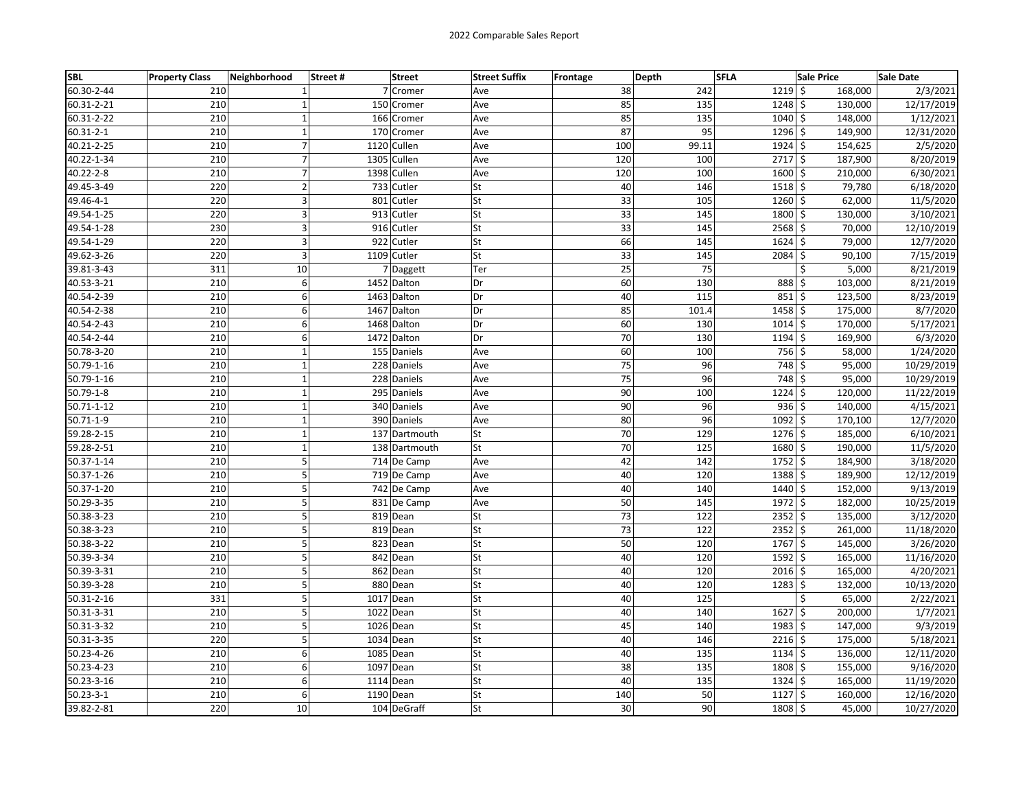2022 Comparable Sales Report

| SBL | Property Class | Neighborhood | Street # | Street | Street Suffix | Frontage | Depth | SFLA | Sale Price | Sale Date |
|---|---|---|---|---|---|---|---|---|---|---|
| 60.30-2-44 | 210 | 1 | 7 | Cromer | Ave | 38 | 242 | 1219 | $ 168,000 | 2/3/2021 |
| 60.31-2-21 | 210 | 1 | 150 | Cromer | Ave | 85 | 135 | 1248 | $ 130,000 | 12/17/2019 |
| 60.31-2-22 | 210 | 1 | 166 | Cromer | Ave | 85 | 135 | 1040 | $ 148,000 | 1/12/2021 |
| 60.31-2-1 | 210 | 1 | 170 | Cromer | Ave | 87 | 95 | 1296 | $ 149,900 | 12/31/2020 |
| 40.21-2-25 | 210 | 7 | 1120 | Cullen | Ave | 100 | 99.11 | 1924 | $ 154,625 | 2/5/2020 |
| 40.22-1-34 | 210 | 7 | 1305 | Cullen | Ave | 120 | 100 | 2717 | $ 187,900 | 8/20/2019 |
| 40.22-2-8 | 210 | 7 | 1398 | Cullen | Ave | 120 | 100 | 1600 | $ 210,000 | 6/30/2021 |
| 49.45-3-49 | 220 | 2 | 733 | Cutler | St | 40 | 146 | 1518 | $ 79,780 | 6/18/2020 |
| 49.46-4-1 | 220 | 3 | 801 | Cutler | St | 33 | 105 | 1260 | $ 62,000 | 11/5/2020 |
| 49.54-1-25 | 220 | 3 | 913 | Cutler | St | 33 | 145 | 1800 | $ 130,000 | 3/10/2021 |
| 49.54-1-28 | 230 | 3 | 916 | Cutler | St | 33 | 145 | 2568 | $ 70,000 | 12/10/2019 |
| 49.54-1-29 | 220 | 3 | 922 | Cutler | St | 66 | 145 | 1624 | $ 79,000 | 12/7/2020 |
| 49.62-3-26 | 220 | 3 | 1109 | Cutler | St | 33 | 145 | 2084 | $ 90,100 | 7/15/2019 |
| 39.81-3-43 | 311 | 10 | 7 | Daggett | Ter | 25 | 75 | | $ 5,000 | 8/21/2019 |
| 40.53-3-21 | 210 | 6 | 1452 | Dalton | Dr | 60 | 130 | 888 | $ 103,000 | 8/21/2019 |
| 40.54-2-39 | 210 | 6 | 1463 | Dalton | Dr | 40 | 115 | 851 | $ 123,500 | 8/23/2019 |
| 40.54-2-38 | 210 | 6 | 1467 | Dalton | Dr | 85 | 101.4 | 1458 | $ 175,000 | 8/7/2020 |
| 40.54-2-43 | 210 | 6 | 1468 | Dalton | Dr | 60 | 130 | 1014 | $ 170,000 | 5/17/2021 |
| 40.54-2-44 | 210 | 6 | 1472 | Dalton | Dr | 70 | 130 | 1194 | $ 169,900 | 6/3/2020 |
| 50.78-3-20 | 210 | 1 | 155 | Daniels | Ave | 60 | 100 | 756 | $ 58,000 | 1/24/2020 |
| 50.79-1-16 | 210 | 1 | 228 | Daniels | Ave | 75 | 96 | 748 | $ 95,000 | 10/29/2019 |
| 50.79-1-16 | 210 | 1 | 228 | Daniels | Ave | 75 | 96 | 748 | $ 95,000 | 10/29/2019 |
| 50.79-1-8 | 210 | 1 | 295 | Daniels | Ave | 90 | 100 | 1224 | $ 120,000 | 11/22/2019 |
| 50.71-1-12 | 210 | 1 | 340 | Daniels | Ave | 90 | 96 | 936 | $ 140,000 | 4/15/2021 |
| 50.71-1-9 | 210 | 1 | 390 | Daniels | Ave | 80 | 96 | 1092 | $ 170,100 | 12/7/2020 |
| 59.28-2-15 | 210 | 1 | 137 | Dartmouth | St | 70 | 129 | 1276 | $ 185,000 | 6/10/2021 |
| 59.28-2-51 | 210 | 1 | 138 | Dartmouth | St | 70 | 125 | 1680 | $ 190,000 | 11/5/2020 |
| 50.37-1-14 | 210 | 5 | 714 | De Camp | Ave | 42 | 142 | 1752 | $ 184,900 | 3/18/2020 |
| 50.37-1-26 | 210 | 5 | 719 | De Camp | Ave | 40 | 120 | 1388 | $ 189,900 | 12/12/2019 |
| 50.37-1-20 | 210 | 5 | 742 | De Camp | Ave | 40 | 140 | 1440 | $ 152,000 | 9/13/2019 |
| 50.29-3-35 | 210 | 5 | 831 | De Camp | Ave | 50 | 145 | 1972 | $ 182,000 | 10/25/2019 |
| 50.38-3-23 | 210 | 5 | 819 | Dean | St | 73 | 122 | 2352 | $ 135,000 | 3/12/2020 |
| 50.38-3-23 | 210 | 5 | 819 | Dean | St | 73 | 122 | 2352 | $ 261,000 | 11/18/2020 |
| 50.38-3-22 | 210 | 5 | 823 | Dean | St | 50 | 120 | 1767 | $ 145,000 | 3/26/2020 |
| 50.39-3-34 | 210 | 5 | 842 | Dean | St | 40 | 120 | 1592 | $ 165,000 | 11/16/2020 |
| 50.39-3-31 | 210 | 5 | 862 | Dean | St | 40 | 120 | 2016 | $ 165,000 | 4/20/2021 |
| 50.39-3-28 | 210 | 5 | 880 | Dean | St | 40 | 120 | 1283 | $ 132,000 | 10/13/2020 |
| 50.31-2-16 | 331 | 5 | 1017 | Dean | St | 40 | 125 | | $ 65,000 | 2/22/2021 |
| 50.31-3-31 | 210 | 5 | 1022 | Dean | St | 40 | 140 | 1627 | $ 200,000 | 1/7/2021 |
| 50.31-3-32 | 210 | 5 | 1026 | Dean | St | 45 | 140 | 1983 | $ 147,000 | 9/3/2019 |
| 50.31-3-35 | 220 | 5 | 1034 | Dean | St | 40 | 146 | 2216 | $ 175,000 | 5/18/2021 |
| 50.23-4-26 | 210 | 6 | 1085 | Dean | St | 40 | 135 | 1134 | $ 136,000 | 12/11/2020 |
| 50.23-4-23 | 210 | 6 | 1097 | Dean | St | 38 | 135 | 1808 | $ 155,000 | 9/16/2020 |
| 50.23-3-16 | 210 | 6 | 1114 | Dean | St | 40 | 135 | 1324 | $ 165,000 | 11/19/2020 |
| 50.23-3-1 | 210 | 6 | 1190 | Dean | St | 140 | 50 | 1127 | $ 160,000 | 12/16/2020 |
| 39.82-2-81 | 220 | 10 | 104 | DeGraff | St | 30 | 90 | 1808 | $ 45,000 | 10/27/2020 |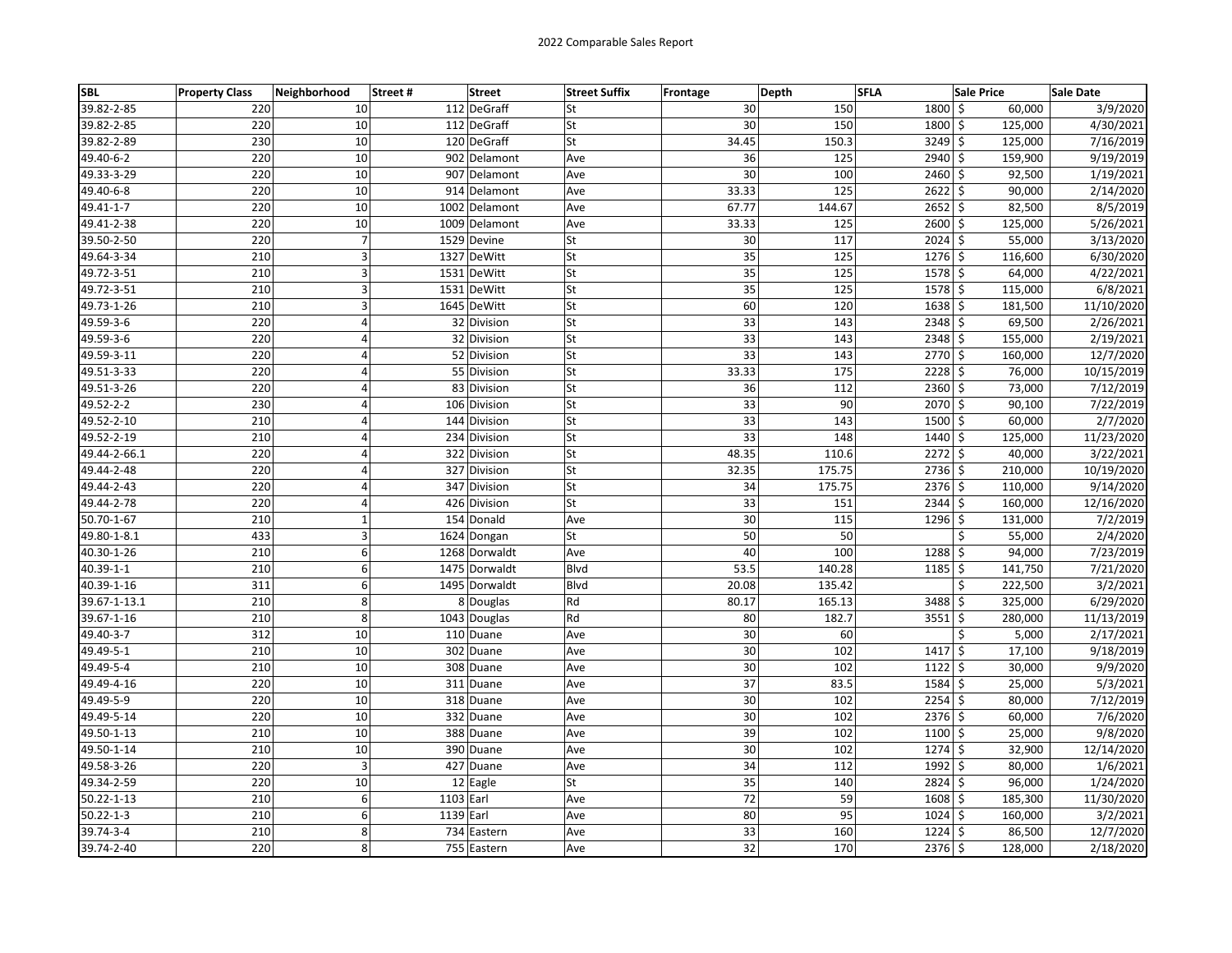# 2022 Comparable Sales Report

| SBL | Property Class | Neighborhood | Street # | Street | Street Suffix | Frontage | Depth | SFLA | Sale Price | Sale Date |
|---|---|---|---|---|---|---|---|---|---|---|
| 39.82-2-85 | 220 | 10 | 112 | DeGraff | St | 30 | 150 | 1800 | $ 60,000 | 3/9/2020 |
| 39.82-2-85 | 220 | 10 | 112 | DeGraff | St | 30 | 150 | 1800 | $ 125,000 | 4/30/2021 |
| 39.82-2-89 | 230 | 10 | 120 | DeGraff | St | 34.45 | 150.3 | 3249 | $ 125,000 | 7/16/2019 |
| 49.40-6-2 | 220 | 10 | 902 | Delamont | Ave | 36 | 125 | 2940 | $ 159,900 | 9/19/2019 |
| 49.33-3-29 | 220 | 10 | 907 | Delamont | Ave | 30 | 100 | 2460 | $ 92,500 | 1/19/2021 |
| 49.40-6-8 | 220 | 10 | 914 | Delamont | Ave | 33.33 | 125 | 2622 | $ 90,000 | 2/14/2020 |
| 49.41-1-7 | 220 | 10 | 1002 | Delamont | Ave | 67.77 | 144.67 | 2652 | $ 82,500 | 8/5/2019 |
| 49.41-2-38 | 220 | 10 | 1009 | Delamont | Ave | 33.33 | 125 | 2600 | $ 125,000 | 5/26/2021 |
| 39.50-2-50 | 220 | 7 | 1529 | Devine | St | 30 | 117 | 2024 | $ 55,000 | 3/13/2020 |
| 49.64-3-34 | 210 | 3 | 1327 | DeWitt | St | 35 | 125 | 1276 | $ 116,600 | 6/30/2020 |
| 49.72-3-51 | 210 | 3 | 1531 | DeWitt | St | 35 | 125 | 1578 | $ 64,000 | 4/22/2021 |
| 49.72-3-51 | 210 | 3 | 1531 | DeWitt | St | 35 | 125 | 1578 | $ 115,000 | 6/8/2021 |
| 49.73-1-26 | 210 | 3 | 1645 | DeWitt | St | 60 | 120 | 1638 | $ 181,500 | 11/10/2020 |
| 49.59-3-6 | 220 | 4 | 32 | Division | St | 33 | 143 | 2348 | $ 69,500 | 2/26/2021 |
| 49.59-3-6 | 220 | 4 | 32 | Division | St | 33 | 143 | 2348 | $ 155,000 | 2/19/2021 |
| 49.59-3-11 | 220 | 4 | 52 | Division | St | 33 | 143 | 2770 | $ 160,000 | 12/7/2020 |
| 49.51-3-33 | 220 | 4 | 55 | Division | St | 33.33 | 175 | 2228 | $ 76,000 | 10/15/2019 |
| 49.51-3-26 | 220 | 4 | 83 | Division | St | 36 | 112 | 2360 | $ 73,000 | 7/12/2019 |
| 49.52-2-2 | 230 | 4 | 106 | Division | St | 33 | 90 | 2070 | $ 90,100 | 7/22/2019 |
| 49.52-2-10 | 210 | 4 | 144 | Division | St | 33 | 143 | 1500 | $ 60,000 | 2/7/2020 |
| 49.52-2-19 | 210 | 4 | 234 | Division | St | 33 | 148 | 1440 | $ 125,000 | 11/23/2020 |
| 49.44-2-66.1 | 220 | 4 | 322 | Division | St | 48.35 | 110.6 | 2272 | $ 40,000 | 3/22/2021 |
| 49.44-2-48 | 220 | 4 | 327 | Division | St | 32.35 | 175.75 | 2736 | $ 210,000 | 10/19/2020 |
| 49.44-2-43 | 220 | 4 | 347 | Division | St | 34 | 175.75 | 2376 | $ 110,000 | 9/14/2020 |
| 49.44-2-78 | 220 | 4 | 426 | Division | St | 33 | 151 | 2344 | $ 160,000 | 12/16/2020 |
| 50.70-1-67 | 210 | 1 | 154 | Donald | Ave | 30 | 115 | 1296 | $ 131,000 | 7/2/2019 |
| 49.80-1-8.1 | 433 | 3 | 1624 | Dongan | St | 50 | 50 | | $ 55,000 | 2/4/2020 |
| 40.30-1-26 | 210 | 6 | 1268 | Dorwaldt | Ave | 40 | 100 | 1288 | $ 94,000 | 7/23/2019 |
| 40.39-1-1 | 210 | 6 | 1475 | Dorwaldt | Blvd | 53.5 | 140.28 | 1185 | $ 141,750 | 7/21/2020 |
| 40.39-1-16 | 311 | 6 | 1495 | Dorwaldt | Blvd | 20.08 | 135.42 | | $ 222,500 | 3/2/2021 |
| 39.67-1-13.1 | 210 | 8 | 8 | Douglas | Rd | 80.17 | 165.13 | 3488 | $ 325,000 | 6/29/2020 |
| 39.67-1-16 | 210 | 8 | 1043 | Douglas | Rd | 80 | 182.7 | 3551 | $ 280,000 | 11/13/2019 |
| 49.40-3-7 | 312 | 10 | 110 | Duane | Ave | 30 | 60 | | $ 5,000 | 2/17/2021 |
| 49.49-5-1 | 210 | 10 | 302 | Duane | Ave | 30 | 102 | 1417 | $ 17,100 | 9/18/2019 |
| 49.49-5-4 | 210 | 10 | 308 | Duane | Ave | 30 | 102 | 1122 | $ 30,000 | 9/9/2020 |
| 49.49-4-16 | 220 | 10 | 311 | Duane | Ave | 37 | 83.5 | 1584 | $ 25,000 | 5/3/2021 |
| 49.49-5-9 | 220 | 10 | 318 | Duane | Ave | 30 | 102 | 2254 | $ 80,000 | 7/12/2019 |
| 49.49-5-14 | 220 | 10 | 332 | Duane | Ave | 30 | 102 | 2376 | $ 60,000 | 7/6/2020 |
| 49.50-1-13 | 210 | 10 | 388 | Duane | Ave | 39 | 102 | 1100 | $ 25,000 | 9/8/2020 |
| 49.50-1-14 | 210 | 10 | 390 | Duane | Ave | 30 | 102 | 1274 | $ 32,900 | 12/14/2020 |
| 49.58-3-26 | 220 | 3 | 427 | Duane | Ave | 34 | 112 | 1992 | $ 80,000 | 1/6/2021 |
| 49.34-2-59 | 220 | 10 | 12 | Eagle | St | 35 | 140 | 2824 | $ 96,000 | 1/24/2020 |
| 50.22-1-13 | 210 | 6 | 1103 | Earl | Ave | 72 | 59 | 1608 | $ 185,300 | 11/30/2020 |
| 50.22-1-3 | 210 | 6 | 1139 | Earl | Ave | 80 | 95 | 1024 | $ 160,000 | 3/2/2021 |
| 39.74-3-4 | 210 | 8 | 734 | Eastern | Ave | 33 | 160 | 1224 | $ 86,500 | 12/7/2020 |
| 39.74-2-40 | 220 | 8 | 755 | Eastern | Ave | 32 | 170 | 2376 | $ 128,000 | 2/18/2020 |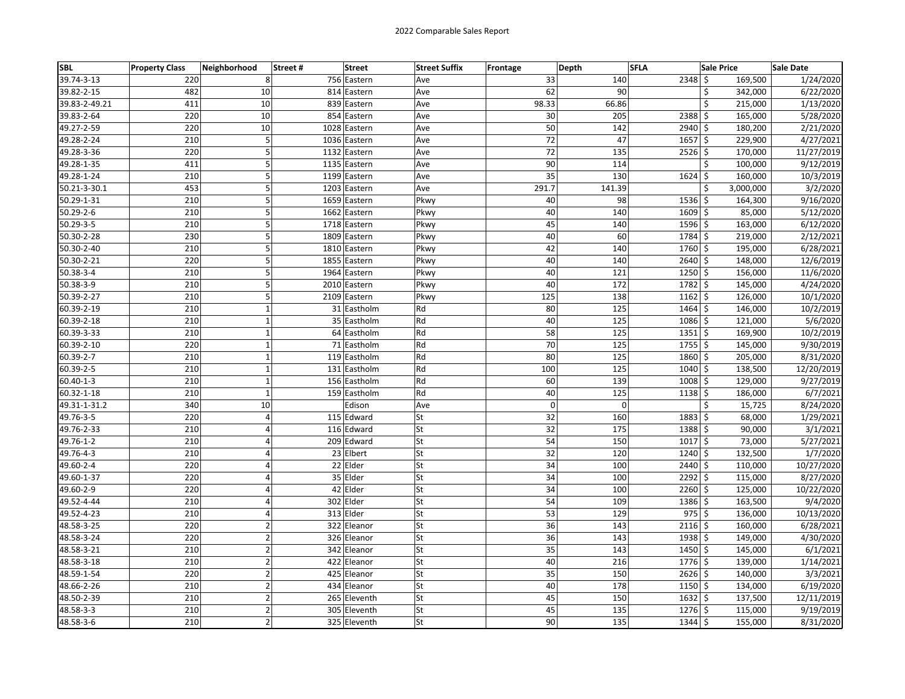2022 Comparable Sales Report

| SBL | Property Class | Neighborhood | Street # | Street | Street Suffix | Frontage | Depth | SFLA | Sale Price | Sale Date |
|---|---|---|---|---|---|---|---|---|---|---|
| 39.74-3-13 | 220 | 8 | 756 | Eastern | Ave | 33 | 140 | 2348 | $ 169,500 | 1/24/2020 |
| 39.82-2-15 | 482 | 10 | 814 | Eastern | Ave | 62 | 90 | | $ 342,000 | 6/22/2020 |
| 39.83-2-49.21 | 411 | 10 | 839 | Eastern | Ave | 98.33 | 66.86 | | $ 215,000 | 1/13/2020 |
| 39.83-2-64 | 220 | 10 | 854 | Eastern | Ave | 30 | 205 | 2388 | $ 165,000 | 5/28/2020 |
| 49.27-2-59 | 220 | 10 | 1028 | Eastern | Ave | 50 | 142 | 2940 | $ 180,200 | 2/21/2020 |
| 49.28-2-24 | 210 | 5 | 1036 | Eastern | Ave | 72 | 47 | 1657 | $ 229,900 | 4/27/2021 |
| 49.28-3-36 | 220 | 5 | 1132 | Eastern | Ave | 72 | 135 | 2526 | $ 170,000 | 11/27/2019 |
| 49.28-1-35 | 411 | 5 | 1135 | Eastern | Ave | 90 | 114 | | $ 100,000 | 9/12/2019 |
| 49.28-1-24 | 210 | 5 | 1199 | Eastern | Ave | 35 | 130 | 1624 | $ 160,000 | 10/3/2019 |
| 50.21-3-30.1 | 453 | 5 | 1203 | Eastern | Ave | 291.7 | 141.39 | | $ 3,000,000 | 3/2/2020 |
| 50.29-1-31 | 210 | 5 | 1659 | Eastern | Pkwy | 40 | 98 | 1536 | $ 164,300 | 9/16/2020 |
| 50.29-2-6 | 210 | 5 | 1662 | Eastern | Pkwy | 40 | 140 | 1609 | $ 85,000 | 5/12/2020 |
| 50.29-3-5 | 210 | 5 | 1718 | Eastern | Pkwy | 45 | 140 | 1596 | $ 163,000 | 6/12/2020 |
| 50.30-2-28 | 230 | 5 | 1809 | Eastern | Pkwy | 40 | 60 | 1784 | $ 219,000 | 2/12/2021 |
| 50.30-2-40 | 210 | 5 | 1810 | Eastern | Pkwy | 42 | 140 | 1760 | $ 195,000 | 6/28/2021 |
| 50.30-2-21 | 220 | 5 | 1855 | Eastern | Pkwy | 40 | 140 | 2640 | $ 148,000 | 12/6/2019 |
| 50.38-3-4 | 210 | 5 | 1964 | Eastern | Pkwy | 40 | 121 | 1250 | $ 156,000 | 11/6/2020 |
| 50.38-3-9 | 210 | 5 | 2010 | Eastern | Pkwy | 40 | 172 | 1782 | $ 145,000 | 4/24/2020 |
| 50.39-2-27 | 210 | 5 | 2109 | Eastern | Pkwy | 125 | 138 | 1162 | $ 126,000 | 10/1/2020 |
| 60.39-2-19 | 210 | 1 | 31 | Eastholm | Rd | 80 | 125 | 1464 | $ 146,000 | 10/2/2019 |
| 60.39-2-18 | 210 | 1 | 35 | Eastholm | Rd | 40 | 125 | 1086 | $ 121,000 | 5/6/2020 |
| 60.39-3-33 | 210 | 1 | 64 | Eastholm | Rd | 58 | 125 | 1351 | $ 169,900 | 10/2/2019 |
| 60.39-2-10 | 220 | 1 | 71 | Eastholm | Rd | 70 | 125 | 1755 | $ 145,000 | 9/30/2019 |
| 60.39-2-7 | 210 | 1 | 119 | Eastholm | Rd | 80 | 125 | 1860 | $ 205,000 | 8/31/2020 |
| 60.39-2-5 | 210 | 1 | 131 | Eastholm | Rd | 100 | 125 | 1040 | $ 138,500 | 12/20/2019 |
| 60.40-1-3 | 210 | 1 | 156 | Eastholm | Rd | 60 | 139 | 1008 | $ 129,000 | 9/27/2019 |
| 60.32-1-18 | 210 | 1 | 159 | Eastholm | Rd | 40 | 125 | 1138 | $ 186,000 | 6/7/2021 |
| 49.31-1-31.2 | 340 | 10 | | Edison | Ave | 0 | 0 | | $ 15,725 | 8/24/2020 |
| 49.76-3-5 | 220 | 4 | 115 | Edward | St | 32 | 160 | 1883 | $ 68,000 | 1/29/2021 |
| 49.76-2-33 | 210 | 4 | 116 | Edward | St | 32 | 175 | 1388 | $ 90,000 | 3/1/2021 |
| 49.76-1-2 | 210 | 4 | 209 | Edward | St | 54 | 150 | 1017 | $ 73,000 | 5/27/2021 |
| 49.76-4-3 | 210 | 4 | 23 | Elbert | St | 32 | 120 | 1240 | $ 132,500 | 1/7/2020 |
| 49.60-2-4 | 220 | 4 | 22 | Elder | St | 34 | 100 | 2440 | $ 110,000 | 10/27/2020 |
| 49.60-1-37 | 220 | 4 | 35 | Elder | St | 34 | 100 | 2292 | $ 115,000 | 8/27/2020 |
| 49.60-2-9 | 220 | 4 | 42 | Elder | St | 34 | 100 | 2260 | $ 125,000 | 10/22/2020 |
| 49.52-4-44 | 210 | 4 | 302 | Elder | St | 54 | 109 | 1386 | $ 163,500 | 9/4/2020 |
| 49.52-4-23 | 210 | 4 | 313 | Elder | St | 53 | 129 | 975 | $ 136,000 | 10/13/2020 |
| 48.58-3-25 | 220 | 2 | 322 | Eleanor | St | 36 | 143 | 2116 | $ 160,000 | 6/28/2021 |
| 48.58-3-24 | 220 | 2 | 326 | Eleanor | St | 36 | 143 | 1938 | $ 149,000 | 4/30/2020 |
| 48.58-3-21 | 210 | 2 | 342 | Eleanor | St | 35 | 143 | 1450 | $ 145,000 | 6/1/2021 |
| 48.58-3-18 | 210 | 2 | 422 | Eleanor | St | 40 | 216 | 1776 | $ 139,000 | 1/14/2021 |
| 48.59-1-54 | 220 | 2 | 425 | Eleanor | St | 35 | 150 | 2626 | $ 140,000 | 3/3/2021 |
| 48.66-2-26 | 210 | 2 | 434 | Eleanor | St | 40 | 178 | 1150 | $ 134,000 | 6/19/2020 |
| 48.50-2-39 | 210 | 2 | 265 | Eleventh | St | 45 | 150 | 1632 | $ 137,500 | 12/11/2019 |
| 48.58-3-3 | 210 | 2 | 305 | Eleventh | St | 45 | 135 | 1276 | $ 115,000 | 9/19/2019 |
| 48.58-3-6 | 210 | 2 | 325 | Eleventh | St | 90 | 135 | 1344 | $ 155,000 | 8/31/2020 |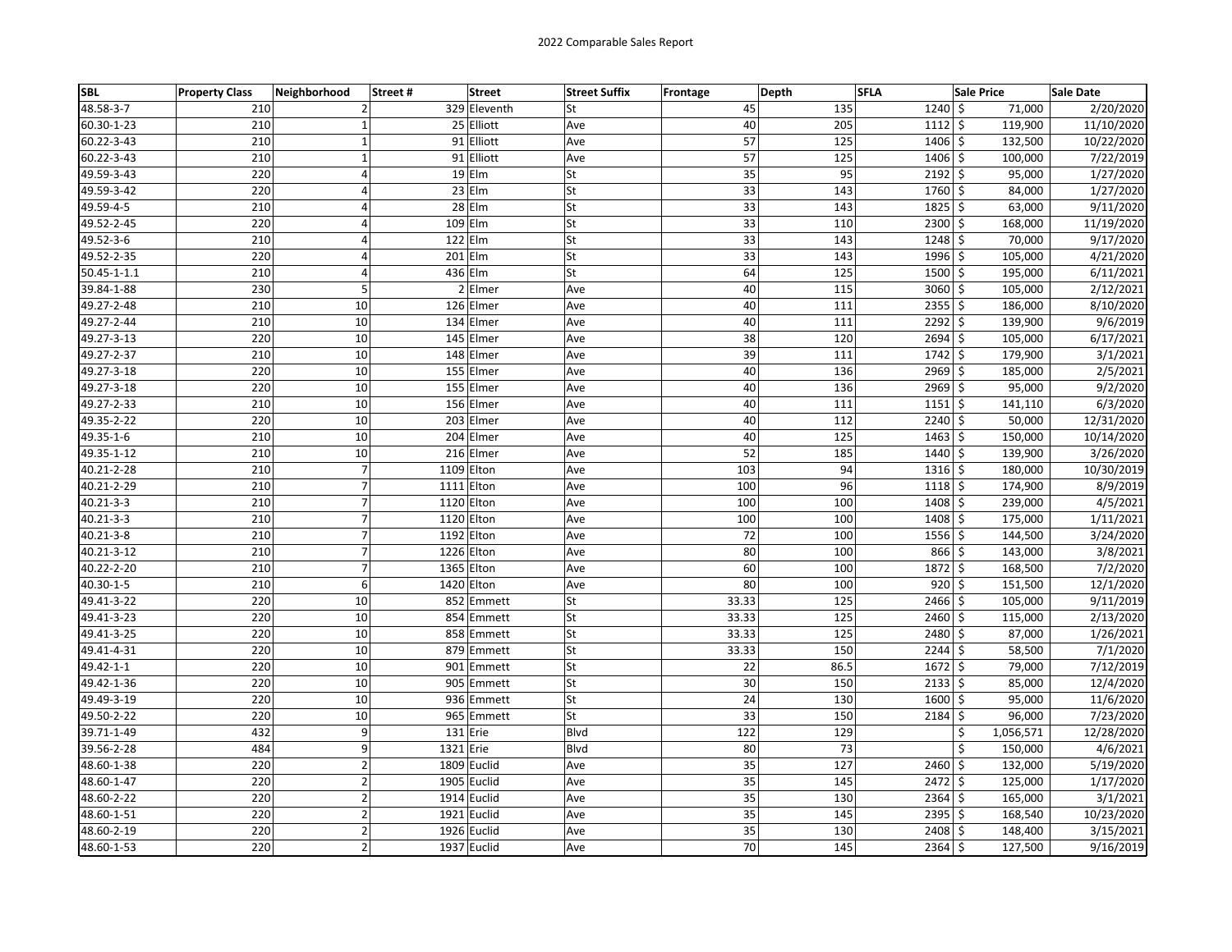# 2022 Comparable Sales Report

| SBL | Property Class | Neighborhood | Street # | Street | Street Suffix | Frontage | Depth | SFLA | Sale Price | Sale Date |
|---|---|---|---|---|---|---|---|---|---|---|
| 48.58-3-7 | 210 | 2 | 329 | Eleventh | St | 45 | 135 | 1240 | $ 71,000 | 2/20/2020 |
| 60.30-1-23 | 210 | 1 | 25 | Elliott | Ave | 40 | 205 | 1112 | $ 119,900 | 11/10/2020 |
| 60.22-3-43 | 210 | 1 | 91 | Elliott | Ave | 57 | 125 | 1406 | $ 132,500 | 10/22/2020 |
| 60.22-3-43 | 210 | 1 | 91 | Elliott | Ave | 57 | 125 | 1406 | $ 100,000 | 7/22/2019 |
| 49.59-3-43 | 220 | 4 | 19 | Elm | St | 35 | 95 | 2192 | $ 95,000 | 1/27/2020 |
| 49.59-3-42 | 220 | 4 | 23 | Elm | St | 33 | 143 | 1760 | $ 84,000 | 1/27/2020 |
| 49.59-4-5 | 210 | 4 | 28 | Elm | St | 33 | 143 | 1825 | $ 63,000 | 9/11/2020 |
| 49.52-2-45 | 220 | 4 | 109 | Elm | St | 33 | 110 | 2300 | $ 168,000 | 11/19/2020 |
| 49.52-3-6 | 210 | 4 | 122 | Elm | St | 33 | 143 | 1248 | $ 70,000 | 9/17/2020 |
| 49.52-2-35 | 220 | 4 | 201 | Elm | St | 33 | 143 | 1996 | $ 105,000 | 4/21/2020 |
| 50.45-1-1.1 | 210 | 4 | 436 | Elm | St | 64 | 125 | 1500 | $ 195,000 | 6/11/2021 |
| 39.84-1-88 | 230 | 5 | 2 | Elmer | Ave | 40 | 115 | 3060 | $ 105,000 | 2/12/2021 |
| 49.27-2-48 | 210 | 10 | 126 | Elmer | Ave | 40 | 111 | 2355 | $ 186,000 | 8/10/2020 |
| 49.27-2-44 | 210 | 10 | 134 | Elmer | Ave | 40 | 111 | 2292 | $ 139,900 | 9/6/2019 |
| 49.27-3-13 | 220 | 10 | 145 | Elmer | Ave | 38 | 120 | 2694 | $ 105,000 | 6/17/2021 |
| 49.27-2-37 | 210 | 10 | 148 | Elmer | Ave | 39 | 111 | 1742 | $ 179,900 | 3/1/2021 |
| 49.27-3-18 | 220 | 10 | 155 | Elmer | Ave | 40 | 136 | 2969 | $ 185,000 | 2/5/2021 |
| 49.27-3-18 | 220 | 10 | 155 | Elmer | Ave | 40 | 136 | 2969 | $ 95,000 | 9/2/2020 |
| 49.27-2-33 | 210 | 10 | 156 | Elmer | Ave | 40 | 111 | 1151 | $ 141,110 | 6/3/2020 |
| 49.35-2-22 | 220 | 10 | 203 | Elmer | Ave | 40 | 112 | 2240 | $ 50,000 | 12/31/2020 |
| 49.35-1-6 | 210 | 10 | 204 | Elmer | Ave | 40 | 125 | 1463 | $ 150,000 | 10/14/2020 |
| 49.35-1-12 | 210 | 10 | 216 | Elmer | Ave | 52 | 185 | 1440 | $ 139,900 | 3/26/2020 |
| 40.21-2-28 | 210 | 7 | 1109 | Elton | Ave | 103 | 94 | 1316 | $ 180,000 | 10/30/2019 |
| 40.21-2-29 | 210 | 7 | 1111 | Elton | Ave | 100 | 96 | 1118 | $ 174,900 | 8/9/2019 |
| 40.21-3-3 | 210 | 7 | 1120 | Elton | Ave | 100 | 100 | 1408 | $ 239,000 | 4/5/2021 |
| 40.21-3-3 | 210 | 7 | 1120 | Elton | Ave | 100 | 100 | 1408 | $ 175,000 | 1/11/2021 |
| 40.21-3-8 | 210 | 7 | 1192 | Elton | Ave | 72 | 100 | 1556 | $ 144,500 | 3/24/2020 |
| 40.21-3-12 | 210 | 7 | 1226 | Elton | Ave | 80 | 100 | 866 | $ 143,000 | 3/8/2021 |
| 40.22-2-20 | 210 | 7 | 1365 | Elton | Ave | 60 | 100 | 1872 | $ 168,500 | 7/2/2020 |
| 40.30-1-5 | 210 | 6 | 1420 | Elton | Ave | 80 | 100 | 920 | $ 151,500 | 12/1/2020 |
| 49.41-3-22 | 220 | 10 | 852 | Emmett | St | 33.33 | 125 | 2466 | $ 105,000 | 9/11/2019 |
| 49.41-3-23 | 220 | 10 | 854 | Emmett | St | 33.33 | 125 | 2460 | $ 115,000 | 2/13/2020 |
| 49.41-3-25 | 220 | 10 | 858 | Emmett | St | 33.33 | 125 | 2480 | $ 87,000 | 1/26/2021 |
| 49.41-4-31 | 220 | 10 | 879 | Emmett | St | 33.33 | 150 | 2244 | $ 58,500 | 7/1/2020 |
| 49.42-1-1 | 220 | 10 | 901 | Emmett | St | 22 | 86.5 | 1672 | $ 79,000 | 7/12/2019 |
| 49.42-1-36 | 220 | 10 | 905 | Emmett | St | 30 | 150 | 2133 | $ 85,000 | 12/4/2020 |
| 49.49-3-19 | 220 | 10 | 936 | Emmett | St | 24 | 130 | 1600 | $ 95,000 | 11/6/2020 |
| 49.50-2-22 | 220 | 10 | 965 | Emmett | St | 33 | 150 | 2184 | $ 96,000 | 7/23/2020 |
| 39.71-1-49 | 432 | 9 | 131 | Erie | Blvd | 122 | 129 | | $ 1,056,571 | 12/28/2020 |
| 39.56-2-28 | 484 | 9 | 1321 | Erie | Blvd | 80 | 73 | | $ 150,000 | 4/6/2021 |
| 48.60-1-38 | 220 | 2 | 1809 | Euclid | Ave | 35 | 127 | 2460 | $ 132,000 | 5/19/2020 |
| 48.60-1-47 | 220 | 2 | 1905 | Euclid | Ave | 35 | 145 | 2472 | $ 125,000 | 1/17/2020 |
| 48.60-2-22 | 220 | 2 | 1914 | Euclid | Ave | 35 | 130 | 2364 | $ 165,000 | 3/1/2021 |
| 48.60-1-51 | 220 | 2 | 1921 | Euclid | Ave | 35 | 145 | 2395 | $ 168,540 | 10/23/2020 |
| 48.60-2-19 | 220 | 2 | 1926 | Euclid | Ave | 35 | 130 | 2408 | $ 148,400 | 3/15/2021 |
| 48.60-1-53 | 220 | 2 | 1937 | Euclid | Ave | 70 | 145 | 2364 | $ 127,500 | 9/16/2019 |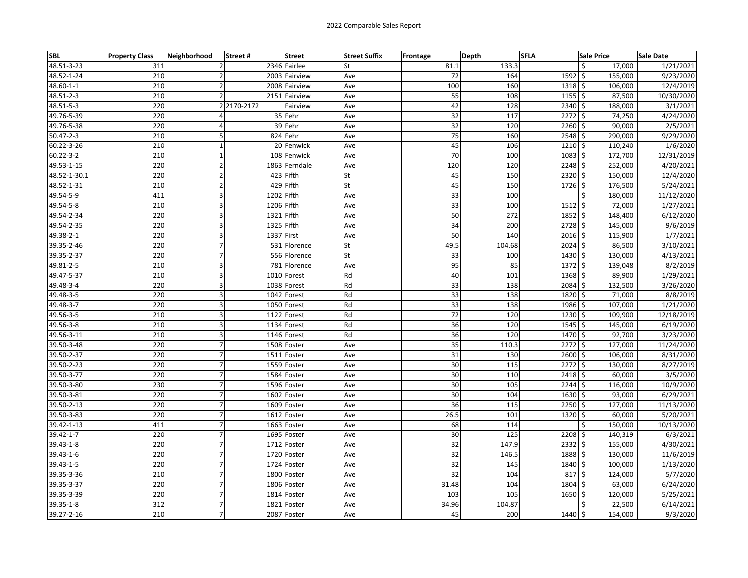# 2022 Comparable Sales Report

| SBL | Property Class | Neighborhood | Street # | Street | Street Suffix | Frontage | Depth | SFLA | Sale Price | Sale Date |
|---|---|---|---|---|---|---|---|---|---|---|
| 48.51-3-23 | 311 | 2 | 2346 | Fairlee | St | 81.1 | 133.3 | | $ 17,000 | 1/21/2021 |
| 48.52-1-24 | 210 | 2 | 2003 | Fairview | Ave | 72 | 164 | 1592 | $ 155,000 | 9/23/2020 |
| 48.60-1-1 | 210 | 2 | 2008 | Fairview | Ave | 100 | 160 | 1318 | $ 106,000 | 12/4/2019 |
| 48.51-2-3 | 210 | 2 | 2151 | Fairview | Ave | 55 | 108 | 1155 | $ 87,500 | 10/30/2020 |
| 48.51-5-3 | 220 | 2 | 2170-2172 | Fairview | Ave | 42 | 128 | 2340 | $ 188,000 | 3/1/2021 |
| 49.76-5-39 | 220 | 4 | 35 | Fehr | Ave | 32 | 117 | 2272 | $ 74,250 | 4/24/2020 |
| 49.76-5-38 | 220 | 4 | 39 | Fehr | Ave | 32 | 120 | 2260 | $ 90,000 | 2/5/2021 |
| 50.47-2-3 | 210 | 5 | 824 | Fehr | Ave | 75 | 160 | 2548 | $ 290,000 | 9/29/2020 |
| 60.22-3-26 | 210 | 1 | 20 | Fenwick | Ave | 45 | 106 | 1210 | $ 110,240 | 1/6/2020 |
| 60.22-3-2 | 210 | 1 | 108 | Fenwick | Ave | 70 | 100 | 1083 | $ 172,700 | 12/31/2019 |
| 49.53-1-15 | 220 | 2 | 1863 | Ferndale | Ave | 120 | 120 | 2248 | $ 252,000 | 4/20/2021 |
| 48.52-1-30.1 | 220 | 2 | 423 | Fifth | St | 45 | 150 | 2320 | $ 150,000 | 12/4/2020 |
| 48.52-1-31 | 210 | 2 | 429 | Fifth | St | 45 | 150 | 1726 | $ 176,500 | 5/24/2021 |
| 49.54-5-9 | 411 | 3 | 1202 | Fifth | Ave | 33 | 100 | | $ 180,000 | 11/12/2020 |
| 49.54-5-8 | 210 | 3 | 1206 | Fifth | Ave | 33 | 100 | 1512 | $ 72,000 | 1/27/2021 |
| 49.54-2-34 | 220 | 3 | 1321 | Fifth | Ave | 50 | 272 | 1852 | $ 148,400 | 6/12/2020 |
| 49.54-2-35 | 220 | 3 | 1325 | Fifth | Ave | 34 | 200 | 2728 | $ 145,000 | 9/6/2019 |
| 49.38-2-1 | 220 | 3 | 1337 | First | Ave | 50 | 140 | 2016 | $ 115,900 | 1/7/2021 |
| 39.35-2-46 | 220 | 7 | 531 | Florence | St | 49.5 | 104.68 | 2024 | $ 86,500 | 3/10/2021 |
| 39.35-2-37 | 220 | 7 | 556 | Florence | St | 33 | 100 | 1430 | $ 130,000 | 4/13/2021 |
| 49.81-2-5 | 210 | 3 | 781 | Florence | Ave | 95 | 85 | 1372 | $ 139,048 | 8/2/2019 |
| 49.47-5-37 | 210 | 3 | 1010 | Forest | Rd | 40 | 101 | 1368 | $ 89,900 | 1/29/2021 |
| 49.48-3-4 | 220 | 3 | 1038 | Forest | Rd | 33 | 138 | 2084 | $ 132,500 | 3/26/2020 |
| 49.48-3-5 | 220 | 3 | 1042 | Forest | Rd | 33 | 138 | 1820 | $ 71,000 | 8/8/2019 |
| 49.48-3-7 | 220 | 3 | 1050 | Forest | Rd | 33 | 138 | 1986 | $ 107,000 | 1/21/2020 |
| 49.56-3-5 | 210 | 3 | 1122 | Forest | Rd | 72 | 120 | 1230 | $ 109,900 | 12/18/2019 |
| 49.56-3-8 | 210 | 3 | 1134 | Forest | Rd | 36 | 120 | 1545 | $ 145,000 | 6/19/2020 |
| 49.56-3-11 | 210 | 3 | 1146 | Forest | Rd | 36 | 120 | 1470 | $ 92,700 | 3/23/2020 |
| 39.50-3-48 | 220 | 7 | 1508 | Foster | Ave | 35 | 110.3 | 2272 | $ 127,000 | 11/24/2020 |
| 39.50-2-37 | 220 | 7 | 1511 | Foster | Ave | 31 | 130 | 2600 | $ 106,000 | 8/31/2020 |
| 39.50-2-23 | 220 | 7 | 1559 | Foster | Ave | 30 | 115 | 2272 | $ 130,000 | 8/27/2019 |
| 39.50-3-77 | 220 | 7 | 1584 | Foster | Ave | 30 | 110 | 2418 | $ 60,000 | 3/5/2020 |
| 39.50-3-80 | 230 | 7 | 1596 | Foster | Ave | 30 | 105 | 2244 | $ 116,000 | 10/9/2020 |
| 39.50-3-81 | 220 | 7 | 1602 | Foster | Ave | 30 | 104 | 1630 | $ 93,000 | 6/29/2021 |
| 39.50-2-13 | 220 | 7 | 1609 | Foster | Ave | 36 | 115 | 2250 | $ 127,000 | 11/13/2020 |
| 39.50-3-83 | 220 | 7 | 1612 | Foster | Ave | 26.5 | 101 | 1320 | $ 60,000 | 5/20/2021 |
| 39.42-1-13 | 411 | 7 | 1663 | Foster | Ave | 68 | 125 | | $ 150,000 | 10/13/2020 |
| 39.42-1-7 | 220 | 7 | 1695 | Foster | Ave | 30 | 120 | 2208 | $ 140,319 | 6/3/2021 |
| 39.43-1-8 | 220 | 7 | 1712 | Foster | Ave | 32 | 147.9 | 2332 | $ 155,000 | 4/30/2021 |
| 39.43-1-6 | 220 | 7 | 1720 | Foster | Ave | 32 | 146.5 | 1888 | $ 130,000 | 11/6/2019 |
| 39.43-1-5 | 220 | 7 | 1724 | Foster | Ave | 32 | 145 | 1840 | $ 100,000 | 1/13/2020 |
| 39.35-3-36 | 210 | 7 | 1800 | Foster | Ave | 32 | 104 | 817 | $ 124,000 | 5/7/2020 |
| 39.35-3-37 | 220 | 7 | 1806 | Foster | Ave | 31.48 | 104 | 1804 | $ 63,000 | 6/24/2020 |
| 39.35-3-39 | 220 | 7 | 1814 | Foster | Ave | 103 | 105 | 1650 | $ 120,000 | 5/25/2021 |
| 39.35-1-8 | 312 | 7 | 1821 | Foster | Ave | 34.96 | 104.87 | | $ 22,500 | 6/14/2021 |
| 39.27-2-16 | 210 | 7 | 2087 | Foster | Ave | 45 | 200 | 1440 | $ 154,000 | 9/3/2020 |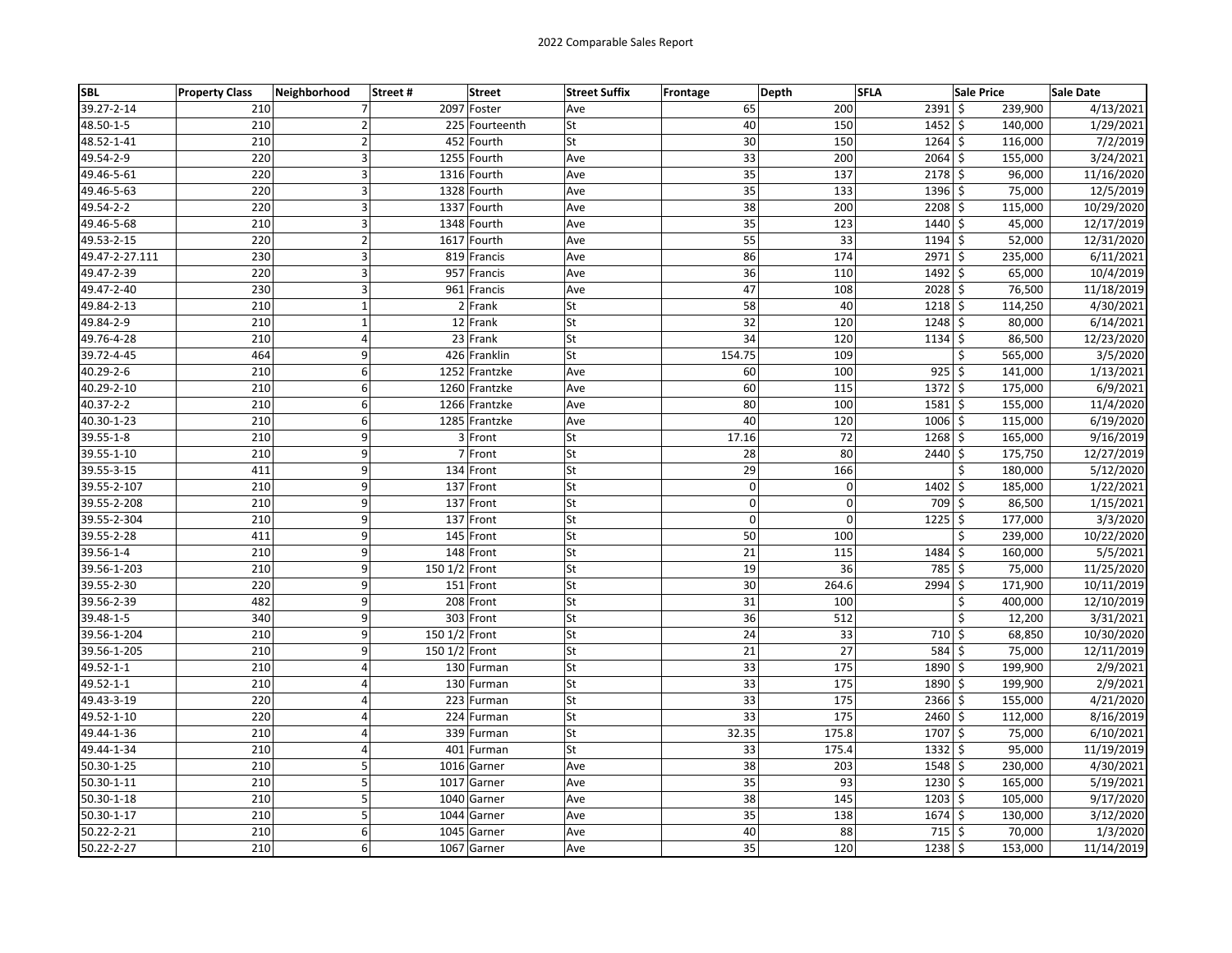2022 Comparable Sales Report

| SBL | Property Class | Neighborhood | Street # | Street | Street Suffix | Frontage | Depth | SFLA | Sale Price | Sale Date |
|---|---|---|---|---|---|---|---|---|---|---|
| 39.27-2-14 | 210 | 7 | 2097 | Foster | Ave | 65 | 200 | 2391 | $ 239,900 | 4/13/2021 |
| 48.50-1-5 | 210 | 2 | 225 | Fourteenth | St | 40 | 150 | 1452 | $ 140,000 | 1/29/2021 |
| 48.52-1-41 | 210 | 2 | 452 | Fourth | St | 30 | 150 | 1264 | $ 116,000 | 7/2/2019 |
| 49.54-2-9 | 220 | 3 | 1255 | Fourth | Ave | 33 | 200 | 2064 | $ 155,000 | 3/24/2021 |
| 49.46-5-61 | 220 | 3 | 1316 | Fourth | Ave | 35 | 137 | 2178 | $ 96,000 | 11/16/2020 |
| 49.46-5-63 | 220 | 3 | 1328 | Fourth | Ave | 35 | 133 | 1396 | $ 75,000 | 12/5/2019 |
| 49.54-2-2 | 220 | 3 | 1337 | Fourth | Ave | 38 | 200 | 2208 | $ 115,000 | 10/29/2020 |
| 49.46-5-68 | 210 | 3 | 1348 | Fourth | Ave | 35 | 123 | 1440 | $ 45,000 | 12/17/2019 |
| 49.53-2-15 | 220 | 2 | 1617 | Fourth | Ave | 55 | 33 | 1194 | $ 52,000 | 12/31/2020 |
| 49.47-2-27.111 | 230 | 3 | 819 | Francis | Ave | 86 | 174 | 2971 | $ 235,000 | 6/11/2021 |
| 49.47-2-39 | 220 | 3 | 957 | Francis | Ave | 36 | 110 | 1492 | $ 65,000 | 10/4/2019 |
| 49.47-2-40 | 230 | 3 | 961 | Francis | Ave | 47 | 108 | 2028 | $ 76,500 | 11/18/2019 |
| 49.84-2-13 | 210 | 1 | 2 | Frank | St | 58 | 40 | 1218 | $ 114,250 | 4/30/2021 |
| 49.84-2-9 | 210 | 1 | 12 | Frank | St | 32 | 120 | 1248 | $ 80,000 | 6/14/2021 |
| 49.76-4-28 | 210 | 4 | 23 | Frank | St | 34 | 120 | 1134 | $ 86,500 | 12/23/2020 |
| 39.72-4-45 | 464 | 9 | 426 | Franklin | St | 154.75 | 109 | | $ 565,000 | 3/5/2020 |
| 40.29-2-6 | 210 | 6 | 1252 | Frantzke | Ave | 60 | 100 | 925 | $ 141,000 | 1/13/2021 |
| 40.29-2-10 | 210 | 6 | 1260 | Frantzke | Ave | 60 | 115 | 1372 | $ 175,000 | 6/9/2021 |
| 40.37-2-2 | 210 | 6 | 1266 | Frantzke | Ave | 80 | 100 | 1581 | $ 155,000 | 11/4/2020 |
| 40.30-1-23 | 210 | 6 | 1285 | Frantzke | Ave | 40 | 120 | 1006 | $ 115,000 | 6/19/2020 |
| 39.55-1-8 | 210 | 9 | 3 | Front | St | 17.16 | 72 | 1268 | $ 165,000 | 9/16/2019 |
| 39.55-1-10 | 210 | 9 | 7 | Front | St | 28 | 80 | 2440 | $ 175,750 | 12/27/2019 |
| 39.55-3-15 | 411 | 9 | 134 | Front | St | 29 | 166 | | $ 180,000 | 5/12/2020 |
| 39.55-2-107 | 210 | 9 | 137 | Front | St | 0 | 0 | 1402 | $ 185,000 | 1/22/2021 |
| 39.55-2-208 | 210 | 9 | 137 | Front | St | 0 | 0 | 709 | $ 86,500 | 1/15/2021 |
| 39.55-2-304 | 210 | 9 | 137 | Front | St | 0 | 0 | 1225 | $ 177,000 | 3/3/2020 |
| 39.55-2-28 | 411 | 9 | 145 | Front | St | 50 | 100 | | $ 239,000 | 10/22/2020 |
| 39.56-1-4 | 210 | 9 | 148 | Front | St | 21 | 115 | 1484 | $ 160,000 | 5/5/2021 |
| 39.56-1-203 | 210 | 9 | 150 1/2 | Front | St | 19 | 36 | 785 | $ 75,000 | 11/25/2020 |
| 39.55-2-30 | 220 | 9 | 151 | Front | St | 30 | 264.6 | 2994 | $ 171,900 | 10/11/2019 |
| 39.56-2-39 | 482 | 9 | 208 | Front | St | 31 | 100 | | $ 400,000 | 12/10/2019 |
| 39.48-1-5 | 340 | 9 | 303 | Front | St | 36 | 512 | | $ 12,200 | 3/31/2021 |
| 39.56-1-204 | 210 | 9 | 150 1/2 | Front | St | 24 | 33 | 710 | $ 68,850 | 10/30/2020 |
| 39.56-1-205 | 210 | 9 | 150 1/2 | Front | St | 21 | 27 | 584 | $ 75,000 | 12/11/2019 |
| 49.52-1-1 | 210 | 4 | 130 | Furman | St | 33 | 175 | 1890 | $ 199,900 | 2/9/2021 |
| 49.52-1-1 | 210 | 4 | 130 | Furman | St | 33 | 175 | 1890 | $ 199,900 | 2/9/2021 |
| 49.43-3-19 | 220 | 4 | 223 | Furman | St | 33 | 175 | 2366 | $ 155,000 | 4/21/2020 |
| 49.52-1-10 | 220 | 4 | 224 | Furman | St | 33 | 175 | 2460 | $ 112,000 | 8/16/2019 |
| 49.44-1-36 | 210 | 4 | 339 | Furman | St | 32.35 | 175.8 | 1707 | $ 75,000 | 6/10/2021 |
| 49.44-1-34 | 210 | 4 | 401 | Furman | St | 33 | 175.4 | 1332 | $ 95,000 | 11/19/2019 |
| 50.30-1-25 | 210 | 5 | 1016 | Garner | Ave | 38 | 203 | 1548 | $ 230,000 | 4/30/2021 |
| 50.30-1-11 | 210 | 5 | 1017 | Garner | Ave | 35 | 93 | 1230 | $ 165,000 | 5/19/2021 |
| 50.30-1-18 | 210 | 5 | 1040 | Garner | Ave | 38 | 145 | 1203 | $ 105,000 | 9/17/2020 |
| 50.30-1-17 | 210 | 5 | 1044 | Garner | Ave | 35 | 138 | 1674 | $ 130,000 | 3/12/2020 |
| 50.22-2-21 | 210 | 6 | 1045 | Garner | Ave | 40 | 88 | 715 | $ 70,000 | 1/3/2020 |
| 50.22-2-27 | 210 | 6 | 1067 | Garner | Ave | 35 | 120 | 1238 | $ 153,000 | 11/14/2019 |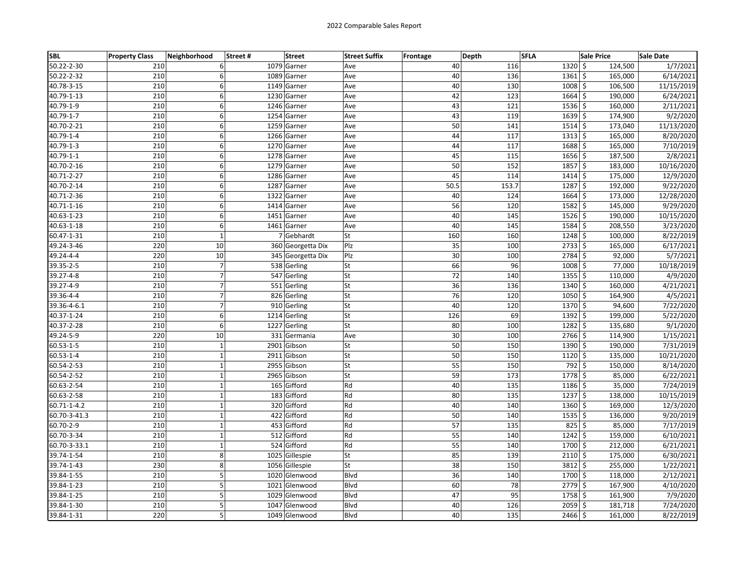2022 Comparable Sales Report

| SBL | Property Class | Neighborhood | Street # | Street | Street Suffix | Frontage | Depth | SFLA | Sale Price | Sale Date |
|---|---|---|---|---|---|---|---|---|---|---|
| 50.22-2-30 | 210 | 6 | 1079 | Garner | Ave | 40 | 116 | 1320 | $ 124,500 | 1/7/2021 |
| 50.22-2-32 | 210 | 6 | 1089 | Garner | Ave | 40 | 136 | 1361 | $ 165,000 | 6/14/2021 |
| 40.78-3-15 | 210 | 6 | 1149 | Garner | Ave | 40 | 130 | 1008 | $ 106,500 | 11/15/2019 |
| 40.79-1-13 | 210 | 6 | 1230 | Garner | Ave | 42 | 123 | 1664 | $ 190,000 | 6/24/2021 |
| 40.79-1-9 | 210 | 6 | 1246 | Garner | Ave | 43 | 121 | 1536 | $ 160,000 | 2/11/2021 |
| 40.79-1-7 | 210 | 6 | 1254 | Garner | Ave | 43 | 119 | 1639 | $ 174,900 | 9/2/2020 |
| 40.70-2-21 | 210 | 6 | 1259 | Garner | Ave | 50 | 141 | 1514 | $ 173,040 | 11/13/2020 |
| 40.79-1-4 | 210 | 6 | 1266 | Garner | Ave | 44 | 117 | 1313 | $ 165,000 | 8/20/2020 |
| 40.79-1-3 | 210 | 6 | 1270 | Garner | Ave | 44 | 117 | 1688 | $ 165,000 | 7/10/2019 |
| 40.79-1-1 | 210 | 6 | 1278 | Garner | Ave | 45 | 115 | 1656 | $ 187,500 | 2/8/2021 |
| 40.70-2-16 | 210 | 6 | 1279 | Garner | Ave | 50 | 152 | 1857 | $ 183,000 | 10/16/2020 |
| 40.71-2-27 | 210 | 6 | 1286 | Garner | Ave | 45 | 114 | 1414 | $ 175,000 | 12/9/2020 |
| 40.70-2-14 | 210 | 6 | 1287 | Garner | Ave | 50.5 | 153.7 | 1287 | $ 192,000 | 9/22/2020 |
| 40.71-2-36 | 210 | 6 | 1322 | Garner | Ave | 40 | 124 | 1664 | $ 173,000 | 12/28/2020 |
| 40.71-1-16 | 210 | 6 | 1414 | Garner | Ave | 56 | 120 | 1582 | $ 145,000 | 9/29/2020 |
| 40.63-1-23 | 210 | 6 | 1451 | Garner | Ave | 40 | 145 | 1526 | $ 190,000 | 10/15/2020 |
| 40.63-1-18 | 210 | 6 | 1461 | Garner | Ave | 40 | 145 | 1584 | $ 208,550 | 3/23/2020 |
| 60.47-1-31 | 210 | 1 | 7 | Gebhardt | St | 160 | 160 | 1248 | $ 100,000 | 8/22/2019 |
| 49.24-3-46 | 220 | 10 | 360 | Georgetta Dix | Plz | 35 | 100 | 2733 | $ 165,000 | 6/17/2021 |
| 49.24-4-4 | 220 | 10 | 345 | Georgetta Dix | Plz | 30 | 100 | 2784 | $ 92,000 | 5/7/2021 |
| 39.35-2-5 | 210 | 7 | 538 | Gerling | St | 66 | 96 | 1008 | $ 77,000 | 10/18/2019 |
| 39.27-4-8 | 210 | 7 | 547 | Gerling | St | 72 | 140 | 1355 | $ 110,000 | 4/9/2020 |
| 39.27-4-9 | 210 | 7 | 551 | Gerling | St | 36 | 136 | 1340 | $ 160,000 | 4/21/2021 |
| 39.36-4-4 | 210 | 7 | 826 | Gerling | St | 76 | 120 | 1050 | $ 164,900 | 4/5/2021 |
| 39.36-4-6.1 | 210 | 7 | 910 | Gerling | St | 40 | 120 | 1370 | $ 94,600 | 7/22/2020 |
| 40.37-1-24 | 210 | 6 | 1214 | Gerling | St | 126 | 69 | 1392 | $ 199,000 | 5/22/2020 |
| 40.37-2-28 | 210 | 6 | 1227 | Gerling | St | 80 | 100 | 1282 | $ 135,680 | 9/1/2020 |
| 49.24-5-9 | 220 | 10 | 331 | Germania | Ave | 30 | 100 | 2766 | $ 114,900 | 1/15/2021 |
| 60.53-1-5 | 210 | 1 | 2901 | Gibson | St | 50 | 150 | 1390 | $ 190,000 | 7/31/2019 |
| 60.53-1-4 | 210 | 1 | 2911 | Gibson | St | 50 | 150 | 1120 | $ 135,000 | 10/21/2020 |
| 60.54-2-53 | 210 | 1 | 2955 | Gibson | St | 55 | 150 | 792 | $ 150,000 | 8/14/2020 |
| 60.54-2-52 | 210 | 1 | 2965 | Gibson | St | 59 | 173 | 1778 | $ 85,000 | 6/22/2021 |
| 60.63-2-54 | 210 | 1 | 165 | Gifford | Rd | 40 | 135 | 1186 | $ 35,000 | 7/24/2019 |
| 60.63-2-58 | 210 | 1 | 183 | Gifford | Rd | 80 | 135 | 1237 | $ 138,000 | 10/15/2019 |
| 60.71-1-4.2 | 210 | 1 | 320 | Gifford | Rd | 40 | 140 | 1360 | $ 169,000 | 12/3/2020 |
| 60.70-3-41.3 | 210 | 1 | 422 | Gifford | Rd | 50 | 140 | 1535 | $ 136,000 | 9/20/2019 |
| 60.70-2-9 | 210 | 1 | 453 | Gifford | Rd | 57 | 135 | 825 | $ 85,000 | 7/17/2019 |
| 60.70-3-34 | 210 | 1 | 512 | Gifford | Rd | 55 | 140 | 1242 | $ 159,000 | 6/10/2021 |
| 60.70-3-33.1 | 210 | 1 | 524 | Gifford | Rd | 55 | 140 | 1700 | $ 212,000 | 6/21/2021 |
| 39.74-1-54 | 210 | 8 | 1025 | Gillespie | St | 85 | 139 | 2110 | $ 175,000 | 6/30/2021 |
| 39.74-1-43 | 230 | 8 | 1056 | Gillespie | St | 38 | 150 | 3812 | $ 255,000 | 1/22/2021 |
| 39.84-1-55 | 210 | 5 | 1020 | Glenwood | Blvd | 36 | 140 | 1700 | $ 118,000 | 2/12/2021 |
| 39.84-1-23 | 210 | 5 | 1021 | Glenwood | Blvd | 60 | 78 | 2779 | $ 167,900 | 4/10/2020 |
| 39.84-1-25 | 210 | 5 | 1029 | Glenwood | Blvd | 47 | 95 | 1758 | $ 161,900 | 7/9/2020 |
| 39.84-1-30 | 210 | 5 | 1047 | Glenwood | Blvd | 40 | 126 | 2059 | $ 181,718 | 7/24/2020 |
| 39.84-1-31 | 220 | 5 | 1049 | Glenwood | Blvd | 40 | 135 | 2466 | $ 161,000 | 8/22/2019 |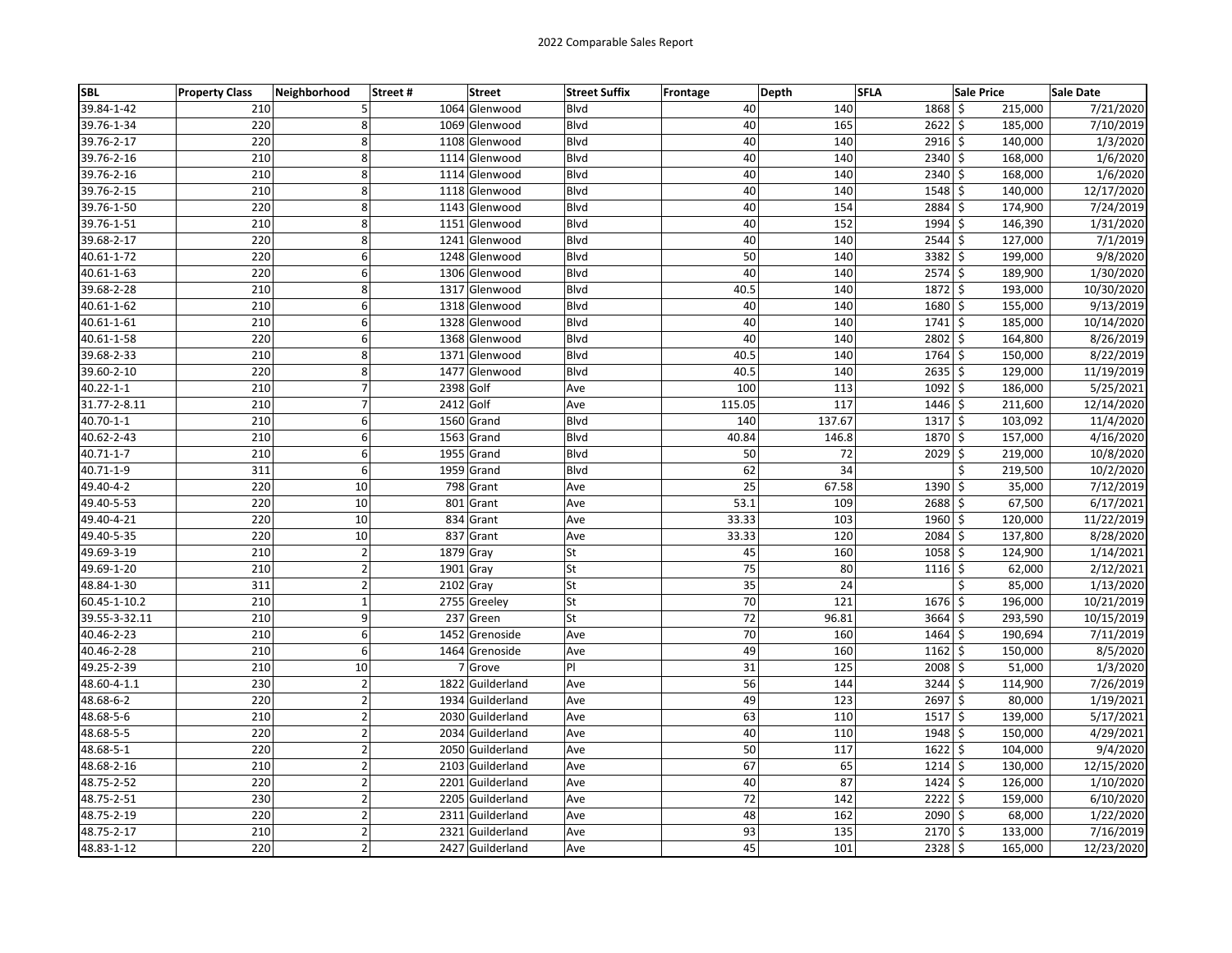2022 Comparable Sales Report

| SBL | Property Class | Neighborhood | Street # | Street | Street Suffix | Frontage | Depth | SFLA | Sale Price | Sale Date |
|---|---|---|---|---|---|---|---|---|---|---|
| 39.84-1-42 | 210 | 5 | 1064 | Glenwood | Blvd | 40 | 140 | 1868 | $ 215,000 | 7/21/2020 |
| 39.76-1-34 | 220 | 8 | 1069 | Glenwood | Blvd | 40 | 165 | 2622 | $ 185,000 | 7/10/2019 |
| 39.76-2-17 | 220 | 8 | 1108 | Glenwood | Blvd | 40 | 140 | 2916 | $ 140,000 | 1/3/2020 |
| 39.76-2-16 | 210 | 8 | 1114 | Glenwood | Blvd | 40 | 140 | 2340 | $ 168,000 | 1/6/2020 |
| 39.76-2-16 | 210 | 8 | 1114 | Glenwood | Blvd | 40 | 140 | 2340 | $ 168,000 | 1/6/2020 |
| 39.76-2-15 | 210 | 8 | 1118 | Glenwood | Blvd | 40 | 140 | 1548 | $ 140,000 | 12/17/2020 |
| 39.76-1-50 | 220 | 8 | 1143 | Glenwood | Blvd | 40 | 154 | 2884 | $ 174,900 | 7/24/2019 |
| 39.76-1-51 | 210 | 8 | 1151 | Glenwood | Blvd | 40 | 152 | 1994 | $ 146,390 | 1/31/2020 |
| 39.68-2-17 | 220 | 8 | 1241 | Glenwood | Blvd | 40 | 140 | 2544 | $ 127,000 | 7/1/2019 |
| 40.61-1-72 | 220 | 6 | 1248 | Glenwood | Blvd | 50 | 140 | 3382 | $ 199,000 | 9/8/2020 |
| 40.61-1-63 | 220 | 6 | 1306 | Glenwood | Blvd | 40 | 140 | 2574 | $ 189,900 | 1/30/2020 |
| 39.68-2-28 | 210 | 8 | 1317 | Glenwood | Blvd | 40.5 | 140 | 1872 | $ 193,000 | 10/30/2020 |
| 40.61-1-62 | 210 | 6 | 1318 | Glenwood | Blvd | 40 | 140 | 1680 | $ 155,000 | 9/13/2019 |
| 40.61-1-61 | 210 | 6 | 1328 | Glenwood | Blvd | 40 | 140 | 1741 | $ 185,000 | 10/14/2020 |
| 40.61-1-58 | 220 | 6 | 1368 | Glenwood | Blvd | 40 | 140 | 2802 | $ 164,800 | 8/26/2019 |
| 39.68-2-33 | 210 | 8 | 1371 | Glenwood | Blvd | 40.5 | 140 | 1764 | $ 150,000 | 8/22/2019 |
| 39.60-2-10 | 220 | 8 | 1477 | Glenwood | Blvd | 40.5 | 140 | 2635 | $ 129,000 | 11/19/2019 |
| 40.22-1-1 | 210 | 7 | 2398 | Golf | Ave | 100 | 113 | 1092 | $ 186,000 | 5/25/2021 |
| 31.77-2-8.11 | 210 | 7 | 2412 | Golf | Ave | 115.05 | 117 | 1446 | $ 211,600 | 12/14/2020 |
| 40.70-1-1 | 210 | 6 | 1560 | Grand | Blvd | 140 | 137.67 | 1317 | $ 103,092 | 11/4/2020 |
| 40.62-2-43 | 210 | 6 | 1563 | Grand | Blvd | 40.84 | 146.8 | 1870 | $ 157,000 | 4/16/2020 |
| 40.71-1-7 | 210 | 6 | 1955 | Grand | Blvd | 50 | 72 | 2029 | $ 219,000 | 10/8/2020 |
| 40.71-1-9 | 311 | 6 | 1959 | Grand | Blvd | 62 | 34 | | $ 219,500 | 10/2/2020 |
| 49.40-4-2 | 220 | 10 | 798 | Grant | Ave | 25 | 67.58 | 1390 | $ 35,000 | 7/12/2019 |
| 49.40-5-53 | 220 | 10 | 801 | Grant | Ave | 53.1 | 109 | 2688 | $ 67,500 | 6/17/2021 |
| 49.40-4-21 | 220 | 10 | 834 | Grant | Ave | 33.33 | 103 | 1960 | $ 120,000 | 11/22/2019 |
| 49.40-5-35 | 220 | 10 | 837 | Grant | Ave | 33.33 | 120 | 2084 | $ 137,800 | 8/28/2020 |
| 49.69-3-19 | 210 | 2 | 1879 | Gray | St | 45 | 160 | 1058 | $ 124,900 | 1/14/2021 |
| 49.69-1-20 | 210 | 2 | 1901 | Gray | St | 75 | 80 | 1116 | $ 62,000 | 2/12/2021 |
| 48.84-1-30 | 311 | 2 | 2102 | Gray | St | 35 | 24 | | $ 85,000 | 1/13/2020 |
| 60.45-1-10.2 | 210 | 1 | 2755 | Greeley | St | 70 | 121 | 1676 | $ 196,000 | 10/21/2019 |
| 39.55-3-32.11 | 210 | 9 | 237 | Green | St | 72 | 96.81 | 3664 | $ 293,590 | 10/15/2019 |
| 40.46-2-23 | 210 | 6 | 1452 | Grenoside | Ave | 70 | 160 | 1464 | $ 190,694 | 7/11/2019 |
| 40.46-2-28 | 210 | 6 | 1464 | Grenoside | Ave | 49 | 160 | 1162 | $ 150,000 | 8/5/2020 |
| 49.25-2-39 | 210 | 10 | 7 | Grove | Pl | 31 | 125 | 2008 | $ 51,000 | 1/3/2020 |
| 48.60-4-1.1 | 230 | 2 | 1822 | Guilderland | Ave | 56 | 144 | 3244 | $ 114,900 | 7/26/2019 |
| 48.68-6-2 | 220 | 2 | 1934 | Guilderland | Ave | 49 | 123 | 2697 | $ 80,000 | 1/19/2021 |
| 48.68-5-6 | 210 | 2 | 2030 | Guilderland | Ave | 63 | 110 | 1517 | $ 139,000 | 5/17/2021 |
| 48.68-5-5 | 220 | 2 | 2034 | Guilderland | Ave | 40 | 110 | 1948 | $ 150,000 | 4/29/2021 |
| 48.68-5-1 | 220 | 2 | 2050 | Guilderland | Ave | 50 | 117 | 1622 | $ 104,000 | 9/4/2020 |
| 48.68-2-16 | 210 | 2 | 2103 | Guilderland | Ave | 67 | 65 | 1214 | $ 130,000 | 12/15/2020 |
| 48.75-2-52 | 220 | 2 | 2201 | Guilderland | Ave | 40 | 87 | 1424 | $ 126,000 | 1/10/2020 |
| 48.75-2-51 | 230 | 2 | 2205 | Guilderland | Ave | 72 | 142 | 2222 | $ 159,000 | 6/10/2020 |
| 48.75-2-19 | 220 | 2 | 2311 | Guilderland | Ave | 48 | 162 | 2090 | $ 68,000 | 1/22/2020 |
| 48.75-2-17 | 210 | 2 | 2321 | Guilderland | Ave | 93 | 135 | 2170 | $ 133,000 | 7/16/2019 |
| 48.83-1-12 | 220 | 2 | 2427 | Guilderland | Ave | 45 | 101 | 2328 | $ 165,000 | 12/23/2020 |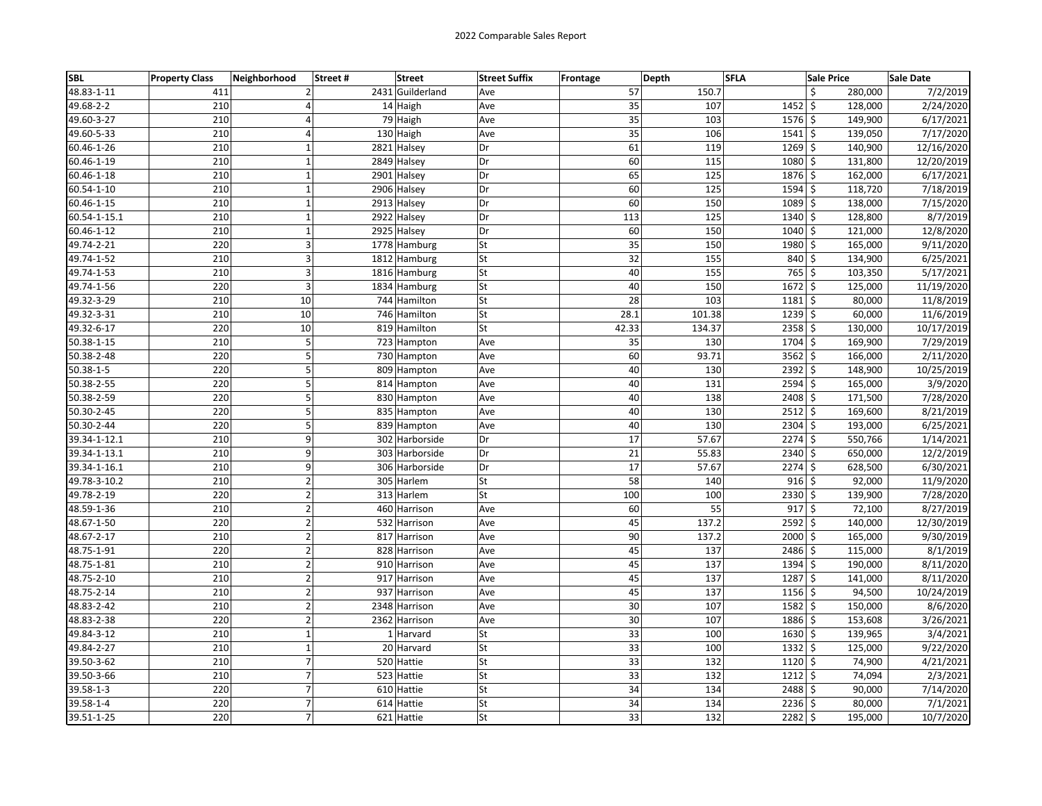2022 Comparable Sales Report

| SBL | Property Class | Neighborhood | Street # | Street | Street Suffix | Frontage | Depth | SFLA | Sale Price | Sale Date |
|---|---|---|---|---|---|---|---|---|---|---|
| 48.83-1-11 | 411 | 2 | 2431 | Guilderland | Ave | 57 | 150.7 | | $ 280,000 | 7/2/2019 |
| 49.68-2-2 | 210 | 4 | 14 | Haigh | Ave | 35 | 107 | 1452 | $ 128,000 | 2/24/2020 |
| 49.60-3-27 | 210 | 4 | 79 | Haigh | Ave | 35 | 103 | 1576 | $ 149,900 | 6/17/2021 |
| 49.60-5-33 | 210 | 4 | 130 | Haigh | Ave | 35 | 106 | 1541 | $ 139,050 | 7/17/2020 |
| 60.46-1-26 | 210 | 1 | 2821 | Halsey | Dr | 61 | 119 | 1269 | $ 140,900 | 12/16/2020 |
| 60.46-1-19 | 210 | 1 | 2849 | Halsey | Dr | 60 | 115 | 1080 | $ 131,800 | 12/20/2019 |
| 60.46-1-18 | 210 | 1 | 2901 | Halsey | Dr | 65 | 125 | 1876 | $ 162,000 | 6/17/2021 |
| 60.54-1-10 | 210 | 1 | 2906 | Halsey | Dr | 60 | 125 | 1594 | $ 118,720 | 7/18/2019 |
| 60.46-1-15 | 210 | 1 | 2913 | Halsey | Dr | 60 | 150 | 1089 | $ 138,000 | 7/15/2020 |
| 60.54-1-15.1 | 210 | 1 | 2922 | Halsey | Dr | 113 | 125 | 1340 | $ 128,800 | 8/7/2019 |
| 60.46-1-12 | 210 | 1 | 2925 | Halsey | Dr | 60 | 150 | 1040 | $ 121,000 | 12/8/2020 |
| 49.74-2-21 | 220 | 3 | 1778 | Hamburg | St | 35 | 150 | 1980 | $ 165,000 | 9/11/2020 |
| 49.74-1-52 | 210 | 3 | 1812 | Hamburg | St | 32 | 155 | 840 | $ 134,900 | 6/25/2021 |
| 49.74-1-53 | 210 | 3 | 1816 | Hamburg | St | 40 | 155 | 765 | $ 103,350 | 5/17/2021 |
| 49.74-1-56 | 220 | 3 | 1834 | Hamburg | St | 40 | 150 | 1672 | $ 125,000 | 11/19/2020 |
| 49.32-3-29 | 210 | 10 | 744 | Hamilton | St | 28 | 103 | 1181 | $ 80,000 | 11/8/2019 |
| 49.32-3-31 | 210 | 10 | 746 | Hamilton | St | 28.1 | 101.38 | 1239 | $ 60,000 | 11/6/2019 |
| 49.32-6-17 | 220 | 10 | 819 | Hamilton | St | 42.33 | 134.37 | 2358 | $ 130,000 | 10/17/2019 |
| 50.38-1-15 | 210 | 5 | 723 | Hampton | Ave | 35 | 130 | 1704 | $ 169,900 | 7/29/2019 |
| 50.38-2-48 | 220 | 5 | 730 | Hampton | Ave | 60 | 93.71 | 3562 | $ 166,000 | 2/11/2020 |
| 50.38-1-5 | 220 | 5 | 809 | Hampton | Ave | 40 | 130 | 2392 | $ 148,900 | 10/25/2019 |
| 50.38-2-55 | 220 | 5 | 814 | Hampton | Ave | 40 | 131 | 2594 | $ 165,000 | 3/9/2020 |
| 50.38-2-59 | 220 | 5 | 830 | Hampton | Ave | 40 | 138 | 2408 | $ 171,500 | 7/28/2020 |
| 50.30-2-45 | 220 | 5 | 835 | Hampton | Ave | 40 | 130 | 2512 | $ 169,600 | 8/21/2019 |
| 50.30-2-44 | 220 | 5 | 839 | Hampton | Ave | 40 | 130 | 2304 | $ 193,000 | 6/25/2021 |
| 39.34-1-12.1 | 210 | 9 | 302 | Harborside | Dr | 17 | 57.67 | 2274 | $ 550,766 | 1/14/2021 |
| 39.34-1-13.1 | 210 | 9 | 303 | Harborside | Dr | 21 | 55.83 | 2340 | $ 650,000 | 12/2/2019 |
| 39.34-1-16.1 | 210 | 9 | 306 | Harborside | Dr | 17 | 57.67 | 2274 | $ 628,500 | 6/30/2021 |
| 49.78-3-10.2 | 210 | 2 | 305 | Harlem | St | 58 | 140 | 916 | $ 92,000 | 11/9/2020 |
| 49.78-2-19 | 220 | 2 | 313 | Harlem | St | 100 | 100 | 2330 | $ 139,900 | 7/28/2020 |
| 48.59-1-36 | 210 | 2 | 460 | Harrison | Ave | 60 | 55 | 917 | $ 72,100 | 8/27/2019 |
| 48.67-1-50 | 220 | 2 | 532 | Harrison | Ave | 45 | 137.2 | 2592 | $ 140,000 | 12/30/2019 |
| 48.67-2-17 | 210 | 2 | 817 | Harrison | Ave | 90 | 137.2 | 2000 | $ 165,000 | 9/30/2019 |
| 48.75-1-91 | 220 | 2 | 828 | Harrison | Ave | 45 | 137 | 2486 | $ 115,000 | 8/1/2019 |
| 48.75-1-81 | 210 | 2 | 910 | Harrison | Ave | 45 | 137 | 1394 | $ 190,000 | 8/11/2020 |
| 48.75-2-10 | 210 | 2 | 917 | Harrison | Ave | 45 | 137 | 1287 | $ 141,000 | 8/11/2020 |
| 48.75-2-14 | 210 | 2 | 937 | Harrison | Ave | 45 | 137 | 1156 | $ 94,500 | 10/24/2019 |
| 48.83-2-42 | 210 | 2 | 2348 | Harrison | Ave | 30 | 107 | 1582 | $ 150,000 | 8/6/2020 |
| 48.83-2-38 | 220 | 2 | 2362 | Harrison | Ave | 30 | 107 | 1886 | $ 153,608 | 3/26/2021 |
| 49.84-3-12 | 210 | 1 | 1 | Harvard | St | 33 | 100 | 1630 | $ 139,965 | 3/4/2021 |
| 49.84-2-27 | 210 | 1 | 20 | Harvard | St | 33 | 100 | 1332 | $ 125,000 | 9/22/2020 |
| 39.50-3-62 | 210 | 7 | 520 | Hattie | St | 33 | 132 | 1120 | $ 74,900 | 4/21/2021 |
| 39.50-3-66 | 210 | 7 | 523 | Hattie | St | 33 | 132 | 1212 | $ 74,094 | 2/3/2021 |
| 39.58-1-3 | 220 | 7 | 610 | Hattie | St | 34 | 134 | 2488 | $ 90,000 | 7/14/2020 |
| 39.58-1-4 | 220 | 7 | 614 | Hattie | St | 34 | 134 | 2236 | $ 80,000 | 7/1/2021 |
| 39.51-1-25 | 220 | 7 | 621 | Hattie | St | 33 | 132 | 2282 | $ 195,000 | 10/7/2020 |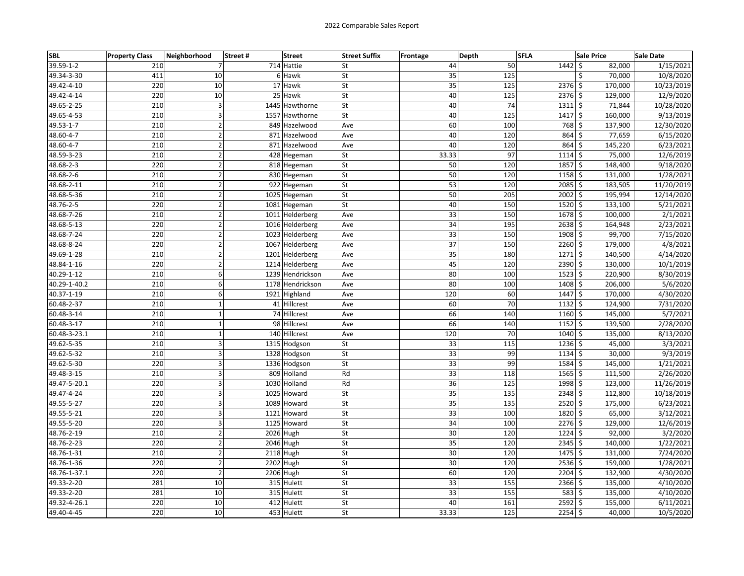2022 Comparable Sales Report

| SBL | Property Class | Neighborhood | Street # | Street | Street Suffix | Frontage | Depth | SFLA | Sale Price | Sale Date |
|---|---|---|---|---|---|---|---|---|---|---|
| 39.59-1-2 | 210 | 7 | 714 | Hattie | St | 44 | 50 | 1442 | $ 82,000 | 1/15/2021 |
| 49.34-3-30 | 411 | 10 | 6 | Hawk | St | 35 | 125 | | $ 70,000 | 10/8/2020 |
| 49.42-4-10 | 220 | 10 | 17 | Hawk | St | 35 | 125 | 2376 | $ 170,000 | 10/23/2019 |
| 49.42-4-14 | 220 | 10 | 25 | Hawk | St | 40 | 125 | 2376 | $ 129,000 | 12/9/2020 |
| 49.65-2-25 | 210 | 3 | 1445 | Hawthorne | St | 40 | 74 | 1311 | $ 71,844 | 10/28/2020 |
| 49.65-4-53 | 210 | 3 | 1557 | Hawthorne | St | 40 | 125 | 1417 | $ 160,000 | 9/13/2019 |
| 49.53-1-7 | 210 | 2 | 849 | Hazelwood | Ave | 60 | 100 | 768 | $ 137,900 | 12/30/2020 |
| 48.60-4-7 | 210 | 2 | 871 | Hazelwood | Ave | 40 | 120 | 864 | $ 77,659 | 6/15/2020 |
| 48.60-4-7 | 210 | 2 | 871 | Hazelwood | Ave | 40 | 120 | 864 | $ 145,220 | 6/23/2021 |
| 48.59-3-23 | 210 | 2 | 428 | Hegeman | St | 33.33 | 97 | 1114 | $ 75,000 | 12/6/2019 |
| 48.68-2-3 | 220 | 2 | 818 | Hegeman | St | 50 | 120 | 1857 | $ 148,400 | 9/18/2020 |
| 48.68-2-6 | 210 | 2 | 830 | Hegeman | St | 50 | 120 | 1158 | $ 131,000 | 1/28/2021 |
| 48.68-2-11 | 210 | 2 | 922 | Hegeman | St | 53 | 120 | 2085 | $ 183,505 | 11/20/2019 |
| 48.68-5-36 | 210 | 2 | 1025 | Hegeman | St | 50 | 205 | 2002 | $ 195,994 | 12/14/2020 |
| 48.76-2-5 | 220 | 2 | 1081 | Hegeman | St | 40 | 150 | 1520 | $ 133,100 | 5/21/2021 |
| 48.68-7-26 | 210 | 2 | 1011 | Helderberg | Ave | 33 | 150 | 1678 | $ 100,000 | 2/1/2021 |
| 48.68-5-13 | 220 | 2 | 1016 | Helderberg | Ave | 34 | 195 | 2638 | $ 164,948 | 2/23/2021 |
| 48.68-7-24 | 220 | 2 | 1023 | Helderberg | Ave | 33 | 150 | 1908 | $ 99,700 | 7/15/2020 |
| 48.68-8-24 | 220 | 2 | 1067 | Helderberg | Ave | 37 | 150 | 2260 | $ 179,000 | 4/8/2021 |
| 49.69-1-28 | 210 | 2 | 1201 | Helderberg | Ave | 35 | 180 | 1271 | $ 140,500 | 4/14/2020 |
| 48.84-1-16 | 220 | 2 | 1214 | Helderberg | Ave | 45 | 120 | 2390 | $ 130,000 | 10/1/2019 |
| 40.29-1-12 | 210 | 6 | 1239 | Hendrickson | Ave | 80 | 100 | 1523 | $ 220,900 | 8/30/2019 |
| 40.29-1-40.2 | 210 | 6 | 1178 | Hendrickson | Ave | 80 | 100 | 1408 | $ 206,000 | 5/6/2020 |
| 40.37-1-19 | 210 | 6 | 1921 | Highland | Ave | 120 | 60 | 1447 | $ 170,000 | 4/30/2020 |
| 60.48-2-37 | 210 | 1 | 41 | Hillcrest | Ave | 60 | 70 | 1132 | $ 124,900 | 7/31/2020 |
| 60.48-3-14 | 210 | 1 | 74 | Hillcrest | Ave | 66 | 140 | 1160 | $ 145,000 | 5/7/2021 |
| 60.48-3-17 | 210 | 1 | 98 | Hillcrest | Ave | 66 | 140 | 1152 | $ 139,500 | 2/28/2020 |
| 60.48-3-23.1 | 210 | 1 | 140 | Hillcrest | Ave | 120 | 70 | 1040 | $ 135,000 | 8/13/2020 |
| 49.62-5-35 | 210 | 3 | 1315 | Hodgson | St | 33 | 115 | 1236 | $ 45,000 | 3/3/2021 |
| 49.62-5-32 | 210 | 3 | 1328 | Hodgson | St | 33 | 99 | 1134 | $ 30,000 | 9/3/2019 |
| 49.62-5-30 | 220 | 3 | 1336 | Hodgson | St | 33 | 99 | 1584 | $ 145,000 | 1/21/2021 |
| 49.48-3-15 | 210 | 3 | 809 | Holland | Rd | 33 | 118 | 1565 | $ 111,500 | 2/26/2020 |
| 49.47-5-20.1 | 220 | 3 | 1030 | Holland | Rd | 36 | 125 | 1998 | $ 123,000 | 11/26/2019 |
| 49.47-4-24 | 220 | 3 | 1025 | Howard | St | 35 | 135 | 2348 | $ 112,800 | 10/18/2019 |
| 49.55-5-27 | 220 | 3 | 1089 | Howard | St | 35 | 135 | 2520 | $ 175,000 | 6/23/2021 |
| 49.55-5-21 | 220 | 3 | 1121 | Howard | St | 33 | 100 | 1820 | $ 65,000 | 3/12/2021 |
| 49.55-5-20 | 220 | 3 | 1125 | Howard | St | 34 | 100 | 2276 | $ 129,000 | 12/6/2019 |
| 48.76-2-19 | 210 | 2 | 2026 | Hugh | St | 30 | 120 | 1224 | $ 92,000 | 3/2/2020 |
| 48.76-2-23 | 220 | 2 | 2046 | Hugh | St | 35 | 120 | 2345 | $ 140,000 | 1/22/2021 |
| 48.76-1-31 | 210 | 2 | 2118 | Hugh | St | 30 | 120 | 1475 | $ 131,000 | 7/24/2020 |
| 48.76-1-36 | 220 | 2 | 2202 | Hugh | St | 30 | 120 | 2536 | $ 159,000 | 1/28/2021 |
| 48.76-1-37.1 | 220 | 2 | 2206 | Hugh | St | 60 | 120 | 2204 | $ 132,900 | 4/30/2020 |
| 49.33-2-20 | 281 | 10 | 315 | Hulett | St | 33 | 155 | 2366 | $ 135,000 | 4/10/2020 |
| 49.33-2-20 | 281 | 10 | 315 | Hulett | St | 33 | 155 | 583 | $ 135,000 | 4/10/2020 |
| 49.32-4-26.1 | 220 | 10 | 412 | Hulett | St | 40 | 161 | 2592 | $ 155,000 | 6/11/2021 |
| 49.40-4-45 | 220 | 10 | 453 | Hulett | St | 33.33 | 125 | 2254 | $ 40,000 | 10/5/2020 |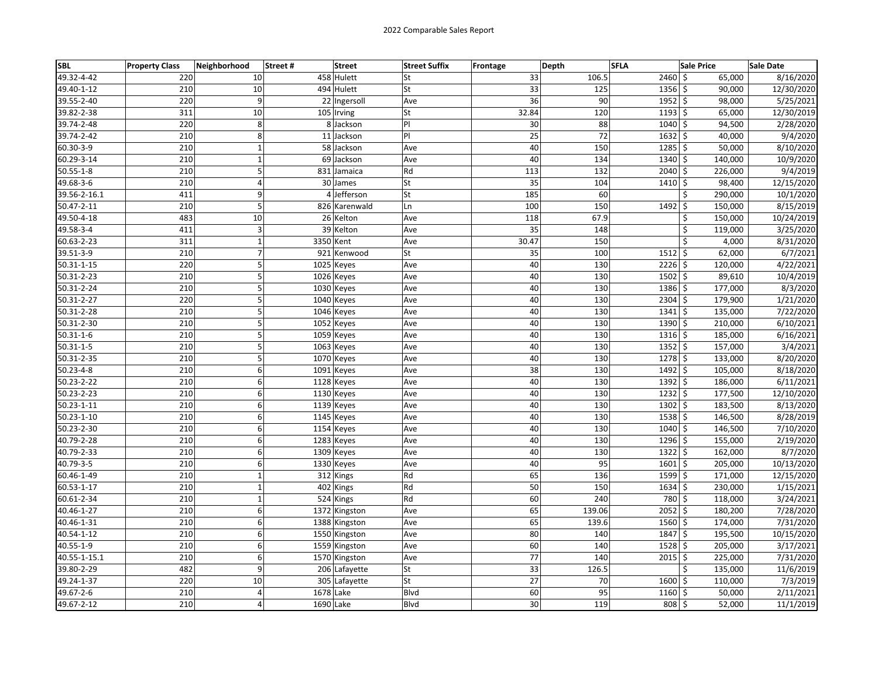2022 Comparable Sales Report

| SBL | Property Class | Neighborhood | Street # | Street | Street Suffix | Frontage | Depth | SFLA | Sale Price | Sale Date |
|---|---|---|---|---|---|---|---|---|---|---|
| 49.32-4-42 | 220 | 10 | 458 | Hulett | St | 33 | 106.5 | 2460 | $ 65,000 | 8/16/2020 |
| 49.40-1-12 | 210 | 10 | 494 | Hulett | St | 33 | 125 | 1356 | $ 90,000 | 12/30/2020 |
| 39.55-2-40 | 220 | 9 | 22 | Ingersoll | Ave | 36 | 90 | 1952 | $ 98,000 | 5/25/2021 |
| 39.82-2-38 | 311 | 10 | 105 | Irving | St | 32.84 | 120 | 1193 | $ 65,000 | 12/30/2019 |
| 39.74-2-48 | 220 | 8 | 8 | Jackson | Pl | 30 | 88 | 1040 | $ 94,500 | 2/28/2020 |
| 39.74-2-42 | 210 | 8 | 11 | Jackson | Pl | 25 | 72 | 1632 | $ 40,000 | 9/4/2020 |
| 60.30-3-9 | 210 | 1 | 58 | Jackson | Ave | 40 | 150 | 1285 | $ 50,000 | 8/10/2020 |
| 60.29-3-14 | 210 | 1 | 69 | Jackson | Ave | 40 | 134 | 1340 | $ 140,000 | 10/9/2020 |
| 50.55-1-8 | 210 | 5 | 831 | Jamaica | Rd | 113 | 132 | 2040 | $ 226,000 | 9/4/2019 |
| 49.68-3-6 | 210 | 4 | 30 | James | St | 35 | 104 | 1410 | $ 98,400 | 12/15/2020 |
| 39.56-2-16.1 | 411 | 9 | 4 | Jefferson | St | 185 | 60 | | $ 290,000 | 10/1/2020 |
| 50.47-2-11 | 210 | 5 | 826 | Karenwald | Ln | 100 | 150 | 1492 | $ 150,000 | 8/15/2019 |
| 49.50-4-18 | 483 | 10 | 26 | Kelton | Ave | 118 | 67.9 | | $ 150,000 | 10/24/2019 |
| 49.58-3-4 | 411 | 3 | 39 | Kelton | Ave | 35 | 148 | | $ 119,000 | 3/25/2020 |
| 60.63-2-23 | 311 | 1 | 3350 | Kent | Ave | 30.47 | 150 | | $ 4,000 | 8/31/2020 |
| 39.51-3-9 | 210 | 7 | 921 | Kenwood | St | 35 | 100 | 1512 | $ 62,000 | 6/7/2021 |
| 50.31-1-15 | 220 | 5 | 1025 | Keyes | Ave | 40 | 130 | 2226 | $ 120,000 | 4/22/2021 |
| 50.31-2-23 | 210 | 5 | 1026 | Keyes | Ave | 40 | 130 | 1502 | $ 89,610 | 10/4/2019 |
| 50.31-2-24 | 210 | 5 | 1030 | Keyes | Ave | 40 | 130 | 1386 | $ 177,000 | 8/3/2020 |
| 50.31-2-27 | 220 | 5 | 1040 | Keyes | Ave | 40 | 130 | 2304 | $ 179,900 | 1/21/2020 |
| 50.31-2-28 | 210 | 5 | 1046 | Keyes | Ave | 40 | 130 | 1341 | $ 135,000 | 7/22/2020 |
| 50.31-2-30 | 210 | 5 | 1052 | Keyes | Ave | 40 | 130 | 1390 | $ 210,000 | 6/10/2021 |
| 50.31-1-6 | 210 | 5 | 1059 | Keyes | Ave | 40 | 130 | 1316 | $ 185,000 | 6/16/2021 |
| 50.31-1-5 | 210 | 5 | 1063 | Keyes | Ave | 40 | 130 | 1352 | $ 157,000 | 3/4/2021 |
| 50.31-2-35 | 210 | 5 | 1070 | Keyes | Ave | 40 | 130 | 1278 | $ 133,000 | 8/20/2020 |
| 50.23-4-8 | 210 | 6 | 1091 | Keyes | Ave | 38 | 130 | 1492 | $ 105,000 | 8/18/2020 |
| 50.23-2-22 | 210 | 6 | 1128 | Keyes | Ave | 40 | 130 | 1392 | $ 186,000 | 6/11/2021 |
| 50.23-2-23 | 210 | 6 | 1130 | Keyes | Ave | 40 | 130 | 1232 | $ 177,500 | 12/10/2020 |
| 50.23-1-11 | 210 | 6 | 1139 | Keyes | Ave | 40 | 130 | 1302 | $ 183,500 | 8/13/2020 |
| 50.23-1-10 | 210 | 6 | 1145 | Keyes | Ave | 40 | 130 | 1538 | $ 146,500 | 8/28/2019 |
| 50.23-2-30 | 210 | 6 | 1154 | Keyes | Ave | 40 | 130 | 1040 | $ 146,500 | 7/10/2020 |
| 40.79-2-28 | 210 | 6 | 1283 | Keyes | Ave | 40 | 130 | 1296 | $ 155,000 | 2/19/2020 |
| 40.79-2-33 | 210 | 6 | 1309 | Keyes | Ave | 40 | 130 | 1322 | $ 162,000 | 8/7/2020 |
| 40.79-3-5 | 210 | 6 | 1330 | Keyes | Ave | 40 | 95 | 1601 | $ 205,000 | 10/13/2020 |
| 60.46-1-49 | 210 | 1 | 312 | Kings | Rd | 65 | 136 | 1599 | $ 171,000 | 12/15/2020 |
| 60.53-1-17 | 210 | 1 | 402 | Kings | Rd | 50 | 150 | 1634 | $ 230,000 | 1/15/2021 |
| 60.61-2-34 | 210 | 1 | 524 | Kings | Rd | 60 | 240 | 780 | $ 118,000 | 3/24/2021 |
| 40.46-1-27 | 210 | 6 | 1372 | Kingston | Ave | 65 | 139.06 | 2052 | $ 180,200 | 7/28/2020 |
| 40.46-1-31 | 210 | 6 | 1388 | Kingston | Ave | 65 | 139.6 | 1560 | $ 174,000 | 7/31/2020 |
| 40.54-1-12 | 210 | 6 | 1550 | Kingston | Ave | 80 | 140 | 1847 | $ 195,500 | 10/15/2020 |
| 40.55-1-9 | 210 | 6 | 1559 | Kingston | Ave | 60 | 140 | 1528 | $ 205,000 | 3/17/2021 |
| 40.55-1-15.1 | 210 | 6 | 1570 | Kingston | Ave | 77 | 140 | 2015 | $ 225,000 | 7/31/2020 |
| 39.80-2-29 | 482 | 9 | 206 | Lafayette | St | 33 | 126.5 | | $ 135,000 | 11/6/2019 |
| 49.24-1-37 | 220 | 10 | 305 | Lafayette | St | 27 | 70 | 1600 | $ 110,000 | 7/3/2019 |
| 49.67-2-6 | 210 | 4 | 1678 | Lake | Blvd | 60 | 95 | 1160 | $ 50,000 | 2/11/2021 |
| 49.67-2-12 | 210 | 4 | 1690 | Lake | Blvd | 30 | 119 | 808 | $ 52,000 | 11/1/2019 |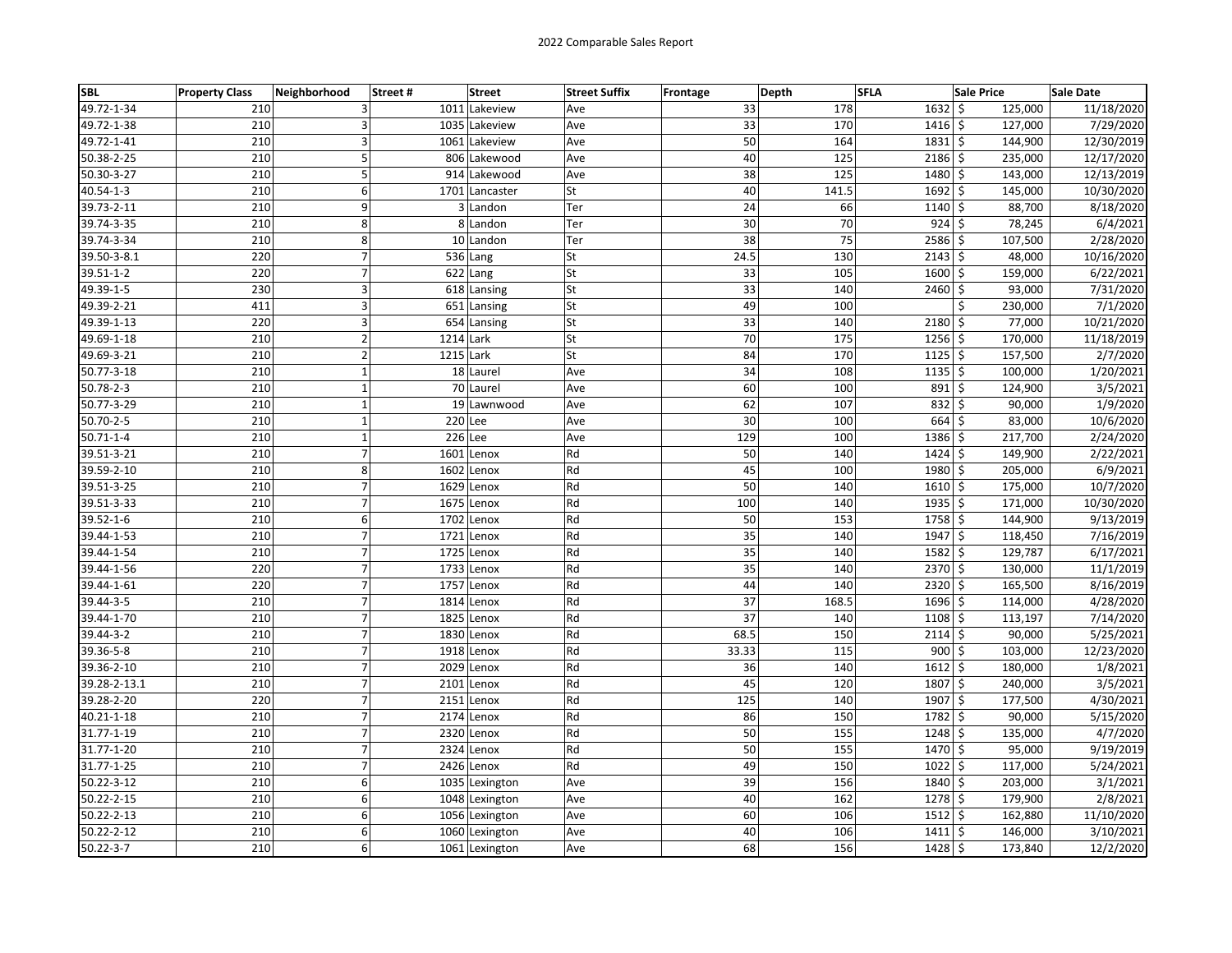2022 Comparable Sales Report

| SBL | Property Class | Neighborhood | Street # | Street | Street Suffix | Frontage | Depth | SFLA | Sale Price | Sale Date |
|---|---|---|---|---|---|---|---|---|---|---|
| 49.72-1-34 | 210 | 3 | 1011 | Lakeview | Ave | 33 | 178 | 1632 | $ 125,000 | 11/18/2020 |
| 49.72-1-38 | 210 | 3 | 1035 | Lakeview | Ave | 33 | 170 | 1416 | $ 127,000 | 7/29/2020 |
| 49.72-1-41 | 210 | 3 | 1061 | Lakeview | Ave | 50 | 164 | 1831 | $ 144,900 | 12/30/2019 |
| 50.38-2-25 | 210 | 5 | 806 | Lakewood | Ave | 40 | 125 | 2186 | $ 235,000 | 12/17/2020 |
| 50.30-3-27 | 210 | 5 | 914 | Lakewood | Ave | 38 | 125 | 1480 | $ 143,000 | 12/13/2019 |
| 40.54-1-3 | 210 | 6 | 1701 | Lancaster | St | 40 | 141.5 | 1692 | $ 145,000 | 10/30/2020 |
| 39.73-2-11 | 210 | 9 | 3 | Landon | Ter | 24 | 66 | 1140 | $ 88,700 | 8/18/2020 |
| 39.74-3-35 | 210 | 8 | 8 | Landon | Ter | 30 | 70 | 924 | $ 78,245 | 6/4/2021 |
| 39.74-3-34 | 210 | 8 | 10 | Landon | Ter | 38 | 75 | 2586 | $ 107,500 | 2/28/2020 |
| 39.50-3-8.1 | 220 | 7 | 536 | Lang | St | 24.5 | 130 | 2143 | $ 48,000 | 10/16/2020 |
| 39.51-1-2 | 220 | 7 | 622 | Lang | St | 33 | 105 | 1600 | $ 159,000 | 6/22/2021 |
| 49.39-1-5 | 230 | 3 | 618 | Lansing | St | 33 | 140 | 2460 | $ 93,000 | 7/31/2020 |
| 49.39-2-21 | 411 | 3 | 651 | Lansing | St | 49 | 100 | | $ 230,000 | 7/1/2020 |
| 49.39-1-13 | 220 | 3 | 654 | Lansing | St | 33 | 140 | 2180 | $ 77,000 | 10/21/2020 |
| 49.69-1-18 | 210 | 2 | 1214 | Lark | St | 70 | 175 | 1256 | $ 170,000 | 11/18/2019 |
| 49.69-3-21 | 210 | 2 | 1215 | Lark | St | 84 | 170 | 1125 | $ 157,500 | 2/7/2020 |
| 50.77-3-18 | 210 | 1 | 18 | Laurel | Ave | 34 | 108 | 1135 | $ 100,000 | 1/20/2021 |
| 50.78-2-3 | 210 | 1 | 70 | Laurel | Ave | 60 | 100 | 891 | $ 124,900 | 3/5/2021 |
| 50.77-3-29 | 210 | 1 | 19 | Lawnwood | Ave | 62 | 107 | 832 | $ 90,000 | 1/9/2020 |
| 50.70-2-5 | 210 | 1 | 220 | Lee | Ave | 30 | 100 | 664 | $ 83,000 | 10/6/2020 |
| 50.71-1-4 | 210 | 1 | 226 | Lee | Ave | 129 | 100 | 1386 | $ 217,700 | 2/24/2020 |
| 39.51-3-21 | 210 | 7 | 1601 | Lenox | Rd | 50 | 140 | 1424 | $ 149,900 | 2/22/2021 |
| 39.59-2-10 | 210 | 8 | 1602 | Lenox | Rd | 45 | 100 | 1980 | $ 205,000 | 6/9/2021 |
| 39.51-3-25 | 210 | 7 | 1629 | Lenox | Rd | 50 | 140 | 1610 | $ 175,000 | 10/7/2020 |
| 39.51-3-33 | 210 | 7 | 1675 | Lenox | Rd | 100 | 140 | 1935 | $ 171,000 | 10/30/2020 |
| 39.52-1-6 | 210 | 6 | 1702 | Lenox | Rd | 50 | 153 | 1758 | $ 144,900 | 9/13/2019 |
| 39.44-1-53 | 210 | 7 | 1721 | Lenox | Rd | 35 | 140 | 1947 | $ 118,450 | 7/16/2019 |
| 39.44-1-54 | 210 | 7 | 1725 | Lenox | Rd | 35 | 140 | 1582 | $ 129,787 | 6/17/2021 |
| 39.44-1-56 | 220 | 7 | 1733 | Lenox | Rd | 35 | 140 | 2370 | $ 130,000 | 11/1/2019 |
| 39.44-1-61 | 220 | 7 | 1757 | Lenox | Rd | 44 | 140 | 2320 | $ 165,500 | 8/16/2019 |
| 39.44-3-5 | 210 | 7 | 1814 | Lenox | Rd | 37 | 168.5 | 1696 | $ 114,000 | 4/28/2020 |
| 39.44-1-70 | 210 | 7 | 1825 | Lenox | Rd | 37 | 140 | 1108 | $ 113,197 | 7/14/2020 |
| 39.44-3-2 | 210 | 7 | 1830 | Lenox | Rd | 68.5 | 150 | 2114 | $ 90,000 | 5/25/2021 |
| 39.36-5-8 | 210 | 7 | 1918 | Lenox | Rd | 33.33 | 115 | 900 | $ 103,000 | 12/23/2020 |
| 39.36-2-10 | 210 | 7 | 2029 | Lenox | Rd | 36 | 140 | 1612 | $ 180,000 | 1/8/2021 |
| 39.28-2-13.1 | 210 | 7 | 2101 | Lenox | Rd | 45 | 120 | 1807 | $ 240,000 | 3/5/2021 |
| 39.28-2-20 | 220 | 7 | 2151 | Lenox | Rd | 125 | 140 | 1907 | $ 177,500 | 4/30/2021 |
| 40.21-1-18 | 210 | 7 | 2174 | Lenox | Rd | 86 | 150 | 1782 | $ 90,000 | 5/15/2020 |
| 31.77-1-19 | 210 | 7 | 2320 | Lenox | Rd | 50 | 155 | 1248 | $ 135,000 | 4/7/2020 |
| 31.77-1-20 | 210 | 7 | 2324 | Lenox | Rd | 50 | 155 | 1470 | $ 95,000 | 9/19/2019 |
| 31.77-1-25 | 210 | 7 | 2426 | Lenox | Rd | 49 | 150 | 1022 | $ 117,000 | 5/24/2021 |
| 50.22-3-12 | 210 | 6 | 1035 | Lexington | Ave | 39 | 156 | 1840 | $ 203,000 | 3/1/2021 |
| 50.22-2-15 | 210 | 6 | 1048 | Lexington | Ave | 40 | 162 | 1278 | $ 179,900 | 2/8/2021 |
| 50.22-2-13 | 210 | 6 | 1056 | Lexington | Ave | 60 | 106 | 1512 | $ 162,880 | 11/10/2020 |
| 50.22-2-12 | 210 | 6 | 1060 | Lexington | Ave | 40 | 106 | 1411 | $ 146,000 | 3/10/2021 |
| 50.22-3-7 | 210 | 6 | 1061 | Lexington | Ave | 68 | 156 | 1428 | $ 173,840 | 12/2/2020 |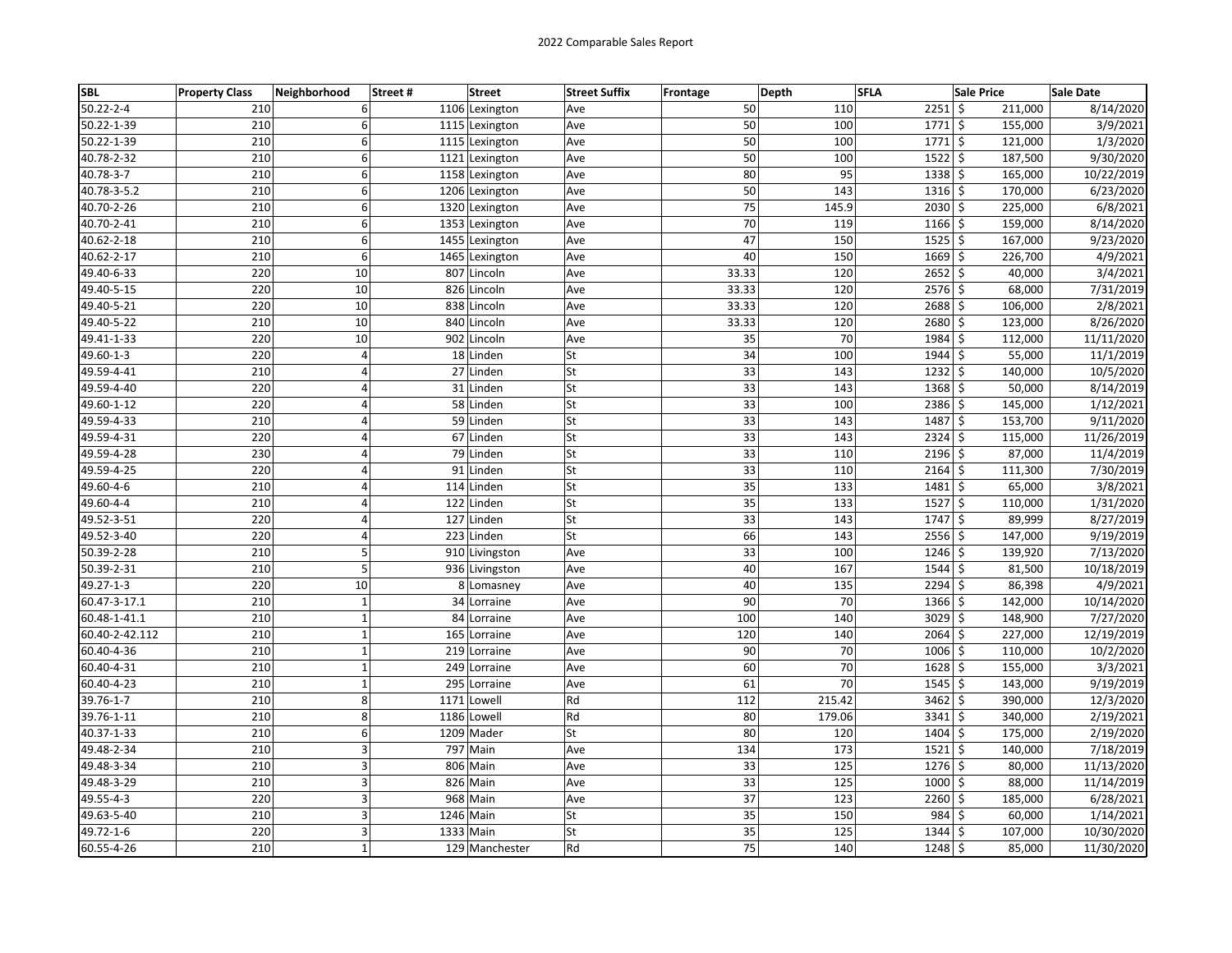2022 Comparable Sales Report

| SBL | Property Class | Neighborhood | Street # | Street | Street Suffix | Frontage | Depth | SFLA | Sale Price | Sale Date |
|---|---|---|---|---|---|---|---|---|---|---|
| 50.22-2-4 | 210 | 6 | 1106 | Lexington | Ave | 50 | 110 | 2251 | $ 211,000 | 8/14/2020 |
| 50.22-1-39 | 210 | 6 | 1115 | Lexington | Ave | 50 | 100 | 1771 | $ 155,000 | 3/9/2021 |
| 50.22-1-39 | 210 | 6 | 1115 | Lexington | Ave | 50 | 100 | 1771 | $ 121,000 | 1/3/2020 |
| 40.78-2-32 | 210 | 6 | 1121 | Lexington | Ave | 50 | 100 | 1522 | $ 187,500 | 9/30/2020 |
| 40.78-3-7 | 210 | 6 | 1158 | Lexington | Ave | 80 | 95 | 1338 | $ 165,000 | 10/22/2019 |
| 40.78-3-5.2 | 210 | 6 | 1206 | Lexington | Ave | 50 | 143 | 1316 | $ 170,000 | 6/23/2020 |
| 40.70-2-26 | 210 | 6 | 1320 | Lexington | Ave | 75 | 145.9 | 2030 | $ 225,000 | 6/8/2021 |
| 40.70-2-41 | 210 | 6 | 1353 | Lexington | Ave | 70 | 119 | 1166 | $ 159,000 | 8/14/2020 |
| 40.62-2-18 | 210 | 6 | 1455 | Lexington | Ave | 47 | 150 | 1525 | $ 167,000 | 9/23/2020 |
| 40.62-2-17 | 210 | 6 | 1465 | Lexington | Ave | 40 | 150 | 1669 | $ 226,700 | 4/9/2021 |
| 49.40-6-33 | 220 | 10 | 807 | Lincoln | Ave | 33.33 | 120 | 2652 | $ 40,000 | 3/4/2021 |
| 49.40-5-15 | 220 | 10 | 826 | Lincoln | Ave | 33.33 | 120 | 2576 | $ 68,000 | 7/31/2019 |
| 49.40-5-21 | 220 | 10 | 838 | Lincoln | Ave | 33.33 | 120 | 2688 | $ 106,000 | 2/8/2021 |
| 49.40-5-22 | 210 | 10 | 840 | Lincoln | Ave | 33.33 | 120 | 2680 | $ 123,000 | 8/26/2020 |
| 49.41-1-33 | 220 | 10 | 902 | Lincoln | Ave | 35 | 70 | 1984 | $ 112,000 | 11/11/2020 |
| 49.60-1-3 | 220 | 4 | 18 | Linden | St | 34 | 100 | 1944 | $ 55,000 | 11/1/2019 |
| 49.59-4-41 | 210 | 4 | 27 | Linden | St | 33 | 143 | 1232 | $ 140,000 | 10/5/2020 |
| 49.59-4-40 | 220 | 4 | 31 | Linden | St | 33 | 143 | 1368 | $ 50,000 | 8/14/2019 |
| 49.60-1-12 | 220 | 4 | 58 | Linden | St | 33 | 100 | 2386 | $ 145,000 | 1/12/2021 |
| 49.59-4-33 | 210 | 4 | 59 | Linden | St | 33 | 143 | 1487 | $ 153,700 | 9/11/2020 |
| 49.59-4-31 | 220 | 4 | 67 | Linden | St | 33 | 143 | 2324 | $ 115,000 | 11/26/2019 |
| 49.59-4-28 | 230 | 4 | 79 | Linden | St | 33 | 110 | 2196 | $ 87,000 | 11/4/2019 |
| 49.59-4-25 | 220 | 4 | 91 | Linden | St | 33 | 110 | 2164 | $ 111,300 | 7/30/2019 |
| 49.60-4-6 | 210 | 4 | 114 | Linden | St | 35 | 133 | 1481 | $ 65,000 | 3/8/2021 |
| 49.60-4-4 | 210 | 4 | 122 | Linden | St | 35 | 133 | 1527 | $ 110,000 | 1/31/2020 |
| 49.52-3-51 | 220 | 4 | 127 | Linden | St | 33 | 143 | 1747 | $ 89,999 | 8/27/2019 |
| 49.52-3-40 | 220 | 4 | 223 | Linden | St | 66 | 143 | 2556 | $ 147,000 | 9/19/2019 |
| 50.39-2-28 | 210 | 5 | 910 | Livingston | Ave | 33 | 100 | 1246 | $ 139,920 | 7/13/2020 |
| 50.39-2-31 | 210 | 5 | 936 | Livingston | Ave | 40 | 167 | 1544 | $ 81,500 | 10/18/2019 |
| 49.27-1-3 | 220 | 10 | 8 | Lomasney | Ave | 40 | 135 | 2294 | $ 86,398 | 4/9/2021 |
| 60.47-3-17.1 | 210 | 1 | 34 | Lorraine | Ave | 90 | 70 | 1366 | $ 142,000 | 10/14/2020 |
| 60.48-1-41.1 | 210 | 1 | 84 | Lorraine | Ave | 100 | 140 | 3029 | $ 148,900 | 7/27/2020 |
| 60.40-2-42.112 | 210 | 1 | 165 | Lorraine | Ave | 120 | 140 | 2064 | $ 227,000 | 12/19/2019 |
| 60.40-4-36 | 210 | 1 | 219 | Lorraine | Ave | 90 | 70 | 1006 | $ 110,000 | 10/2/2020 |
| 60.40-4-31 | 210 | 1 | 249 | Lorraine | Ave | 60 | 70 | 1628 | $ 155,000 | 3/3/2021 |
| 60.40-4-23 | 210 | 1 | 295 | Lorraine | Ave | 61 | 70 | 1545 | $ 143,000 | 9/19/2019 |
| 39.76-1-7 | 210 | 8 | 1171 | Lowell | Rd | 112 | 215.42 | 3462 | $ 390,000 | 12/3/2020 |
| 39.76-1-11 | 210 | 8 | 1186 | Lowell | Rd | 80 | 179.06 | 3341 | $ 340,000 | 2/19/2021 |
| 40.37-1-33 | 210 | 6 | 1209 | Mader | St | 80 | 120 | 1404 | $ 175,000 | 2/19/2020 |
| 49.48-2-34 | 210 | 3 | 797 | Main | Ave | 134 | 173 | 1521 | $ 140,000 | 7/18/2019 |
| 49.48-3-34 | 210 | 3 | 806 | Main | Ave | 33 | 125 | 1276 | $ 80,000 | 11/13/2020 |
| 49.48-3-29 | 210 | 3 | 826 | Main | Ave | 33 | 125 | 1000 | $ 88,000 | 11/14/2019 |
| 49.55-4-3 | 220 | 3 | 968 | Main | Ave | 37 | 123 | 2260 | $ 185,000 | 6/28/2021 |
| 49.63-5-40 | 210 | 3 | 1246 | Main | St | 35 | 150 | 984 | $ 60,000 | 1/14/2021 |
| 49.72-1-6 | 220 | 3 | 1333 | Main | St | 35 | 125 | 1344 | $ 107,000 | 10/30/2020 |
| 60.55-4-26 | 210 | 1 | 129 | Manchester | Rd | 75 | 140 | 1248 | $ 85,000 | 11/30/2020 |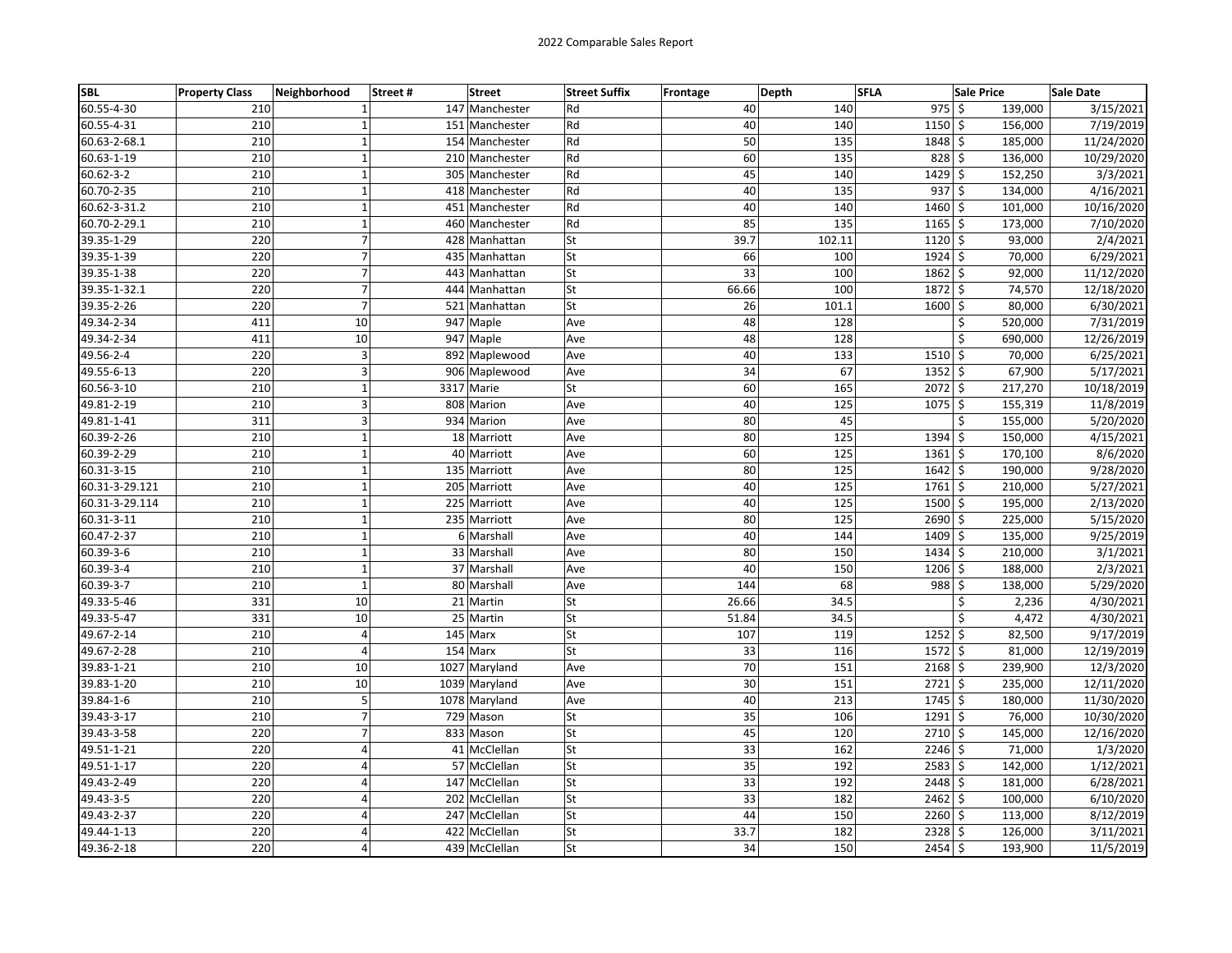# 2022 Comparable Sales Report

| SBL | Property Class | Neighborhood | Street # | Street | Street Suffix | Frontage | Depth | SFLA | Sale Price | Sale Date |
|---|---|---|---|---|---|---|---|---|---|---|
| 60.55-4-30 | 210 | 1 | 147 | Manchester | Rd | 40 | 140 | 975 | $ 139,000 | 3/15/2021 |
| 60.55-4-31 | 210 | 1 | 151 | Manchester | Rd | 40 | 140 | 1150 | $ 156,000 | 7/19/2019 |
| 60.63-2-68.1 | 210 | 1 | 154 | Manchester | Rd | 50 | 135 | 1848 | $ 185,000 | 11/24/2020 |
| 60.63-1-19 | 210 | 1 | 210 | Manchester | Rd | 60 | 135 | 828 | $ 136,000 | 10/29/2020 |
| 60.62-3-2 | 210 | 1 | 305 | Manchester | Rd | 45 | 140 | 1429 | $ 152,250 | 3/3/2021 |
| 60.70-2-35 | 210 | 1 | 418 | Manchester | Rd | 40 | 135 | 937 | $ 134,000 | 4/16/2021 |
| 60.62-3-31.2 | 210 | 1 | 451 | Manchester | Rd | 40 | 140 | 1460 | $ 101,000 | 10/16/2020 |
| 60.70-2-29.1 | 210 | 1 | 460 | Manchester | Rd | 85 | 135 | 1165 | $ 173,000 | 7/10/2020 |
| 39.35-1-29 | 220 | 7 | 428 | Manhattan | St | 39.7 | 102.11 | 1120 | $ 93,000 | 2/4/2021 |
| 39.35-1-39 | 220 | 7 | 435 | Manhattan | St | 66 | 100 | 1924 | $ 70,000 | 6/29/2021 |
| 39.35-1-38 | 220 | 7 | 443 | Manhattan | St | 33 | 100 | 1862 | $ 92,000 | 11/12/2020 |
| 39.35-1-32.1 | 220 | 7 | 444 | Manhattan | St | 66.66 | 100 | 1872 | $ 74,570 | 12/18/2020 |
| 39.35-2-26 | 220 | 7 | 521 | Manhattan | St | 26 | 101.1 | 1600 | $ 80,000 | 6/30/2021 |
| 49.34-2-34 | 411 | 10 | 947 | Maple | Ave | 48 | 128 | | $ 520,000 | 7/31/2019 |
| 49.34-2-34 | 411 | 10 | 947 | Maple | Ave | 48 | 128 | | $ 690,000 | 12/26/2019 |
| 49.56-2-4 | 220 | 3 | 892 | Maplewood | Ave | 40 | 133 | 1510 | $ 70,000 | 6/25/2021 |
| 49.55-6-13 | 220 | 3 | 906 | Maplewood | Ave | 34 | 67 | 1352 | $ 67,900 | 5/17/2021 |
| 60.56-3-10 | 210 | 1 | 3317 | Marie | St | 60 | 165 | 2072 | $ 217,270 | 10/18/2019 |
| 49.81-2-19 | 210 | 3 | 808 | Marion | Ave | 40 | 125 | 1075 | $ 155,319 | 11/8/2019 |
| 49.81-1-41 | 311 | 3 | 934 | Marion | Ave | 80 | 45 | | $ 155,000 | 5/20/2020 |
| 60.39-2-26 | 210 | 1 | 18 | Marriott | Ave | 80 | 125 | 1394 | $ 150,000 | 4/15/2021 |
| 60.39-2-29 | 210 | 1 | 40 | Marriott | Ave | 60 | 125 | 1361 | $ 170,100 | 8/6/2020 |
| 60.31-3-15 | 210 | 1 | 135 | Marriott | Ave | 80 | 125 | 1642 | $ 190,000 | 9/28/2020 |
| 60.31-3-29.121 | 210 | 1 | 205 | Marriott | Ave | 40 | 125 | 1761 | $ 210,000 | 5/27/2021 |
| 60.31-3-29.114 | 210 | 1 | 225 | Marriott | Ave | 40 | 125 | 1500 | $ 195,000 | 2/13/2020 |
| 60.31-3-11 | 210 | 1 | 235 | Marriott | Ave | 80 | 125 | 2690 | $ 225,000 | 5/15/2020 |
| 60.47-2-37 | 210 | 1 | 6 | Marshall | Ave | 40 | 144 | 1409 | $ 135,000 | 9/25/2019 |
| 60.39-3-6 | 210 | 1 | 33 | Marshall | Ave | 80 | 150 | 1434 | $ 210,000 | 3/1/2021 |
| 60.39-3-4 | 210 | 1 | 37 | Marshall | Ave | 40 | 150 | 1206 | $ 188,000 | 2/3/2021 |
| 60.39-3-7 | 210 | 1 | 80 | Marshall | Ave | 144 | 68 | 988 | $ 138,000 | 5/29/2020 |
| 49.33-5-46 | 331 | 10 | 21 | Martin | St | 26.66 | 34.5 | | $ 2,236 | 4/30/2021 |
| 49.33-5-47 | 331 | 10 | 25 | Martin | St | 51.84 | 34.5 | | $ 4,472 | 4/30/2021 |
| 49.67-2-14 | 210 | 4 | 145 | Marx | St | 107 | 119 | 1252 | $ 82,500 | 9/17/2019 |
| 49.67-2-28 | 210 | 4 | 154 | Marx | St | 33 | 116 | 1572 | $ 81,000 | 12/19/2019 |
| 39.83-1-21 | 210 | 10 | 1027 | Maryland | Ave | 70 | 151 | 2168 | $ 239,900 | 12/3/2020 |
| 39.83-1-20 | 210 | 10 | 1039 | Maryland | Ave | 30 | 151 | 2721 | $ 235,000 | 12/11/2020 |
| 39.84-1-6 | 210 | 5 | 1078 | Maryland | Ave | 40 | 213 | 1745 | $ 180,000 | 11/30/2020 |
| 39.43-3-17 | 210 | 7 | 729 | Mason | St | 35 | 106 | 1291 | $ 76,000 | 10/30/2020 |
| 39.43-3-58 | 220 | 7 | 833 | Mason | St | 45 | 120 | 2710 | $ 145,000 | 12/16/2020 |
| 49.51-1-21 | 220 | 4 | 41 | McClellan | St | 33 | 162 | 2246 | $ 71,000 | 1/3/2020 |
| 49.51-1-17 | 220 | 4 | 57 | McClellan | St | 35 | 192 | 2583 | $ 142,000 | 1/12/2021 |
| 49.43-2-49 | 220 | 4 | 147 | McClellan | St | 33 | 192 | 2448 | $ 181,000 | 6/28/2021 |
| 49.43-3-5 | 220 | 4 | 202 | McClellan | St | 33 | 182 | 2462 | $ 100,000 | 6/10/2020 |
| 49.43-2-37 | 220 | 4 | 247 | McClellan | St | 44 | 150 | 2260 | $ 113,000 | 8/12/2019 |
| 49.44-1-13 | 220 | 4 | 422 | McClellan | St | 33.7 | 182 | 2328 | $ 126,000 | 3/11/2021 |
| 49.36-2-18 | 220 | 4 | 439 | McClellan | St | 34 | 150 | 2454 | $ 193,900 | 11/5/2019 |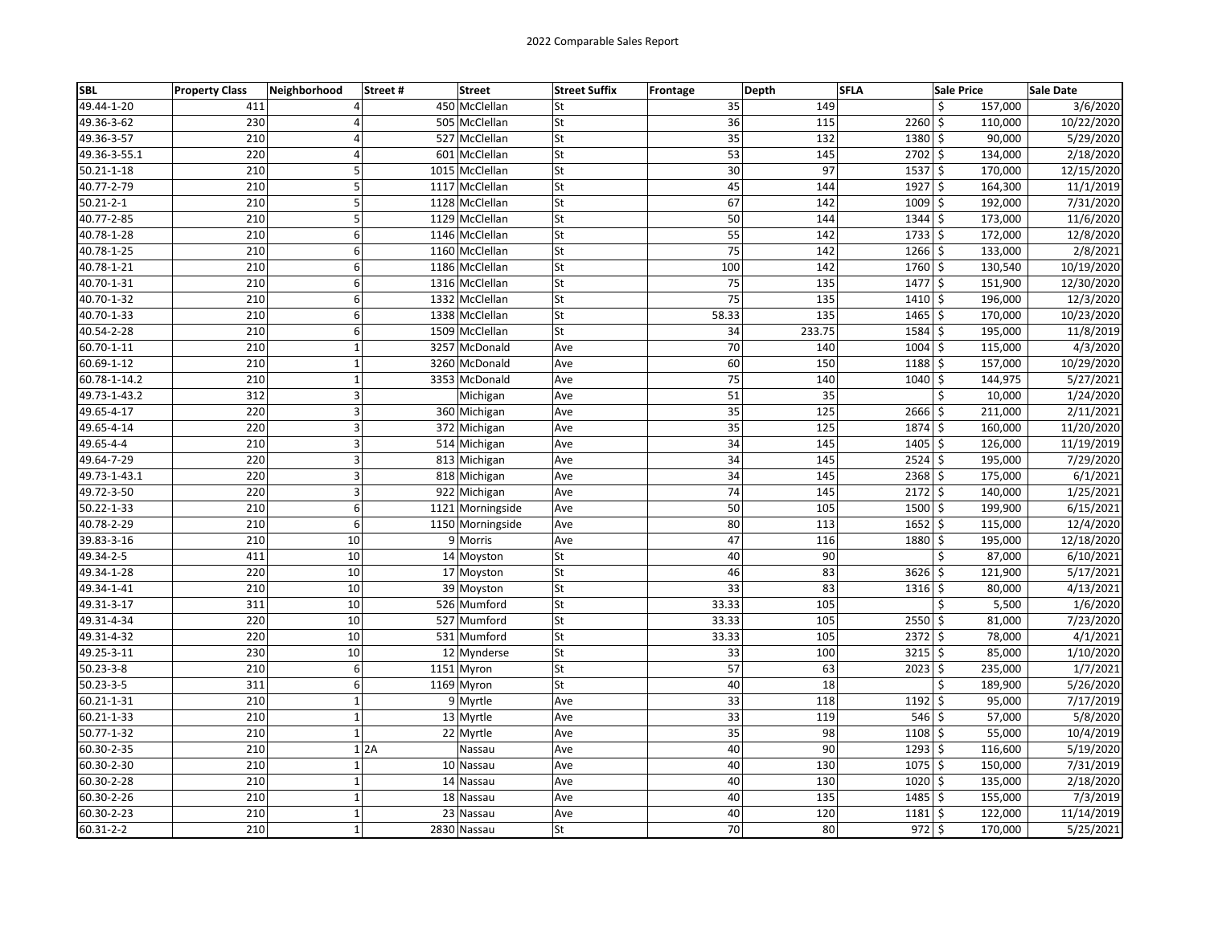# 2022 Comparable Sales Report

| SBL | Property Class | Neighborhood | Street # | Street | Street Suffix | Frontage | Depth | SFLA | Sale Price | Sale Date |
|---|---|---|---|---|---|---|---|---|---|---|
| 49.44-1-20 | 411 | 4 | 450 | McClellan | St | 35 | 149 | | $ 157,000 | 3/6/2020 |
| 49.36-3-62 | 230 | 4 | 505 | McClellan | St | 36 | 115 | 2260 | $ 110,000 | 10/22/2020 |
| 49.36-3-57 | 210 | 4 | 527 | McClellan | St | 35 | 132 | 1380 | $ 90,000 | 5/29/2020 |
| 49.36-3-55.1 | 220 | 4 | 601 | McClellan | St | 53 | 145 | 2702 | $ 134,000 | 2/18/2020 |
| 50.21-1-18 | 210 | 5 | 1015 | McClellan | St | 30 | 97 | 1537 | $ 170,000 | 12/15/2020 |
| 40.77-2-79 | 210 | 5 | 1117 | McClellan | St | 45 | 144 | 1927 | $ 164,300 | 11/1/2019 |
| 50.21-2-1 | 210 | 5 | 1128 | McClellan | St | 67 | 142 | 1009 | $ 192,000 | 7/31/2020 |
| 40.77-2-85 | 210 | 5 | 1129 | McClellan | St | 50 | 144 | 1344 | $ 173,000 | 11/6/2020 |
| 40.78-1-28 | 210 | 6 | 1146 | McClellan | St | 55 | 142 | 1733 | $ 172,000 | 12/8/2020 |
| 40.78-1-25 | 210 | 6 | 1160 | McClellan | St | 75 | 142 | 1266 | $ 133,000 | 2/8/2021 |
| 40.78-1-21 | 210 | 6 | 1186 | McClellan | St | 100 | 142 | 1760 | $ 130,540 | 10/19/2020 |
| 40.70-1-31 | 210 | 6 | 1316 | McClellan | St | 75 | 135 | 1477 | $ 151,900 | 12/30/2020 |
| 40.70-1-32 | 210 | 6 | 1332 | McClellan | St | 75 | 135 | 1410 | $ 196,000 | 12/3/2020 |
| 40.70-1-33 | 210 | 6 | 1338 | McClellan | St | 58.33 | 135 | 1465 | $ 170,000 | 10/23/2020 |
| 40.54-2-28 | 210 | 6 | 1509 | McClellan | St | 34 | 233.75 | 1584 | $ 195,000 | 11/8/2019 |
| 60.70-1-11 | 210 | 1 | 3257 | McDonald | Ave | 70 | 140 | 1004 | $ 115,000 | 4/3/2020 |
| 60.69-1-12 | 210 | 1 | 3260 | McDonald | Ave | 60 | 150 | 1188 | $ 157,000 | 10/29/2020 |
| 60.78-1-14.2 | 210 | 1 | 3353 | McDonald | Ave | 75 | 140 | 1040 | $ 144,975 | 5/27/2021 |
| 49.73-1-43.2 | 312 | 3 | | Michigan | Ave | 51 | 35 | | $ 10,000 | 1/24/2020 |
| 49.65-4-17 | 220 | 3 | 360 | Michigan | Ave | 35 | 125 | 2666 | $ 211,000 | 2/11/2021 |
| 49.65-4-14 | 220 | 3 | 372 | Michigan | Ave | 35 | 125 | 1874 | $ 160,000 | 11/20/2020 |
| 49.65-4-4 | 210 | 3 | 514 | Michigan | Ave | 34 | 145 | 1405 | $ 126,000 | 11/19/2019 |
| 49.64-7-29 | 220 | 3 | 813 | Michigan | Ave | 34 | 145 | 2524 | $ 195,000 | 7/29/2020 |
| 49.73-1-43.1 | 220 | 3 | 818 | Michigan | Ave | 34 | 145 | 2368 | $ 175,000 | 6/1/2021 |
| 49.72-3-50 | 220 | 3 | 922 | Michigan | Ave | 74 | 145 | 2172 | $ 140,000 | 1/25/2021 |
| 50.22-1-33 | 210 | 6 | 1121 | Morningside | Ave | 50 | 105 | 1500 | $ 199,900 | 6/15/2021 |
| 40.78-2-29 | 210 | 6 | 1150 | Morningside | Ave | 80 | 113 | 1652 | $ 115,000 | 12/4/2020 |
| 39.83-3-16 | 210 | 10 | 9 | Morris | Ave | 47 | 116 | 1880 | $ 195,000 | 12/18/2020 |
| 49.34-2-5 | 411 | 10 | 14 | Moyston | St | 40 | 90 | | $ 87,000 | 6/10/2021 |
| 49.34-1-28 | 220 | 10 | 17 | Moyston | St | 46 | 83 | 3626 | $ 121,900 | 5/17/2021 |
| 49.34-1-41 | 210 | 10 | 39 | Moyston | St | 33 | 83 | 1316 | $ 80,000 | 4/13/2021 |
| 49.31-3-17 | 311 | 10 | 526 | Mumford | St | 33.33 | 105 | | $ 5,500 | 1/6/2020 |
| 49.31-4-34 | 220 | 10 | 527 | Mumford | St | 33.33 | 105 | 2550 | $ 81,000 | 7/23/2020 |
| 49.31-4-32 | 220 | 10 | 531 | Mumford | St | 33.33 | 105 | 2372 | $ 78,000 | 4/1/2021 |
| 49.25-3-11 | 230 | 10 | 12 | Mynderse | St | 33 | 100 | 3215 | $ 85,000 | 1/10/2020 |
| 50.23-3-8 | 210 | 6 | 1151 | Myron | St | 57 | 63 | 2023 | $ 235,000 | 1/7/2021 |
| 50.23-3-5 | 311 | 6 | 1169 | Myron | St | 40 | 18 | | $ 189,900 | 5/26/2020 |
| 60.21-1-31 | 210 | 1 | 9 | Myrtle | Ave | 33 | 118 | 1192 | $ 95,000 | 7/17/2019 |
| 60.21-1-33 | 210 | 1 | 13 | Myrtle | Ave | 33 | 119 | 546 | $ 57,000 | 5/8/2020 |
| 50.77-1-32 | 210 | 1 | 22 | Myrtle | Ave | 35 | 98 | 1108 | $ 55,000 | 10/4/2019 |
| 60.30-2-35 | 210 | 1 | 2A | Nassau | Ave | 40 | 90 | 1293 | $ 116,600 | 5/19/2020 |
| 60.30-2-30 | 210 | 1 | 10 | Nassau | Ave | 40 | 130 | 1075 | $ 150,000 | 7/31/2019 |
| 60.30-2-28 | 210 | 1 | 14 | Nassau | Ave | 40 | 130 | 1020 | $ 135,000 | 2/18/2020 |
| 60.30-2-26 | 210 | 1 | 18 | Nassau | Ave | 40 | 135 | 1485 | $ 155,000 | 7/3/2019 |
| 60.30-2-23 | 210 | 1 | 23 | Nassau | Ave | 40 | 120 | 1181 | $ 122,000 | 11/14/2019 |
| 60.31-2-2 | 210 | 1 | 2830 | Nassau | St | 70 | 80 | 972 | $ 170,000 | 5/25/2021 |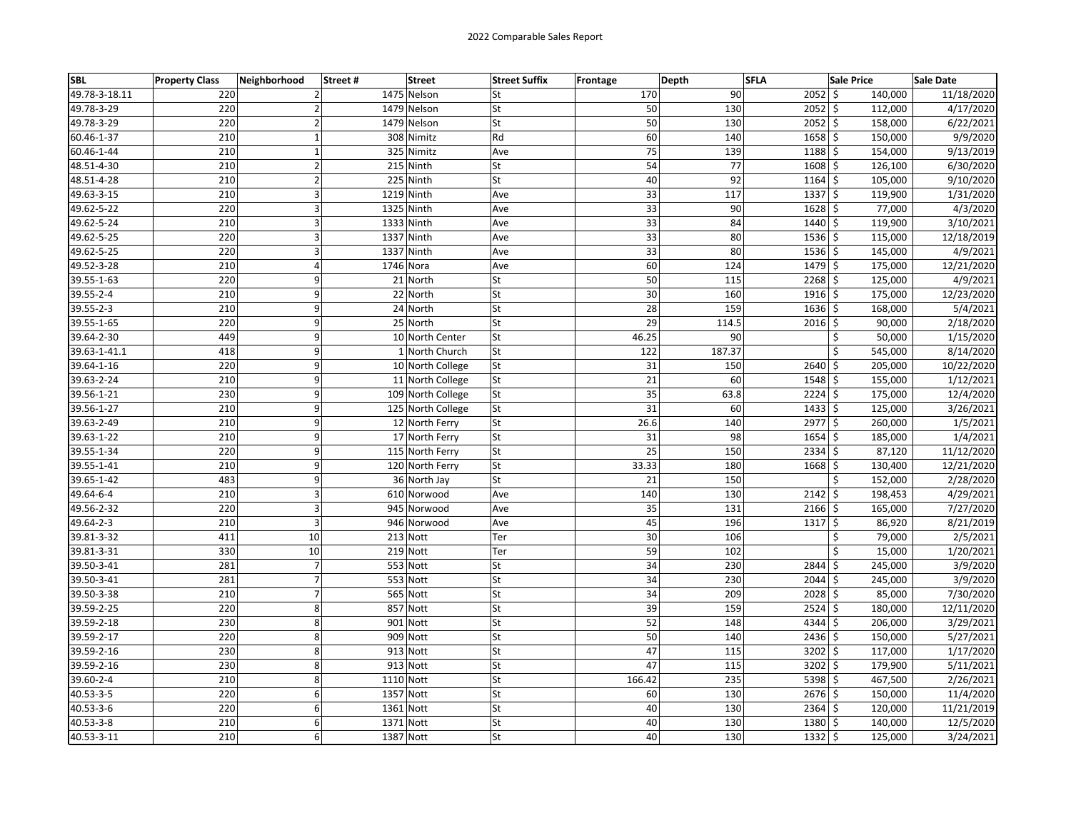2022 Comparable Sales Report

| SBL | Property Class | Neighborhood | Street # | Street | Street Suffix | Frontage | Depth | SFLA | Sale Price | Sale Date |
|---|---|---|---|---|---|---|---|---|---|---|
| 49.78-3-18.11 | 220 | 2 | 1475 | Nelson | St | 170 | 90 | 2052 | $ 140,000 | 11/18/2020 |
| 49.78-3-29 | 220 | 2 | 1479 | Nelson | St | 50 | 130 | 2052 | $ 112,000 | 4/17/2020 |
| 49.78-3-29 | 220 | 2 | 1479 | Nelson | St | 50 | 130 | 2052 | $ 158,000 | 6/22/2021 |
| 60.46-1-37 | 210 | 1 | 308 | Nimitz | Rd | 60 | 140 | 1658 | $ 150,000 | 9/9/2020 |
| 60.46-1-44 | 210 | 1 | 325 | Nimitz | Ave | 75 | 139 | 1188 | $ 154,000 | 9/13/2019 |
| 48.51-4-30 | 210 | 2 | 215 | Ninth | St | 54 | 77 | 1608 | $ 126,100 | 6/30/2020 |
| 48.51-4-28 | 210 | 2 | 225 | Ninth | St | 40 | 92 | 1164 | $ 105,000 | 9/10/2020 |
| 49.63-3-15 | 210 | 3 | 1219 | Ninth | Ave | 33 | 117 | 1337 | $ 119,900 | 1/31/2020 |
| 49.62-5-22 | 220 | 3 | 1325 | Ninth | Ave | 33 | 90 | 1628 | $ 77,000 | 4/3/2020 |
| 49.62-5-24 | 210 | 3 | 1333 | Ninth | Ave | 33 | 84 | 1440 | $ 119,900 | 3/10/2021 |
| 49.62-5-25 | 220 | 3 | 1337 | Ninth | Ave | 33 | 80 | 1536 | $ 115,000 | 12/18/2019 |
| 49.62-5-25 | 220 | 3 | 1337 | Ninth | Ave | 33 | 80 | 1536 | $ 145,000 | 4/9/2021 |
| 49.52-3-28 | 210 | 4 | 1746 | Nora | Ave | 60 | 124 | 1479 | $ 175,000 | 12/21/2020 |
| 39.55-1-63 | 220 | 9 | 21 | North | St | 50 | 115 | 2268 | $ 125,000 | 4/9/2021 |
| 39.55-2-4 | 210 | 9 | 22 | North | St | 30 | 160 | 1916 | $ 175,000 | 12/23/2020 |
| 39.55-2-3 | 210 | 9 | 24 | North | St | 28 | 159 | 1636 | $ 168,000 | 5/4/2021 |
| 39.55-1-65 | 220 | 9 | 25 | North | St | 29 | 114.5 | 2016 | $ 90,000 | 2/18/2020 |
| 39.64-2-30 | 449 | 9 | 10 | North Center | St | 46.25 | 90 | | $ 50,000 | 1/15/2020 |
| 39.63-1-41.1 | 418 | 9 | 1 | North Church | St | 122 | 187.37 | | $ 545,000 | 8/14/2020 |
| 39.64-1-16 | 220 | 9 | 10 | North College | St | 31 | 150 | 2640 | $ 205,000 | 10/22/2020 |
| 39.63-2-24 | 210 | 9 | 11 | North College | St | 21 | 60 | 1548 | $ 155,000 | 1/12/2021 |
| 39.56-1-21 | 230 | 9 | 109 | North College | St | 35 | 63.8 | 2224 | $ 175,000 | 12/4/2020 |
| 39.56-1-27 | 210 | 9 | 125 | North College | St | 31 | 60 | 1433 | $ 125,000 | 3/26/2021 |
| 39.63-2-49 | 210 | 9 | 12 | North Ferry | St | 26.6 | 140 | 2977 | $ 260,000 | 1/5/2021 |
| 39.63-1-22 | 210 | 9 | 17 | North Ferry | St | 31 | 98 | 1654 | $ 185,000 | 1/4/2021 |
| 39.55-1-34 | 220 | 9 | 115 | North Ferry | St | 25 | 150 | 2334 | $ 87,120 | 11/12/2020 |
| 39.55-1-41 | 210 | 9 | 120 | North Ferry | St | 33.33 | 180 | 1668 | $ 130,400 | 12/21/2020 |
| 39.65-1-42 | 483 | 9 | 36 | North Jay | St | 21 | 150 | | $ 152,000 | 2/28/2020 |
| 49.64-6-4 | 210 | 3 | 610 | Norwood | Ave | 140 | 130 | 2142 | $ 198,453 | 4/29/2021 |
| 49.56-2-32 | 220 | 3 | 945 | Norwood | Ave | 35 | 131 | 2166 | $ 165,000 | 7/27/2020 |
| 49.64-2-3 | 210 | 3 | 946 | Norwood | Ave | 45 | 196 | 1317 | $ 86,920 | 8/21/2019 |
| 39.81-3-32 | 411 | 10 | 213 | Nott | Ter | 30 | 106 | | $ 79,000 | 2/5/2021 |
| 39.81-3-31 | 330 | 10 | 219 | Nott | Ter | 59 | 102 | | $ 15,000 | 1/20/2021 |
| 39.50-3-41 | 281 | 7 | 553 | Nott | St | 34 | 230 | 2844 | $ 245,000 | 3/9/2020 |
| 39.50-3-41 | 281 | 7 | 553 | Nott | St | 34 | 230 | 2044 | $ 245,000 | 3/9/2020 |
| 39.50-3-38 | 210 | 7 | 565 | Nott | St | 34 | 209 | 2028 | $ 85,000 | 7/30/2020 |
| 39.59-2-25 | 220 | 8 | 857 | Nott | St | 39 | 159 | 2524 | $ 180,000 | 12/11/2020 |
| 39.59-2-18 | 230 | 8 | 901 | Nott | St | 52 | 148 | 4344 | $ 206,000 | 3/29/2021 |
| 39.59-2-17 | 220 | 8 | 909 | Nott | St | 50 | 140 | 2436 | $ 150,000 | 5/27/2021 |
| 39.59-2-16 | 230 | 8 | 913 | Nott | St | 47 | 115 | 3202 | $ 117,000 | 1/17/2020 |
| 39.59-2-16 | 230 | 8 | 913 | Nott | St | 47 | 115 | 3202 | $ 179,900 | 5/11/2021 |
| 39.60-2-4 | 210 | 8 | 1110 | Nott | St | 166.42 | 235 | 5398 | $ 467,500 | 2/26/2021 |
| 40.53-3-5 | 220 | 6 | 1357 | Nott | St | 60 | 130 | 2676 | $ 150,000 | 11/4/2020 |
| 40.53-3-6 | 220 | 6 | 1361 | Nott | St | 40 | 130 | 2364 | $ 120,000 | 11/21/2019 |
| 40.53-3-8 | 210 | 6 | 1371 | Nott | St | 40 | 130 | 1380 | $ 140,000 | 12/5/2020 |
| 40.53-3-11 | 210 | 6 | 1387 | Nott | St | 40 | 130 | 1332 | $ 125,000 | 3/24/2021 |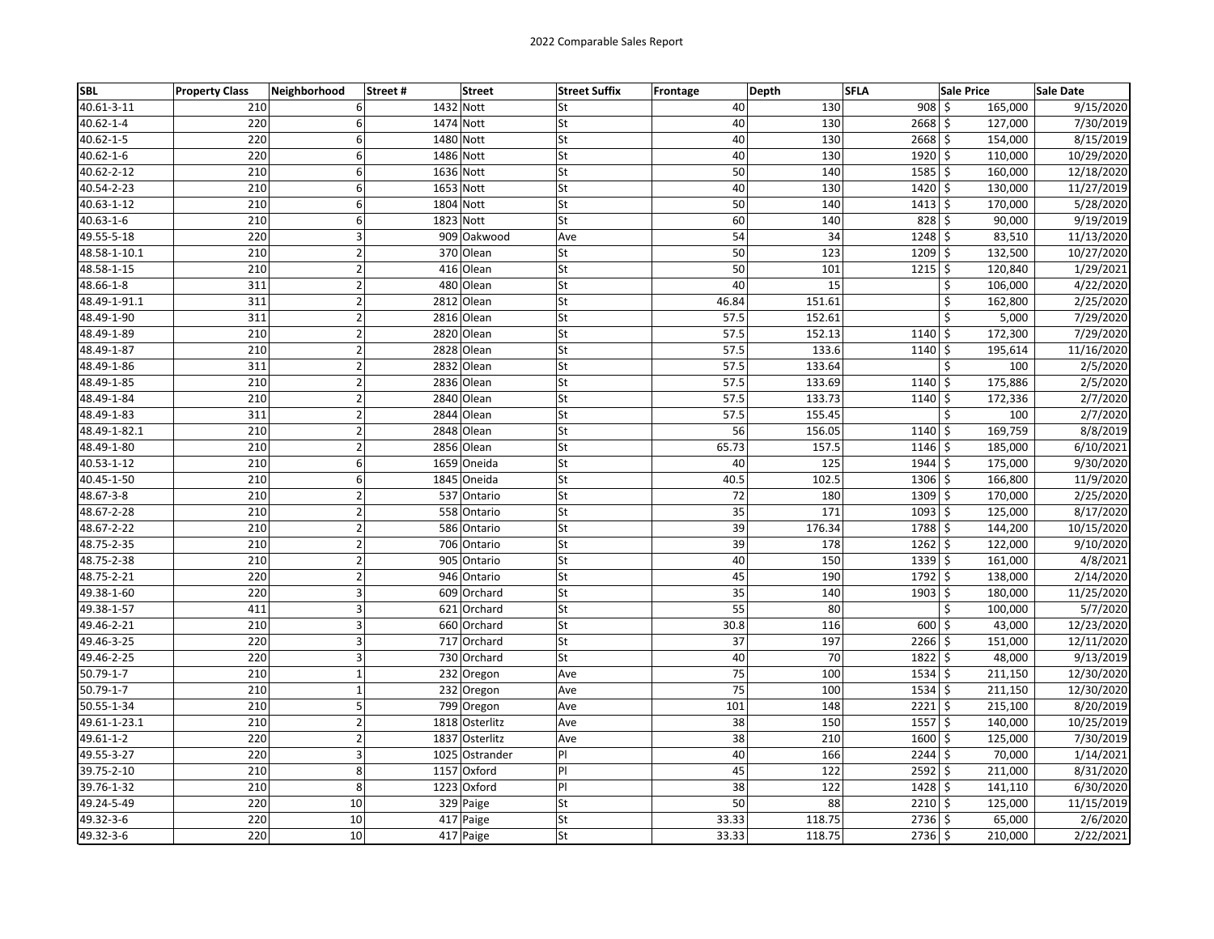# 2022 Comparable Sales Report

| SBL | Property Class | Neighborhood | Street # | Street | Street Suffix | Frontage | Depth | SFLA | Sale Price | Sale Date |
|---|---|---|---|---|---|---|---|---|---|---|
| 40.61-3-11 | 210 | 6 | 1432 | Nott | St | 40 | 130 | 908 | $ 165,000 | 9/15/2020 |
| 40.62-1-4 | 220 | 6 | 1474 | Nott | St | 40 | 130 | 2668 | $ 127,000 | 7/30/2019 |
| 40.62-1-5 | 220 | 6 | 1480 | Nott | St | 40 | 130 | 2668 | $ 154,000 | 8/15/2019 |
| 40.62-1-6 | 220 | 6 | 1486 | Nott | St | 40 | 130 | 1920 | $ 110,000 | 10/29/2020 |
| 40.62-2-12 | 210 | 6 | 1636 | Nott | St | 50 | 140 | 1585 | $ 160,000 | 12/18/2020 |
| 40.54-2-23 | 210 | 6 | 1653 | Nott | St | 40 | 130 | 1420 | $ 130,000 | 11/27/2019 |
| 40.63-1-12 | 210 | 6 | 1804 | Nott | St | 50 | 140 | 1413 | $ 170,000 | 5/28/2020 |
| 40.63-1-6 | 210 | 6 | 1823 | Nott | St | 60 | 140 | 828 | $ 90,000 | 9/19/2019 |
| 49.55-5-18 | 220 | 3 | 909 | Oakwood | Ave | 54 | 34 | 1248 | $ 83,510 | 11/13/2020 |
| 48.58-1-10.1 | 210 | 2 | 370 | Olean | St | 50 | 123 | 1209 | $ 132,500 | 10/27/2020 |
| 48.58-1-15 | 210 | 2 | 416 | Olean | St | 50 | 101 | 1215 | $ 120,840 | 1/29/2021 |
| 48.66-1-8 | 311 | 2 | 480 | Olean | St | 40 | 15 | | $ 106,000 | 4/22/2020 |
| 48.49-1-91.1 | 311 | 2 | 2812 | Olean | St | 46.84 | 151.61 | | $ 162,800 | 2/25/2020 |
| 48.49-1-90 | 311 | 2 | 2816 | Olean | St | 57.5 | 152.61 | | $ 5,000 | 7/29/2020 |
| 48.49-1-89 | 210 | 2 | 2820 | Olean | St | 57.5 | 152.13 | 1140 | $ 172,300 | 7/29/2020 |
| 48.49-1-87 | 210 | 2 | 2828 | Olean | St | 57.5 | 133.6 | 1140 | $ 195,614 | 11/16/2020 |
| 48.49-1-86 | 311 | 2 | 2832 | Olean | St | 57.5 | 133.64 | | $ 100 | 2/5/2020 |
| 48.49-1-85 | 210 | 2 | 2836 | Olean | St | 57.5 | 133.69 | 1140 | $ 175,886 | 2/5/2020 |
| 48.49-1-84 | 210 | 2 | 2840 | Olean | St | 57.5 | 133.73 | 1140 | $ 172,336 | 2/7/2020 |
| 48.49-1-83 | 311 | 2 | 2844 | Olean | St | 57.5 | 155.45 | | $ 100 | 2/7/2020 |
| 48.49-1-82.1 | 210 | 2 | 2848 | Olean | St | 56 | 156.05 | 1140 | $ 169,759 | 8/8/2019 |
| 48.49-1-80 | 210 | 2 | 2856 | Olean | St | 65.73 | 157.5 | 1146 | $ 185,000 | 6/10/2021 |
| 40.53-1-12 | 210 | 6 | 1659 | Oneida | St | 40 | 125 | 1944 | $ 175,000 | 9/30/2020 |
| 40.45-1-50 | 210 | 6 | 1845 | Oneida | St | 40.5 | 102.5 | 1306 | $ 166,800 | 11/9/2020 |
| 48.67-3-8 | 210 | 2 | 537 | Ontario | St | 72 | 180 | 1309 | $ 170,000 | 2/25/2020 |
| 48.67-2-28 | 210 | 2 | 558 | Ontario | St | 35 | 171 | 1093 | $ 125,000 | 8/17/2020 |
| 48.67-2-22 | 210 | 2 | 586 | Ontario | St | 39 | 176.34 | 1788 | $ 144,200 | 10/15/2020 |
| 48.75-2-35 | 210 | 2 | 706 | Ontario | St | 39 | 178 | 1262 | $ 122,000 | 9/10/2020 |
| 48.75-2-38 | 210 | 2 | 905 | Ontario | St | 40 | 150 | 1339 | $ 161,000 | 4/8/2021 |
| 48.75-2-21 | 220 | 2 | 946 | Ontario | St | 45 | 190 | 1792 | $ 138,000 | 2/14/2020 |
| 49.38-1-60 | 220 | 3 | 609 | Orchard | St | 35 | 140 | 1903 | $ 180,000 | 11/25/2020 |
| 49.38-1-57 | 411 | 3 | 621 | Orchard | St | 55 | 80 | | $ 100,000 | 5/7/2020 |
| 49.46-2-21 | 210 | 3 | 660 | Orchard | St | 30.8 | 116 | 600 | $ 43,000 | 12/23/2020 |
| 49.46-3-25 | 220 | 3 | 717 | Orchard | St | 37 | 197 | 2266 | $ 151,000 | 12/11/2020 |
| 49.46-2-25 | 220 | 3 | 730 | Orchard | St | 40 | 70 | 1822 | $ 48,000 | 9/13/2019 |
| 50.79-1-7 | 210 | 1 | 232 | Oregon | Ave | 75 | 100 | 1534 | $ 211,150 | 12/30/2020 |
| 50.79-1-7 | 210 | 1 | 232 | Oregon | Ave | 75 | 100 | 1534 | $ 211,150 | 12/30/2020 |
| 50.55-1-34 | 210 | 5 | 799 | Oregon | Ave | 101 | 148 | 2221 | $ 215,100 | 8/20/2019 |
| 49.61-1-23.1 | 210 | 2 | 1818 | Osterlitz | Ave | 38 | 150 | 1557 | $ 140,000 | 10/25/2019 |
| 49.61-1-2 | 220 | 2 | 1837 | Osterlitz | Ave | 38 | 210 | 1600 | $ 125,000 | 7/30/2019 |
| 49.55-3-27 | 220 | 3 | 1025 | Ostrander | Pl | 40 | 166 | 2244 | $ 70,000 | 1/14/2021 |
| 39.75-2-10 | 210 | 8 | 1157 | Oxford | Pl | 45 | 122 | 2592 | $ 211,000 | 8/31/2020 |
| 39.76-1-32 | 210 | 8 | 1223 | Oxford | Pl | 38 | 122 | 1428 | $ 141,110 | 6/30/2020 |
| 49.24-5-49 | 220 | 10 | 329 | Paige | St | 50 | 88 | 2210 | $ 125,000 | 11/15/2019 |
| 49.32-3-6 | 220 | 10 | 417 | Paige | St | 33.33 | 118.75 | 2736 | $ 65,000 | 2/6/2020 |
| 49.32-3-6 | 220 | 10 | 417 | Paige | St | 33.33 | 118.75 | 2736 | $ 210,000 | 2/22/2021 |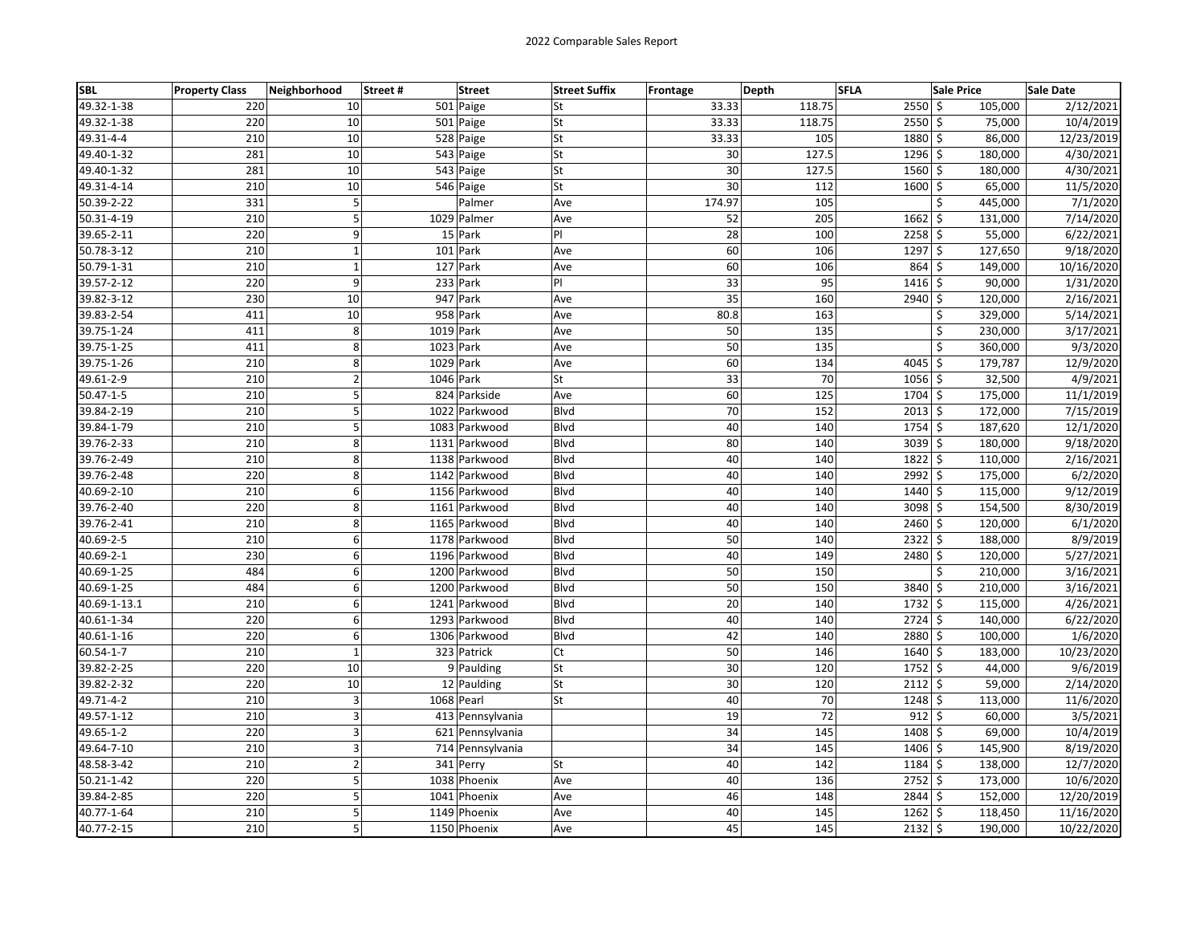2022 Comparable Sales Report

| SBL | Property Class | Neighborhood | Street # | Street | Street Suffix | Frontage | Depth | SFLA | Sale Price | Sale Date |
|---|---|---|---|---|---|---|---|---|---|---|
| 49.32-1-38 | 220 | 10 | 501 | Paige | St | 33.33 | 118.75 | 2550 | $ 105,000 | 2/12/2021 |
| 49.32-1-38 | 220 | 10 | 501 | Paige | St | 33.33 | 118.75 | 2550 | $ 75,000 | 10/4/2019 |
| 49.31-4-4 | 210 | 10 | 528 | Paige | St | 33.33 | 105 | 1880 | $ 86,000 | 12/23/2019 |
| 49.40-1-32 | 281 | 10 | 543 | Paige | St | 30 | 127.5 | 1296 | $ 180,000 | 4/30/2021 |
| 49.40-1-32 | 281 | 10 | 543 | Paige | St | 30 | 127.5 | 1560 | $ 180,000 | 4/30/2021 |
| 49.31-4-14 | 210 | 10 | 546 | Paige | St | 30 | 112 | 1600 | $ 65,000 | 11/5/2020 |
| 50.39-2-22 | 331 | 5 | | Palmer | Ave | 174.97 | 105 | | $ 445,000 | 7/1/2020 |
| 50.31-4-19 | 210 | 5 | 1029 | Palmer | Ave | 52 | 205 | 1662 | $ 131,000 | 7/14/2020 |
| 39.65-2-11 | 220 | 9 | 15 | Park | Pl | 28 | 100 | 2258 | $ 55,000 | 6/22/2021 |
| 50.78-3-12 | 210 | 1 | 101 | Park | Ave | 60 | 106 | 1297 | $ 127,650 | 9/18/2020 |
| 50.79-1-31 | 210 | 1 | 127 | Park | Ave | 60 | 106 | 864 | $ 149,000 | 10/16/2020 |
| 39.57-2-12 | 220 | 9 | 233 | Park | Pl | 33 | 95 | 1416 | $ 90,000 | 1/31/2020 |
| 39.82-3-12 | 230 | 10 | 947 | Park | Ave | 35 | 160 | 2940 | $ 120,000 | 2/16/2021 |
| 39.83-2-54 | 411 | 10 | 958 | Park | Ave | 80.8 | 163 | | $ 329,000 | 5/14/2021 |
| 39.75-1-24 | 411 | 8 | 1019 | Park | Ave | 50 | 135 | | $ 230,000 | 3/17/2021 |
| 39.75-1-25 | 411 | 8 | 1023 | Park | Ave | 50 | 135 | | $ 360,000 | 9/3/2020 |
| 39.75-1-26 | 210 | 8 | 1029 | Park | Ave | 60 | 134 | 4045 | $ 179,787 | 12/9/2020 |
| 49.61-2-9 | 210 | 2 | 1046 | Park | St | 33 | 70 | 1056 | $ 32,500 | 4/9/2021 |
| 50.47-1-5 | 210 | 5 | 824 | Parkside | Ave | 60 | 125 | 1704 | $ 175,000 | 11/1/2019 |
| 39.84-2-19 | 210 | 5 | 1022 | Parkwood | Blvd | 70 | 152 | 2013 | $ 172,000 | 7/15/2019 |
| 39.84-1-79 | 210 | 5 | 1083 | Parkwood | Blvd | 40 | 140 | 1754 | $ 187,620 | 12/1/2020 |
| 39.76-2-33 | 210 | 8 | 1131 | Parkwood | Blvd | 80 | 140 | 3039 | $ 180,000 | 9/18/2020 |
| 39.76-2-49 | 210 | 8 | 1138 | Parkwood | Blvd | 40 | 140 | 1822 | $ 110,000 | 2/16/2021 |
| 39.76-2-48 | 220 | 8 | 1142 | Parkwood | Blvd | 40 | 140 | 2992 | $ 175,000 | 6/2/2020 |
| 40.69-2-10 | 210 | 6 | 1156 | Parkwood | Blvd | 40 | 140 | 1440 | $ 115,000 | 9/12/2019 |
| 39.76-2-40 | 220 | 8 | 1161 | Parkwood | Blvd | 40 | 140 | 3098 | $ 154,500 | 8/30/2019 |
| 39.76-2-41 | 210 | 8 | 1165 | Parkwood | Blvd | 40 | 140 | 2460 | $ 120,000 | 6/1/2020 |
| 40.69-2-5 | 210 | 6 | 1178 | Parkwood | Blvd | 50 | 140 | 2322 | $ 188,000 | 8/9/2019 |
| 40.69-2-1 | 230 | 6 | 1196 | Parkwood | Blvd | 40 | 149 | 2480 | $ 120,000 | 5/27/2021 |
| 40.69-1-25 | 484 | 6 | 1200 | Parkwood | Blvd | 50 | 150 | | $ 210,000 | 3/16/2021 |
| 40.69-1-25 | 484 | 6 | 1200 | Parkwood | Blvd | 50 | 150 | 3840 | $ 210,000 | 3/16/2021 |
| 40.69-1-13.1 | 210 | 6 | 1241 | Parkwood | Blvd | 20 | 140 | 1732 | $ 115,000 | 4/26/2021 |
| 40.61-1-34 | 220 | 6 | 1293 | Parkwood | Blvd | 40 | 140 | 2724 | $ 140,000 | 6/22/2020 |
| 40.61-1-16 | 220 | 6 | 1306 | Parkwood | Blvd | 42 | 140 | 2880 | $ 100,000 | 1/6/2020 |
| 60.54-1-7 | 210 | 1 | 323 | Patrick | Ct | 50 | 146 | 1640 | $ 183,000 | 10/23/2020 |
| 39.82-2-25 | 220 | 10 | 9 | Paulding | St | 30 | 120 | 1752 | $ 44,000 | 9/6/2019 |
| 39.82-2-32 | 220 | 10 | 12 | Paulding | St | 30 | 120 | 2112 | $ 59,000 | 2/14/2020 |
| 49.71-4-2 | 210 | 3 | 1068 | Pearl | St | 40 | 70 | 1248 | $ 113,000 | 11/6/2020 |
| 49.57-1-12 | 210 | 3 | 413 | Pennsylvania | | 19 | 72 | 912 | $ 60,000 | 3/5/2021 |
| 49.65-1-2 | 220 | 3 | 621 | Pennsylvania | | 34 | 145 | 1408 | $ 69,000 | 10/4/2019 |
| 49.64-7-10 | 210 | 3 | 714 | Pennsylvania | | 34 | 145 | 1406 | $ 145,900 | 8/19/2020 |
| 48.58-3-42 | 210 | 2 | 341 | Perry | St | 40 | 142 | 1184 | $ 138,000 | 12/7/2020 |
| 50.21-1-42 | 220 | 5 | 1038 | Phoenix | Ave | 40 | 136 | 2752 | $ 173,000 | 10/6/2020 |
| 39.84-2-85 | 220 | 5 | 1041 | Phoenix | Ave | 46 | 148 | 2844 | $ 152,000 | 12/20/2019 |
| 40.77-1-64 | 210 | 5 | 1149 | Phoenix | Ave | 40 | 145 | 1262 | $ 118,450 | 11/16/2020 |
| 40.77-2-15 | 210 | 5 | 1150 | Phoenix | Ave | 45 | 145 | 2132 | $ 190,000 | 10/22/2020 |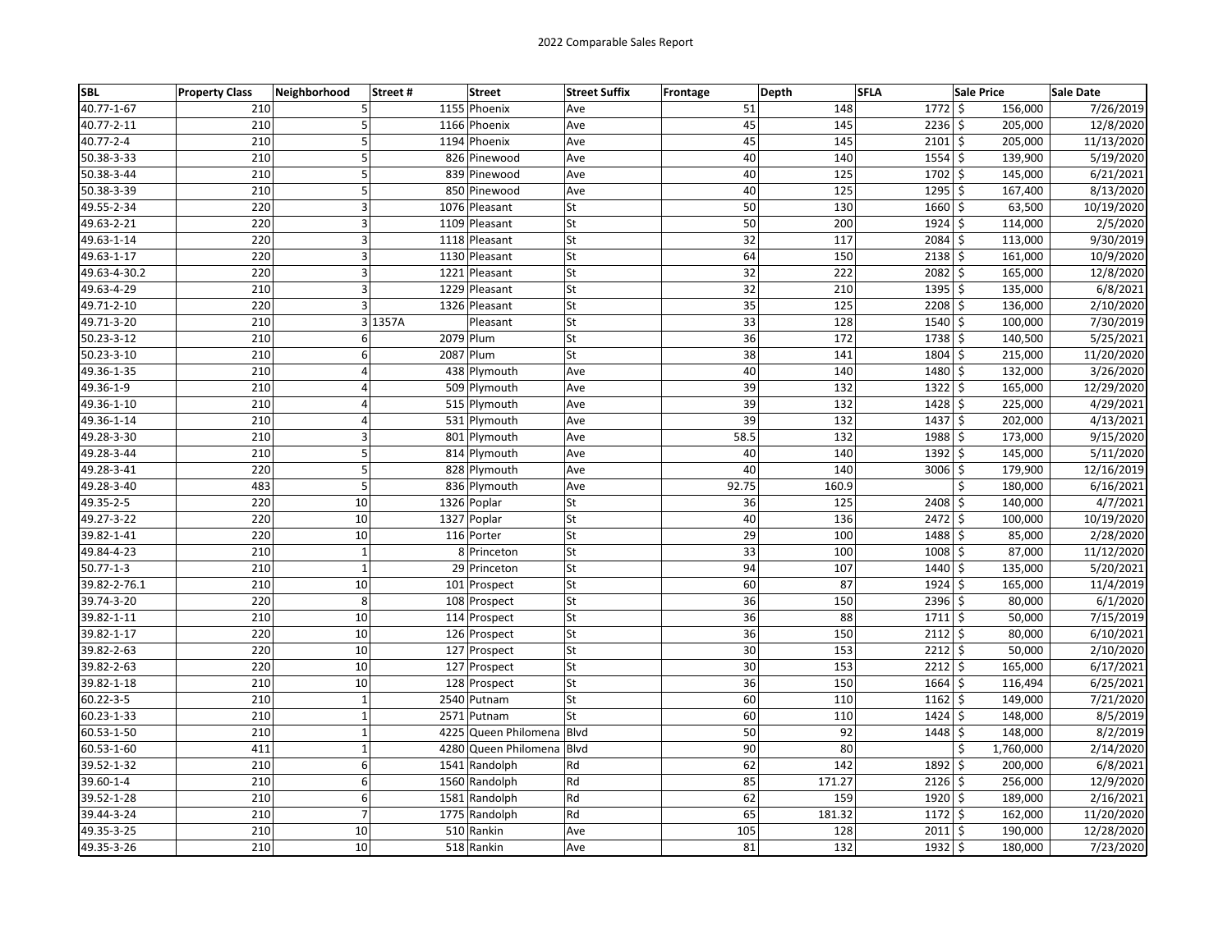2022 Comparable Sales Report

| SBL | Property Class | Neighborhood | Street # | Street | Street Suffix | Frontage | Depth | SFLA | Sale Price | Sale Date |
|---|---|---|---|---|---|---|---|---|---|---|
| 40.77-1-67 | 210 | 5 | 1155 | Phoenix | Ave | 51 | 148 | 1772 | $ 156,000 | 7/26/2019 |
| 40.77-2-11 | 210 | 5 | 1166 | Phoenix | Ave | 45 | 145 | 2236 | $ 205,000 | 12/8/2020 |
| 40.77-2-4 | 210 | 5 | 1194 | Phoenix | Ave | 45 | 145 | 2101 | $ 205,000 | 11/13/2020 |
| 50.38-3-33 | 210 | 5 | 826 | Pinewood | Ave | 40 | 140 | 1554 | $ 139,900 | 5/19/2020 |
| 50.38-3-44 | 210 | 5 | 839 | Pinewood | Ave | 40 | 125 | 1702 | $ 145,000 | 6/21/2021 |
| 50.38-3-39 | 210 | 5 | 850 | Pinewood | Ave | 40 | 125 | 1295 | $ 167,400 | 8/13/2020 |
| 49.55-2-34 | 220 | 3 | 1076 | Pleasant | St | 50 | 130 | 1660 | $ 63,500 | 10/19/2020 |
| 49.63-2-21 | 220 | 3 | 1109 | Pleasant | St | 50 | 200 | 1924 | $ 114,000 | 2/5/2020 |
| 49.63-1-14 | 220 | 3 | 1118 | Pleasant | St | 32 | 117 | 2084 | $ 113,000 | 9/30/2019 |
| 49.63-1-17 | 220 | 3 | 1130 | Pleasant | St | 64 | 150 | 2138 | $ 161,000 | 10/9/2020 |
| 49.63-4-30.2 | 220 | 3 | 1221 | Pleasant | St | 32 | 222 | 2082 | $ 165,000 | 12/8/2020 |
| 49.63-4-29 | 210 | 3 | 1229 | Pleasant | St | 32 | 210 | 1395 | $ 135,000 | 6/8/2021 |
| 49.71-2-10 | 220 | 3 | 1326 | Pleasant | St | 35 | 125 | 2208 | $ 136,000 | 2/10/2020 |
| 49.71-3-20 | 210 | 3 | 1357A | Pleasant | St | 33 | 128 | 1540 | $ 100,000 | 7/30/2019 |
| 50.23-3-12 | 210 | 6 | 2079 | Plum | St | 36 | 172 | 1738 | $ 140,500 | 5/25/2021 |
| 50.23-3-10 | 210 | 6 | 2087 | Plum | St | 38 | 141 | 1804 | $ 215,000 | 11/20/2020 |
| 49.36-1-35 | 210 | 4 | 438 | Plymouth | Ave | 40 | 140 | 1480 | $ 132,000 | 3/26/2020 |
| 49.36-1-9 | 210 | 4 | 509 | Plymouth | Ave | 39 | 132 | 1322 | $ 165,000 | 12/29/2020 |
| 49.36-1-10 | 210 | 4 | 515 | Plymouth | Ave | 39 | 132 | 1428 | $ 225,000 | 4/29/2021 |
| 49.36-1-14 | 210 | 4 | 531 | Plymouth | Ave | 39 | 132 | 1437 | $ 202,000 | 4/13/2021 |
| 49.28-3-30 | 210 | 3 | 801 | Plymouth | Ave | 58.5 | 132 | 1988 | $ 173,000 | 9/15/2020 |
| 49.28-3-44 | 210 | 5 | 814 | Plymouth | Ave | 40 | 140 | 1392 | $ 145,000 | 5/11/2020 |
| 49.28-3-41 | 220 | 5 | 828 | Plymouth | Ave | 40 | 140 | 3006 | $ 179,900 | 12/16/2019 |
| 49.28-3-40 | 483 | 5 | 836 | Plymouth | Ave | 92.75 | 160.9 | | $ 180,000 | 6/16/2021 |
| 49.35-2-5 | 220 | 10 | 1326 | Poplar | St | 36 | 125 | 2408 | $ 140,000 | 4/7/2021 |
| 49.27-3-22 | 220 | 10 | 1327 | Poplar | St | 40 | 136 | 2472 | $ 100,000 | 10/19/2020 |
| 39.82-1-41 | 220 | 10 | 116 | Porter | St | 29 | 100 | 1488 | $ 85,000 | 2/28/2020 |
| 49.84-4-23 | 210 | 1 | 8 | Princeton | St | 33 | 100 | 1008 | $ 87,000 | 11/12/2020 |
| 50.77-1-3 | 210 | 1 | 29 | Princeton | St | 94 | 107 | 1440 | $ 135,000 | 5/20/2021 |
| 39.82-2-76.1 | 210 | 10 | 101 | Prospect | St | 60 | 87 | 1924 | $ 165,000 | 11/4/2019 |
| 39.74-3-20 | 220 | 8 | 108 | Prospect | St | 36 | 150 | 2396 | $ 80,000 | 6/1/2020 |
| 39.82-1-11 | 210 | 10 | 114 | Prospect | St | 36 | 88 | 1711 | $ 50,000 | 7/15/2019 |
| 39.82-1-17 | 220 | 10 | 126 | Prospect | St | 36 | 150 | 2112 | $ 80,000 | 6/10/2021 |
| 39.82-2-63 | 220 | 10 | 127 | Prospect | St | 30 | 153 | 2212 | $ 50,000 | 2/10/2020 |
| 39.82-2-63 | 220 | 10 | 127 | Prospect | St | 30 | 153 | 2212 | $ 165,000 | 6/17/2021 |
| 39.82-1-18 | 210 | 10 | 128 | Prospect | St | 36 | 150 | 1664 | $ 116,494 | 6/25/2021 |
| 60.22-3-5 | 210 | 1 | 2540 | Putnam | St | 60 | 110 | 1162 | $ 149,000 | 7/21/2020 |
| 60.23-1-33 | 210 | 1 | 2571 | Putnam | St | 60 | 110 | 1424 | $ 148,000 | 8/5/2019 |
| 60.53-1-50 | 210 | 1 | 4225 | Queen Philomena | Blvd | 50 | 92 | 1448 | $ 148,000 | 8/2/2019 |
| 60.53-1-60 | 411 | 1 | 4280 | Queen Philomena | Blvd | 90 | 80 | | $ 1,760,000 | 2/14/2020 |
| 39.52-1-32 | 210 | 6 | 1541 | Randolph | Rd | 62 | 142 | 1892 | $ 200,000 | 6/8/2021 |
| 39.60-1-4 | 210 | 6 | 1560 | Randolph | Rd | 85 | 171.27 | 2126 | $ 256,000 | 12/9/2020 |
| 39.52-1-28 | 210 | 6 | 1581 | Randolph | Rd | 62 | 159 | 1920 | $ 189,000 | 2/16/2021 |
| 39.44-3-24 | 210 | 7 | 1775 | Randolph | Rd | 65 | 181.32 | 1172 | $ 162,000 | 11/20/2020 |
| 49.35-3-25 | 210 | 10 | 510 | Rankin | Ave | 105 | 128 | 2011 | $ 190,000 | 12/28/2020 |
| 49.35-3-26 | 210 | 10 | 518 | Rankin | Ave | 81 | 132 | 1932 | $ 180,000 | 7/23/2020 |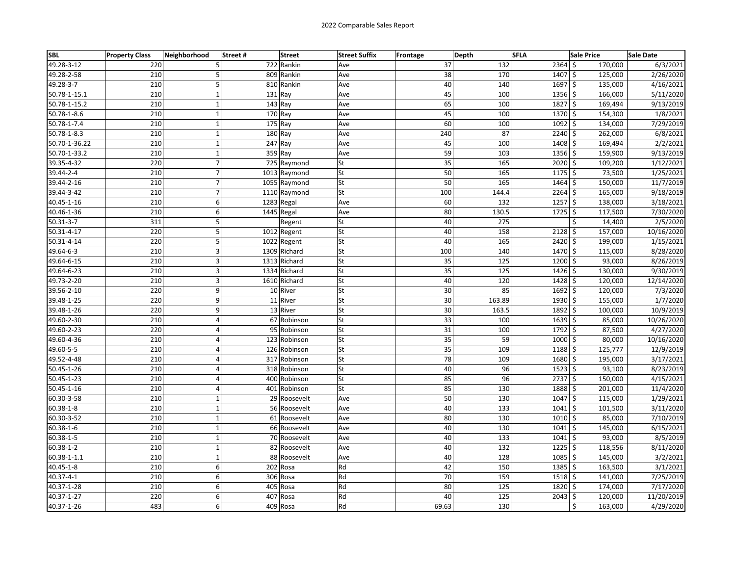2022 Comparable Sales Report

| SBL | Property Class | Neighborhood | Street # | Street | Street Suffix | Frontage | Depth | SFLA | Sale Price | Sale Date |
|---|---|---|---|---|---|---|---|---|---|---|
| 49.28-3-12 | 220 | 5 | 722 | Rankin | Ave | 37 | 132 | 2364 | $ 170,000 | 6/3/2021 |
| 49.28-2-58 | 210 | 5 | 809 | Rankin | Ave | 38 | 170 | 1407 | $ 125,000 | 2/26/2020 |
| 49.28-3-7 | 210 | 5 | 810 | Rankin | Ave | 40 | 140 | 1697 | $ 135,000 | 4/16/2021 |
| 50.78-1-15.1 | 210 | 1 | 131 | Ray | Ave | 45 | 100 | 1356 | $ 166,000 | 5/11/2020 |
| 50.78-1-15.2 | 210 | 1 | 143 | Ray | Ave | 65 | 100 | 1827 | $ 169,494 | 9/13/2019 |
| 50.78-1-8.6 | 210 | 1 | 170 | Ray | Ave | 45 | 100 | 1370 | $ 154,300 | 1/8/2021 |
| 50.78-1-7.4 | 210 | 1 | 175 | Ray | Ave | 60 | 100 | 1092 | $ 134,000 | 7/29/2019 |
| 50.78-1-8.3 | 210 | 1 | 180 | Ray | Ave | 240 | 87 | 2240 | $ 262,000 | 6/8/2021 |
| 50.70-1-36.22 | 210 | 1 | 247 | Ray | Ave | 45 | 100 | 1408 | $ 169,494 | 2/2/2021 |
| 50.70-1-33.2 | 210 | 1 | 359 | Ray | Ave | 59 | 103 | 1356 | $ 159,900 | 9/13/2019 |
| 39.35-4-32 | 220 | 7 | 725 | Raymond | St | 35 | 165 | 2020 | $ 109,200 | 1/12/2021 |
| 39.44-2-4 | 210 | 7 | 1013 | Raymond | St | 50 | 165 | 1175 | $ 73,500 | 1/25/2021 |
| 39.44-2-16 | 210 | 7 | 1055 | Raymond | St | 50 | 165 | 1464 | $ 150,000 | 11/7/2019 |
| 39.44-3-42 | 210 | 7 | 1110 | Raymond | St | 100 | 144.4 | 2264 | $ 165,000 | 9/18/2019 |
| 40.45-1-16 | 210 | 6 | 1283 | Regal | Ave | 60 | 132 | 1257 | $ 138,000 | 3/18/2021 |
| 40.46-1-36 | 210 | 6 | 1445 | Regal | Ave | 80 | 130.5 | 1725 | $ 117,500 | 7/30/2020 |
| 50.31-3-7 | 311 | 5 | | Regent | St | 40 | 275 | | $ 14,400 | 2/5/2020 |
| 50.31-4-17 | 220 | 5 | 1012 | Regent | St | 40 | 158 | 2128 | $ 157,000 | 10/16/2020 |
| 50.31-4-14 | 220 | 5 | 1022 | Regent | St | 40 | 165 | 2420 | $ 199,000 | 1/15/2021 |
| 49.64-6-3 | 210 | 3 | 1309 | Richard | St | 100 | 140 | 1470 | $ 115,000 | 8/28/2020 |
| 49.64-6-15 | 210 | 3 | 1313 | Richard | St | 35 | 125 | 1200 | $ 93,000 | 8/26/2019 |
| 49.64-6-23 | 210 | 3 | 1334 | Richard | St | 35 | 125 | 1426 | $ 130,000 | 9/30/2019 |
| 49.73-2-20 | 210 | 3 | 1610 | Richard | St | 40 | 120 | 1428 | $ 120,000 | 12/14/2020 |
| 39.56-2-10 | 220 | 9 | 10 | River | St | 30 | 85 | 1692 | $ 120,000 | 7/3/2020 |
| 39.48-1-25 | 220 | 9 | 11 | River | St | 30 | 163.89 | 1930 | $ 155,000 | 1/7/2020 |
| 39.48-1-26 | 220 | 9 | 13 | River | St | 30 | 163.5 | 1892 | $ 100,000 | 10/9/2019 |
| 49.60-2-30 | 210 | 4 | 67 | Robinson | St | 33 | 100 | 1639 | $ 85,000 | 10/26/2020 |
| 49.60-2-23 | 220 | 4 | 95 | Robinson | St | 31 | 100 | 1792 | $ 87,500 | 4/27/2020 |
| 49.60-4-36 | 210 | 4 | 123 | Robinson | St | 35 | 59 | 1000 | $ 80,000 | 10/16/2020 |
| 49.60-5-5 | 210 | 4 | 126 | Robinson | St | 35 | 109 | 1188 | $ 125,777 | 12/9/2019 |
| 49.52-4-48 | 210 | 4 | 317 | Robinson | St | 78 | 109 | 1680 | $ 195,000 | 3/17/2021 |
| 50.45-1-26 | 210 | 4 | 318 | Robinson | St | 40 | 96 | 1523 | $ 93,100 | 8/23/2019 |
| 50.45-1-23 | 210 | 4 | 400 | Robinson | St | 85 | 96 | 2737 | $ 150,000 | 4/15/2021 |
| 50.45-1-16 | 210 | 4 | 401 | Robinson | St | 85 | 130 | 1888 | $ 201,000 | 11/4/2020 |
| 60.30-3-58 | 210 | 1 | 29 | Roosevelt | Ave | 50 | 130 | 1047 | $ 115,000 | 1/29/2021 |
| 60.38-1-8 | 210 | 1 | 56 | Roosevelt | Ave | 40 | 133 | 1041 | $ 101,500 | 3/11/2020 |
| 60.30-3-52 | 210 | 1 | 61 | Roosevelt | Ave | 80 | 130 | 1010 | $ 85,000 | 7/10/2019 |
| 60.38-1-6 | 210 | 1 | 66 | Roosevelt | Ave | 40 | 130 | 1041 | $ 145,000 | 6/15/2021 |
| 60.38-1-5 | 210 | 1 | 70 | Roosevelt | Ave | 40 | 133 | 1041 | $ 93,000 | 8/5/2019 |
| 60.38-1-2 | 210 | 1 | 82 | Roosevelt | Ave | 40 | 132 | 1225 | $ 118,556 | 8/11/2020 |
| 60.38-1-1.1 | 210 | 1 | 88 | Roosevelt | Ave | 40 | 128 | 1085 | $ 145,000 | 3/2/2021 |
| 40.45-1-8 | 210 | 6 | 202 | Rosa | Rd | 42 | 150 | 1385 | $ 163,500 | 3/1/2021 |
| 40.37-4-1 | 210 | 6 | 306 | Rosa | Rd | 70 | 159 | 1518 | $ 141,000 | 7/25/2019 |
| 40.37-1-28 | 210 | 6 | 405 | Rosa | Rd | 80 | 125 | 1820 | $ 174,000 | 7/17/2020 |
| 40.37-1-27 | 220 | 6 | 407 | Rosa | Rd | 40 | 125 | 2043 | $ 120,000 | 11/20/2019 |
| 40.37-1-26 | 483 | 6 | 409 | Rosa | Rd | 69.63 | 130 | | $ 163,000 | 4/29/2020 |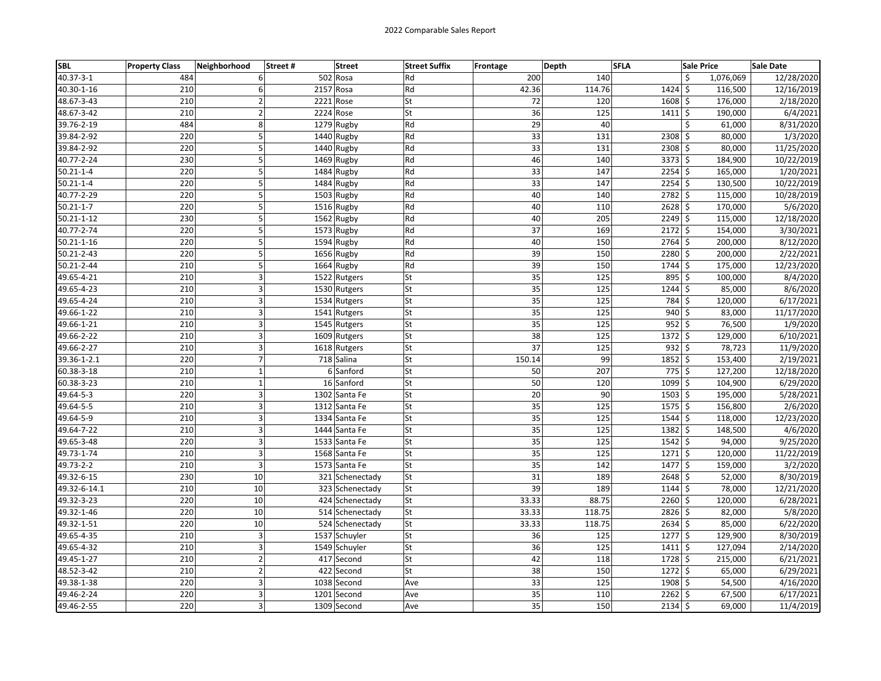2022 Comparable Sales Report

| SBL | Property Class | Neighborhood | Street # | Street | Street Suffix | Frontage | Depth | SFLA | Sale Price | Sale Date |
|---|---|---|---|---|---|---|---|---|---|---|
| 40.37-3-1 | 484 | 6 | 502 | Rosa | Rd | 200 | 140 | | $ 1,076,069 | 12/28/2020 |
| 40.30-1-16 | 210 | 6 | 2157 | Rosa | Rd | 42.36 | 114.76 | 1424 | $ 116,500 | 12/16/2019 |
| 48.67-3-43 | 210 | 2 | 2221 | Rose | St | 72 | 120 | 1608 | $ 176,000 | 2/18/2020 |
| 48.67-3-42 | 210 | 2 | 2224 | Rose | St | 36 | 125 | 1411 | $ 190,000 | 6/4/2021 |
| 39.76-2-19 | 484 | 8 | 1279 | Rugby | Rd | 29 | 40 | | $ 61,000 | 8/31/2020 |
| 39.84-2-92 | 220 | 5 | 1440 | Rugby | Rd | 33 | 131 | 2308 | $ 80,000 | 1/3/2020 |
| 39.84-2-92 | 220 | 5 | 1440 | Rugby | Rd | 33 | 131 | 2308 | $ 80,000 | 11/25/2020 |
| 40.77-2-24 | 230 | 5 | 1469 | Rugby | Rd | 46 | 140 | 3373 | $ 184,900 | 10/22/2019 |
| 50.21-1-4 | 220 | 5 | 1484 | Rugby | Rd | 33 | 147 | 2254 | $ 165,000 | 1/20/2021 |
| 50.21-1-4 | 220 | 5 | 1484 | Rugby | Rd | 33 | 147 | 2254 | $ 130,500 | 10/22/2019 |
| 40.77-2-29 | 220 | 5 | 1503 | Rugby | Rd | 40 | 140 | 2782 | $ 115,000 | 10/28/2019 |
| 50.21-1-7 | 220 | 5 | 1516 | Rugby | Rd | 40 | 110 | 2628 | $ 170,000 | 5/6/2020 |
| 50.21-1-12 | 230 | 5 | 1562 | Rugby | Rd | 40 | 205 | 2249 | $ 115,000 | 12/18/2020 |
| 40.77-2-74 | 220 | 5 | 1573 | Rugby | Rd | 37 | 169 | 2172 | $ 154,000 | 3/30/2021 |
| 50.21-1-16 | 220 | 5 | 1594 | Rugby | Rd | 40 | 150 | 2764 | $ 200,000 | 8/12/2020 |
| 50.21-2-43 | 220 | 5 | 1656 | Rugby | Rd | 39 | 150 | 2280 | $ 200,000 | 2/22/2021 |
| 50.21-2-44 | 210 | 5 | 1664 | Rugby | Rd | 39 | 150 | 1744 | $ 175,000 | 12/23/2020 |
| 49.65-4-21 | 210 | 3 | 1522 | Rutgers | St | 35 | 125 | 895 | $ 100,000 | 8/4/2020 |
| 49.65-4-23 | 210 | 3 | 1530 | Rutgers | St | 35 | 125 | 1244 | $ 85,000 | 8/6/2020 |
| 49.65-4-24 | 210 | 3 | 1534 | Rutgers | St | 35 | 125 | 784 | $ 120,000 | 6/17/2021 |
| 49.66-1-22 | 210 | 3 | 1541 | Rutgers | St | 35 | 125 | 940 | $ 83,000 | 11/17/2020 |
| 49.66-1-21 | 210 | 3 | 1545 | Rutgers | St | 35 | 125 | 952 | $ 76,500 | 1/9/2020 |
| 49.66-2-22 | 210 | 3 | 1609 | Rutgers | St | 38 | 125 | 1372 | $ 129,000 | 6/10/2021 |
| 49.66-2-27 | 210 | 3 | 1618 | Rutgers | St | 37 | 125 | 932 | $ 78,723 | 11/9/2020 |
| 39.36-1-2.1 | 220 | 7 | 718 | Salina | St | 150.14 | 99 | 1852 | $ 153,400 | 2/19/2021 |
| 60.38-3-18 | 210 | 1 | 6 | Sanford | St | 50 | 207 | 775 | $ 127,200 | 12/18/2020 |
| 60.38-3-23 | 210 | 1 | 16 | Sanford | St | 50 | 120 | 1099 | $ 104,900 | 6/29/2020 |
| 49.64-5-3 | 220 | 3 | 1302 | Santa Fe | St | 20 | 90 | 1503 | $ 195,000 | 5/28/2021 |
| 49.64-5-5 | 210 | 3 | 1312 | Santa Fe | St | 35 | 125 | 1575 | $ 156,800 | 2/6/2020 |
| 49.64-5-9 | 210 | 3 | 1334 | Santa Fe | St | 35 | 125 | 1544 | $ 118,000 | 12/23/2020 |
| 49.64-7-22 | 210 | 3 | 1444 | Santa Fe | St | 35 | 125 | 1382 | $ 148,500 | 4/6/2020 |
| 49.65-3-48 | 220 | 3 | 1533 | Santa Fe | St | 35 | 125 | 1542 | $ 94,000 | 9/25/2020 |
| 49.73-1-74 | 210 | 3 | 1568 | Santa Fe | St | 35 | 125 | 1271 | $ 120,000 | 11/22/2019 |
| 49.73-2-2 | 210 | 3 | 1573 | Santa Fe | St | 35 | 142 | 1477 | $ 159,000 | 3/2/2020 |
| 49.32-6-15 | 230 | 10 | 321 | Schenectady | St | 31 | 189 | 2648 | $ 52,000 | 8/30/2019 |
| 49.32-6-14.1 | 210 | 10 | 323 | Schenectady | St | 39 | 189 | 1144 | $ 78,000 | 12/21/2020 |
| 49.32-3-23 | 220 | 10 | 424 | Schenectady | St | 33.33 | 88.75 | 2260 | $ 120,000 | 6/28/2021 |
| 49.32-1-46 | 220 | 10 | 514 | Schenectady | St | 33.33 | 118.75 | 2826 | $ 82,000 | 5/8/2020 |
| 49.32-1-51 | 220 | 10 | 524 | Schenectady | St | 33.33 | 118.75 | 2634 | $ 85,000 | 6/22/2020 |
| 49.65-4-35 | 210 | 3 | 1537 | Schuyler | St | 36 | 125 | 1277 | $ 129,900 | 8/30/2019 |
| 49.65-4-32 | 210 | 3 | 1549 | Schuyler | St | 36 | 125 | 1411 | $ 127,094 | 2/14/2020 |
| 49.45-1-27 | 210 | 2 | 417 | Second | St | 42 | 118 | 1728 | $ 215,000 | 6/21/2021 |
| 48.52-3-42 | 210 | 2 | 422 | Second | St | 38 | 150 | 1272 | $ 65,000 | 6/29/2021 |
| 49.38-1-38 | 220 | 3 | 1038 | Second | Ave | 33 | 125 | 1908 | $ 54,500 | 4/16/2020 |
| 49.46-2-24 | 220 | 3 | 1201 | Second | Ave | 35 | 110 | 2262 | $ 67,500 | 6/17/2021 |
| 49.46-2-55 | 220 | 3 | 1309 | Second | Ave | 35 | 150 | 2134 | $ 69,000 | 11/4/2019 |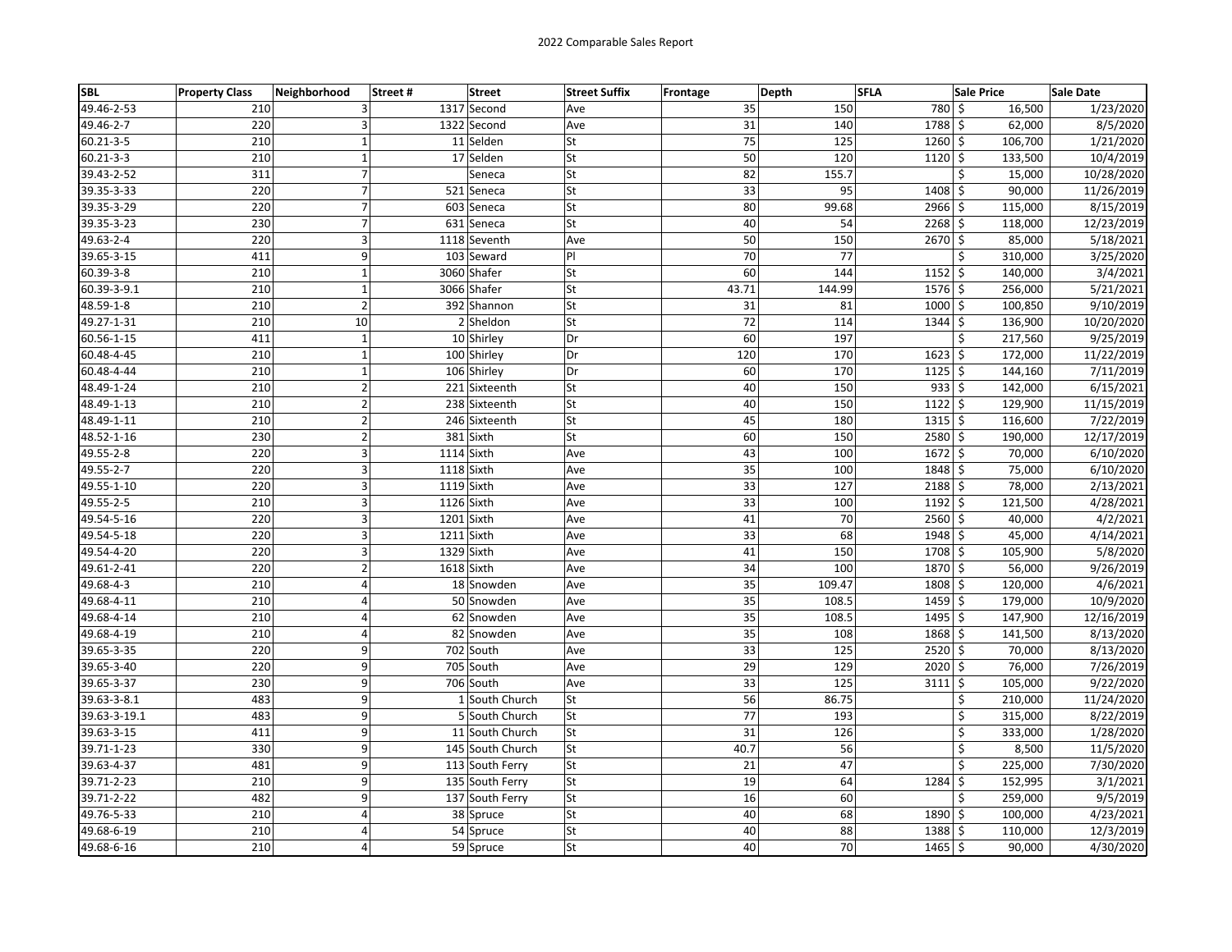2022 Comparable Sales Report

| SBL | Property Class | Neighborhood | Street # | Street | Street Suffix | Frontage | Depth | SFLA | Sale Price | Sale Date |
|---|---|---|---|---|---|---|---|---|---|---|
| 49.46-2-53 | 210 | 3 | 1317 | Second | Ave | 35 | 150 | 780 | $ 16,500 | 1/23/2020 |
| 49.46-2-7 | 220 | 3 | 1322 | Second | Ave | 31 | 140 | 1788 | $ 62,000 | 8/5/2020 |
| 60.21-3-5 | 210 | 1 | 11 | Selden | St | 75 | 125 | 1260 | $ 106,700 | 1/21/2020 |
| 60.21-3-3 | 210 | 1 | 17 | Selden | St | 50 | 120 | 1120 | $ 133,500 | 10/4/2019 |
| 39.43-2-52 | 311 | 7 | | Seneca | St | 82 | 155.7 | | $ 15,000 | 10/28/2020 |
| 39.35-3-33 | 220 | 7 | 521 | Seneca | St | 33 | 95 | 1408 | $ 90,000 | 11/26/2019 |
| 39.35-3-29 | 220 | 7 | 603 | Seneca | St | 80 | 99.68 | 2966 | $ 115,000 | 8/15/2019 |
| 39.35-3-23 | 230 | 7 | 631 | Seneca | St | 40 | 54 | 2268 | $ 118,000 | 12/23/2019 |
| 49.63-2-4 | 220 | 3 | 1118 | Seventh | Ave | 50 | 150 | 2670 | $ 85,000 | 5/18/2021 |
| 39.65-3-15 | 411 | 9 | 103 | Seward | Pl | 70 | 77 | | $ 310,000 | 3/25/2020 |
| 60.39-3-8 | 210 | 1 | 3060 | Shafer | St | 60 | 144 | 1152 | $ 140,000 | 3/4/2021 |
| 60.39-3-9.1 | 210 | 1 | 3066 | Shafer | St | 43.71 | 144.99 | 1576 | $ 256,000 | 5/21/2021 |
| 48.59-1-8 | 210 | 2 | 392 | Shannon | St | 31 | 81 | 1000 | $ 100,850 | 9/10/2019 |
| 49.27-1-31 | 210 | 10 | 2 | Sheldon | St | 72 | 114 | 1344 | $ 136,900 | 10/20/2020 |
| 60.56-1-15 | 411 | 1 | 10 | Shirley | Dr | 60 | 197 | | $ 217,560 | 9/25/2019 |
| 60.48-4-45 | 210 | 1 | 100 | Shirley | Dr | 120 | 170 | 1623 | $ 172,000 | 11/22/2019 |
| 60.48-4-44 | 210 | 1 | 106 | Shirley | Dr | 60 | 170 | 1125 | $ 144,160 | 7/11/2019 |
| 48.49-1-24 | 210 | 2 | 221 | Sixteenth | St | 40 | 150 | 933 | $ 142,000 | 6/15/2021 |
| 48.49-1-13 | 210 | 2 | 238 | Sixteenth | St | 40 | 150 | 1122 | $ 129,900 | 11/15/2019 |
| 48.49-1-11 | 210 | 2 | 246 | Sixteenth | St | 45 | 180 | 1315 | $ 116,600 | 7/22/2019 |
| 48.52-1-16 | 230 | 2 | 381 | Sixth | St | 60 | 150 | 2580 | $ 190,000 | 12/17/2019 |
| 49.55-2-8 | 220 | 3 | 1114 | Sixth | Ave | 43 | 100 | 1672 | $ 70,000 | 6/10/2020 |
| 49.55-2-7 | 220 | 3 | 1118 | Sixth | Ave | 35 | 100 | 1848 | $ 75,000 | 6/10/2020 |
| 49.55-1-10 | 220 | 3 | 1119 | Sixth | Ave | 33 | 127 | 2188 | $ 78,000 | 2/13/2021 |
| 49.55-2-5 | 210 | 3 | 1126 | Sixth | Ave | 33 | 100 | 1192 | $ 121,500 | 4/28/2021 |
| 49.54-5-16 | 220 | 3 | 1201 | Sixth | Ave | 41 | 70 | 2560 | $ 40,000 | 4/2/2021 |
| 49.54-5-18 | 220 | 3 | 1211 | Sixth | Ave | 33 | 68 | 1948 | $ 45,000 | 4/14/2021 |
| 49.54-4-20 | 220 | 3 | 1329 | Sixth | Ave | 41 | 150 | 1708 | $ 105,900 | 5/8/2020 |
| 49.61-2-41 | 220 | 2 | 1618 | Sixth | Ave | 34 | 100 | 1870 | $ 56,000 | 9/26/2019 |
| 49.68-4-3 | 210 | 4 | 18 | Snowden | Ave | 35 | 109.47 | 1808 | $ 120,000 | 4/6/2021 |
| 49.68-4-11 | 210 | 4 | 50 | Snowden | Ave | 35 | 108.5 | 1459 | $ 179,000 | 10/9/2020 |
| 49.68-4-14 | 210 | 4 | 62 | Snowden | Ave | 35 | 108.5 | 1495 | $ 147,900 | 12/16/2019 |
| 49.68-4-19 | 210 | 4 | 82 | Snowden | Ave | 35 | 108 | 1868 | $ 141,500 | 8/13/2020 |
| 39.65-3-35 | 220 | 9 | 702 | South | Ave | 33 | 125 | 2520 | $ 70,000 | 8/13/2020 |
| 39.65-3-40 | 220 | 9 | 705 | South | Ave | 29 | 129 | 2020 | $ 76,000 | 7/26/2019 |
| 39.65-3-37 | 230 | 9 | 706 | South | Ave | 33 | 125 | 3111 | $ 105,000 | 9/22/2020 |
| 39.63-3-8.1 | 483 | 9 | 1 | South Church | St | 56 | 86.75 | | $ 210,000 | 11/24/2020 |
| 39.63-3-19.1 | 483 | 9 | 5 | South Church | St | 77 | 193 | | $ 315,000 | 8/22/2019 |
| 39.63-3-15 | 411 | 9 | 11 | South Church | St | 31 | 126 | | $ 333,000 | 1/28/2020 |
| 39.71-1-23 | 330 | 9 | 145 | South Church | St | 40.7 | 56 | | $ 8,500 | 11/5/2020 |
| 39.63-4-37 | 481 | 9 | 113 | South Ferry | St | 21 | 47 | | $ 225,000 | 7/30/2020 |
| 39.71-2-23 | 210 | 9 | 135 | South Ferry | St | 19 | 64 | 1284 | $ 152,995 | 3/1/2021 |
| 39.71-2-22 | 482 | 9 | 137 | South Ferry | St | 16 | 60 | | $ 259,000 | 9/5/2019 |
| 49.76-5-33 | 210 | 4 | 38 | Spruce | St | 40 | 68 | 1890 | $ 100,000 | 4/23/2021 |
| 49.68-6-19 | 210 | 4 | 54 | Spruce | St | 40 | 88 | 1388 | $ 110,000 | 12/3/2019 |
| 49.68-6-16 | 210 | 4 | 59 | Spruce | St | 40 | 70 | 1465 | $ 90,000 | 4/30/2020 |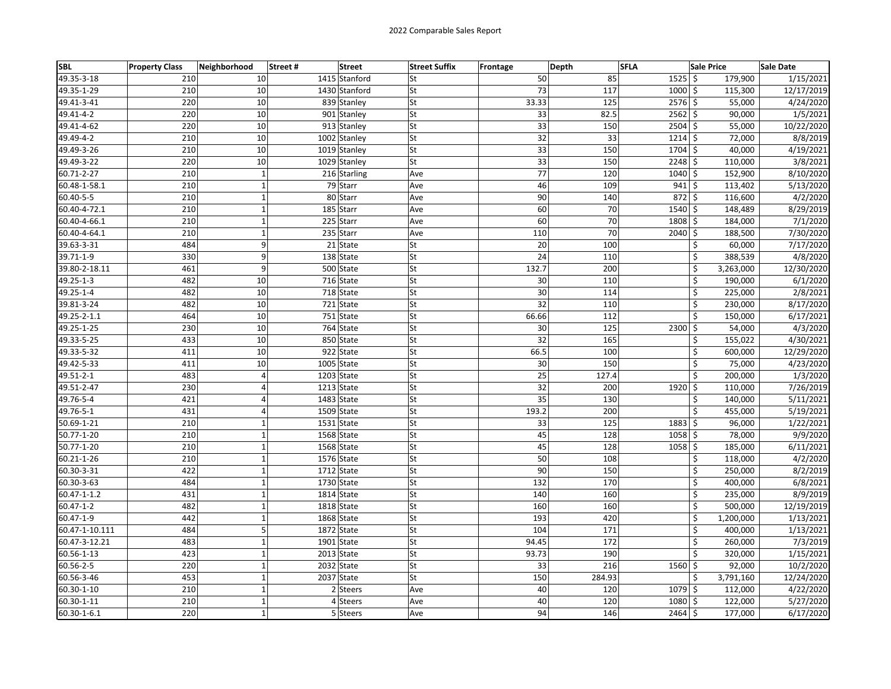2022 Comparable Sales Report

| SBL | Property Class | Neighborhood | Street # | Street | Street Suffix | Frontage | Depth | SFLA | Sale Price | Sale Date |
|---|---|---|---|---|---|---|---|---|---|---|
| 49.35-3-18 | 210 | 10 | 1415 | Stanford | St | 50 | 85 | 1525 | $ 179,900 | 1/15/2021 |
| 49.35-1-29 | 210 | 10 | 1430 | Stanford | St | 73 | 117 | 1000 | $ 115,300 | 12/17/2019 |
| 49.41-3-41 | 220 | 10 | 839 | Stanley | St | 33.33 | 125 | 2576 | $ 55,000 | 4/24/2020 |
| 49.41-4-2 | 220 | 10 | 901 | Stanley | St | 33 | 82.5 | 2562 | $ 90,000 | 1/5/2021 |
| 49.41-4-62 | 220 | 10 | 913 | Stanley | St | 33 | 150 | 2504 | $ 55,000 | 10/22/2020 |
| 49.49-4-2 | 210 | 10 | 1002 | Stanley | St | 32 | 33 | 1214 | $ 72,000 | 8/8/2019 |
| 49.49-3-26 | 210 | 10 | 1019 | Stanley | St | 33 | 150 | 1704 | $ 40,000 | 4/19/2021 |
| 49.49-3-22 | 220 | 10 | 1029 | Stanley | St | 33 | 150 | 2248 | $ 110,000 | 3/8/2021 |
| 60.71-2-27 | 210 | 1 | 216 | Starling | Ave | 77 | 120 | 1040 | $ 152,900 | 8/10/2020 |
| 60.48-1-58.1 | 210 | 1 | 79 | Starr | Ave | 46 | 109 | 941 | $ 113,402 | 5/13/2020 |
| 60.40-5-5 | 210 | 1 | 80 | Starr | Ave | 90 | 140 | 872 | $ 116,600 | 4/2/2020 |
| 60.40-4-72.1 | 210 | 1 | 185 | Starr | Ave | 60 | 70 | 1540 | $ 148,489 | 8/29/2019 |
| 60.40-4-66.1 | 210 | 1 | 225 | Starr | Ave | 60 | 70 | 1808 | $ 184,000 | 7/1/2020 |
| 60.40-4-64.1 | 210 | 1 | 235 | Starr | Ave | 110 | 70 | 2040 | $ 188,500 | 7/30/2020 |
| 39.63-3-31 | 484 | 9 | 21 | State | St | 20 | 100 | | $ 60,000 | 7/17/2020 |
| 39.71-1-9 | 330 | 9 | 138 | State | St | 24 | 110 | | $ 388,539 | 4/8/2020 |
| 39.80-2-18.11 | 461 | 9 | 500 | State | St | 132.7 | 200 | | $ 3,263,000 | 12/30/2020 |
| 49.25-1-3 | 482 | 10 | 716 | State | St | 30 | 110 | | $ 190,000 | 6/1/2020 |
| 49.25-1-4 | 482 | 10 | 718 | State | St | 30 | 114 | | $ 225,000 | 2/8/2021 |
| 39.81-3-24 | 482 | 10 | 721 | State | St | 32 | 110 | | $ 230,000 | 8/17/2020 |
| 49.25-2-1.1 | 464 | 10 | 751 | State | St | 66.66 | 112 | | $ 150,000 | 6/17/2021 |
| 49.25-1-25 | 230 | 10 | 764 | State | St | 30 | 125 | 2300 | $ 54,000 | 4/3/2020 |
| 49.33-5-25 | 433 | 10 | 850 | State | St | 32 | 165 | | $ 155,022 | 4/30/2021 |
| 49.33-5-32 | 411 | 10 | 922 | State | St | 66.5 | 100 | | $ 600,000 | 12/29/2020 |
| 49.42-5-33 | 411 | 10 | 1005 | State | St | 30 | 150 | | $ 75,000 | 4/23/2020 |
| 49.51-2-1 | 483 | 4 | 1203 | State | St | 25 | 127.4 | | $ 200,000 | 1/3/2020 |
| 49.51-2-47 | 230 | 4 | 1213 | State | St | 32 | 200 | 1920 | $ 110,000 | 7/26/2019 |
| 49.76-5-4 | 421 | 4 | 1483 | State | St | 35 | 130 | | $ 140,000 | 5/11/2021 |
| 49.76-5-1 | 431 | 4 | 1509 | State | St | 193.2 | 200 | | $ 455,000 | 5/19/2021 |
| 50.69-1-21 | 210 | 1 | 1531 | State | St | 33 | 125 | 1883 | $ 96,000 | 1/22/2021 |
| 50.77-1-20 | 210 | 1 | 1568 | State | St | 45 | 128 | 1058 | $ 78,000 | 9/9/2020 |
| 50.77-1-20 | 210 | 1 | 1568 | State | St | 45 | 128 | 1058 | $ 185,000 | 6/11/2021 |
| 60.21-1-26 | 210 | 1 | 1576 | State | St | 50 | 108 | | $ 118,000 | 4/2/2020 |
| 60.30-3-31 | 422 | 1 | 1712 | State | St | 90 | 150 | | $ 250,000 | 8/2/2019 |
| 60.30-3-63 | 484 | 1 | 1730 | State | St | 132 | 170 | | $ 400,000 | 6/8/2021 |
| 60.47-1-1.2 | 431 | 1 | 1814 | State | St | 140 | 160 | | $ 235,000 | 8/9/2019 |
| 60.47-1-2 | 482 | 1 | 1818 | State | St | 160 | 160 | | $ 500,000 | 12/19/2019 |
| 60.47-1-9 | 442 | 1 | 1868 | State | St | 193 | 420 | | $ 1,200,000 | 1/13/2021 |
| 60.47-1-10.111 | 484 | 5 | 1872 | State | St | 104 | 171 | | $ 400,000 | 1/13/2021 |
| 60.47-3-12.21 | 483 | 1 | 1901 | State | St | 94.45 | 172 | | $ 260,000 | 7/3/2019 |
| 60.56-1-13 | 423 | 1 | 2013 | State | St | 93.73 | 190 | | $ 320,000 | 1/15/2021 |
| 60.56-2-5 | 220 | 1 | 2032 | State | St | 33 | 216 | 1560 | $ 92,000 | 10/2/2020 |
| 60.56-3-46 | 453 | 1 | 2037 | State | St | 150 | 284.93 | | $ 3,791,160 | 12/24/2020 |
| 60.30-1-10 | 210 | 1 | 2 | Steers | Ave | 40 | 120 | 1079 | $ 112,000 | 4/22/2020 |
| 60.30-1-11 | 210 | 1 | 4 | Steers | Ave | 40 | 120 | 1080 | $ 122,000 | 5/27/2020 |
| 60.30-1-6.1 | 220 | 1 | 5 | Steers | Ave | 94 | 146 | 2464 | $ 177,000 | 6/17/2020 |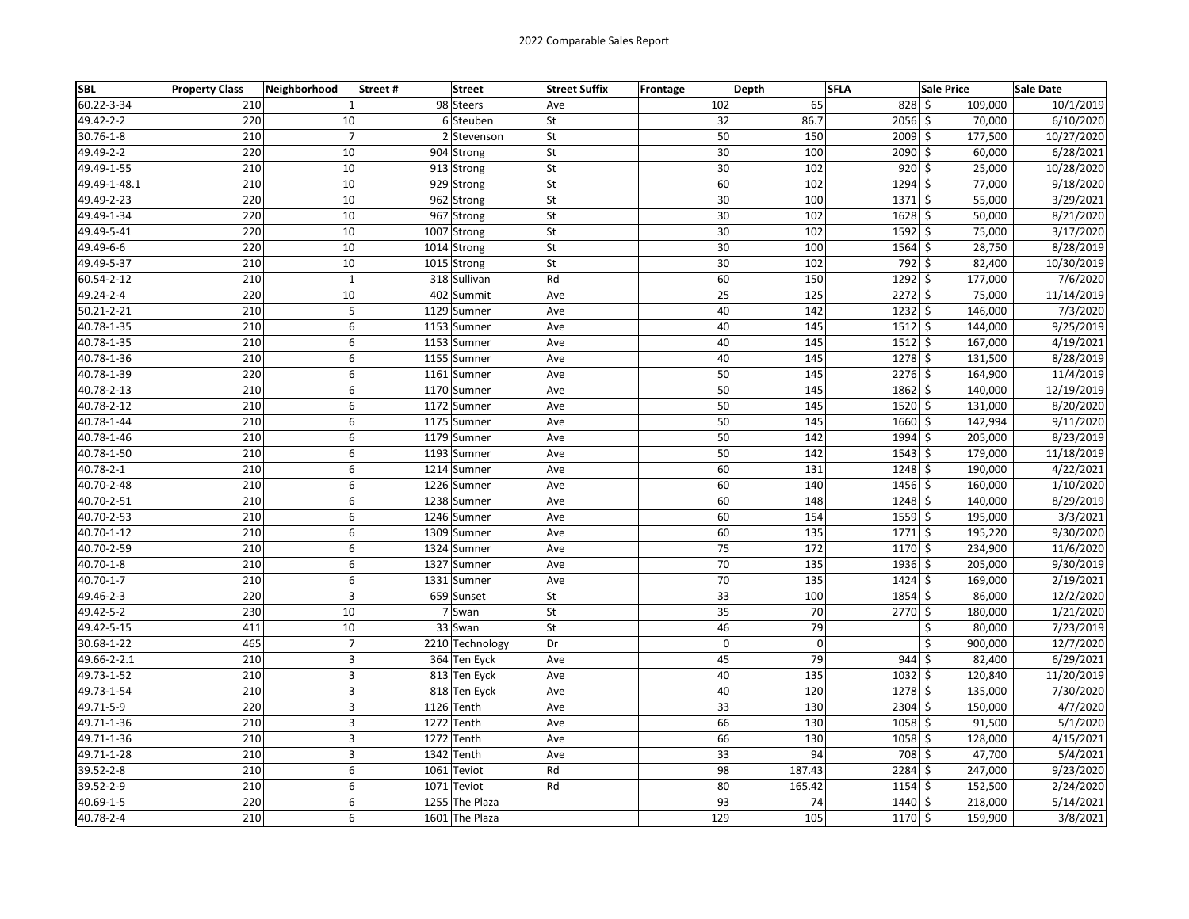2022 Comparable Sales Report

| SBL | Property Class | Neighborhood | Street # | Street | Street Suffix | Frontage | Depth | SFLA | Sale Price | Sale Date |
|---|---|---|---|---|---|---|---|---|---|---|
| 60.22-3-34 | 210 | 1 | 98 | Steers | Ave | 102 | 65 | 828 | $ 109,000 | 10/1/2019 |
| 49.42-2-2 | 220 | 10 | 6 | Steuben | St | 32 | 86.7 | 2056 | $ 70,000 | 6/10/2020 |
| 30.76-1-8 | 210 | 7 | 2 | Stevenson | St | 50 | 150 | 2009 | $ 177,500 | 10/27/2020 |
| 49.49-2-2 | 220 | 10 | 904 | Strong | St | 30 | 100 | 2090 | $ 60,000 | 6/28/2021 |
| 49.49-1-55 | 210 | 10 | 913 | Strong | St | 30 | 102 | 920 | $ 25,000 | 10/28/2020 |
| 49.49-1-48.1 | 210 | 10 | 929 | Strong | St | 60 | 102 | 1294 | $ 77,000 | 9/18/2020 |
| 49.49-2-23 | 220 | 10 | 962 | Strong | St | 30 | 100 | 1371 | $ 55,000 | 3/29/2021 |
| 49.49-1-34 | 220 | 10 | 967 | Strong | St | 30 | 102 | 1628 | $ 50,000 | 8/21/2020 |
| 49.49-5-41 | 220 | 10 | 1007 | Strong | St | 30 | 102 | 1592 | $ 75,000 | 3/17/2020 |
| 49.49-6-6 | 220 | 10 | 1014 | Strong | St | 30 | 100 | 1564 | $ 28,750 | 8/28/2019 |
| 49.49-5-37 | 210 | 10 | 1015 | Strong | St | 30 | 102 | 792 | $ 82,400 | 10/30/2019 |
| 60.54-2-12 | 210 | 1 | 318 | Sullivan | Rd | 60 | 150 | 1292 | $ 177,000 | 7/6/2020 |
| 49.24-2-4 | 220 | 10 | 402 | Summit | Ave | 25 | 125 | 2272 | $ 75,000 | 11/14/2019 |
| 50.21-2-21 | 210 | 5 | 1129 | Sumner | Ave | 40 | 142 | 1232 | $ 146,000 | 7/3/2020 |
| 40.78-1-35 | 210 | 6 | 1153 | Sumner | Ave | 40 | 145 | 1512 | $ 144,000 | 9/25/2019 |
| 40.78-1-35 | 210 | 6 | 1153 | Sumner | Ave | 40 | 145 | 1512 | $ 167,000 | 4/19/2021 |
| 40.78-1-36 | 210 | 6 | 1155 | Sumner | Ave | 40 | 145 | 1278 | $ 131,500 | 8/28/2019 |
| 40.78-1-39 | 220 | 6 | 1161 | Sumner | Ave | 50 | 145 | 2276 | $ 164,900 | 11/4/2019 |
| 40.78-2-13 | 210 | 6 | 1170 | Sumner | Ave | 50 | 145 | 1862 | $ 140,000 | 12/19/2019 |
| 40.78-2-12 | 210 | 6 | 1172 | Sumner | Ave | 50 | 145 | 1520 | $ 131,000 | 8/20/2020 |
| 40.78-1-44 | 210 | 6 | 1175 | Sumner | Ave | 50 | 145 | 1660 | $ 142,994 | 9/11/2020 |
| 40.78-1-46 | 210 | 6 | 1179 | Sumner | Ave | 50 | 142 | 1994 | $ 205,000 | 8/23/2019 |
| 40.78-1-50 | 210 | 6 | 1193 | Sumner | Ave | 50 | 142 | 1543 | $ 179,000 | 11/18/2019 |
| 40.78-2-1 | 210 | 6 | 1214 | Sumner | Ave | 60 | 131 | 1248 | $ 190,000 | 4/22/2021 |
| 40.70-2-48 | 210 | 6 | 1226 | Sumner | Ave | 60 | 140 | 1456 | $ 160,000 | 1/10/2020 |
| 40.70-2-51 | 210 | 6 | 1238 | Sumner | Ave | 60 | 148 | 1248 | $ 140,000 | 8/29/2019 |
| 40.70-2-53 | 210 | 6 | 1246 | Sumner | Ave | 60 | 154 | 1559 | $ 195,000 | 3/3/2021 |
| 40.70-1-12 | 210 | 6 | 1309 | Sumner | Ave | 60 | 135 | 1771 | $ 195,220 | 9/30/2020 |
| 40.70-2-59 | 210 | 6 | 1324 | Sumner | Ave | 75 | 172 | 1170 | $ 234,900 | 11/6/2020 |
| 40.70-1-8 | 210 | 6 | 1327 | Sumner | Ave | 70 | 135 | 1936 | $ 205,000 | 9/30/2019 |
| 40.70-1-7 | 210 | 6 | 1331 | Sumner | Ave | 70 | 135 | 1424 | $ 169,000 | 2/19/2021 |
| 49.46-2-3 | 220 | 3 | 659 | Sunset | St | 33 | 100 | 1854 | $ 86,000 | 12/2/2020 |
| 49.42-5-2 | 230 | 10 | 7 | Swan | St | 35 | 70 | 2770 | $ 180,000 | 1/21/2020 |
| 49.42-5-15 | 411 | 10 | 33 | Swan | St | 46 | 79 | | $ 80,000 | 7/23/2019 |
| 30.68-1-22 | 465 | 7 | 2210 | Technology | Dr | 0 | 0 | | $ 900,000 | 12/7/2020 |
| 49.66-2-2.1 | 210 | 3 | 364 | Ten Eyck | Ave | 45 | 79 | 944 | $ 82,400 | 6/29/2021 |
| 49.73-1-52 | 210 | 3 | 813 | Ten Eyck | Ave | 40 | 135 | 1032 | $ 120,840 | 11/20/2019 |
| 49.73-1-54 | 210 | 3 | 818 | Ten Eyck | Ave | 40 | 120 | 1278 | $ 135,000 | 7/30/2020 |
| 49.71-5-9 | 220 | 3 | 1126 | Tenth | Ave | 33 | 130 | 2304 | $ 150,000 | 4/7/2020 |
| 49.71-1-36 | 210 | 3 | 1272 | Tenth | Ave | 66 | 130 | 1058 | $ 91,500 | 5/1/2020 |
| 49.71-1-36 | 210 | 3 | 1272 | Tenth | Ave | 66 | 130 | 1058 | $ 128,000 | 4/15/2021 |
| 49.71-1-28 | 210 | 3 | 1342 | Tenth | Ave | 33 | 94 | 708 | $ 47,700 | 5/4/2021 |
| 39.52-2-8 | 210 | 6 | 1061 | Teviot | Rd | 98 | 187.43 | 2284 | $ 247,000 | 9/23/2020 |
| 39.52-2-9 | 210 | 6 | 1071 | Teviot | Rd | 80 | 165.42 | 1154 | $ 152,500 | 2/24/2020 |
| 40.69-1-5 | 220 | 6 | 1255 | The Plaza | | 93 | 74 | 1440 | $ 218,000 | 5/14/2021 |
| 40.78-2-4 | 210 | 6 | 1601 | The Plaza | | 129 | 105 | 1170 | $ 159,900 | 3/8/2021 |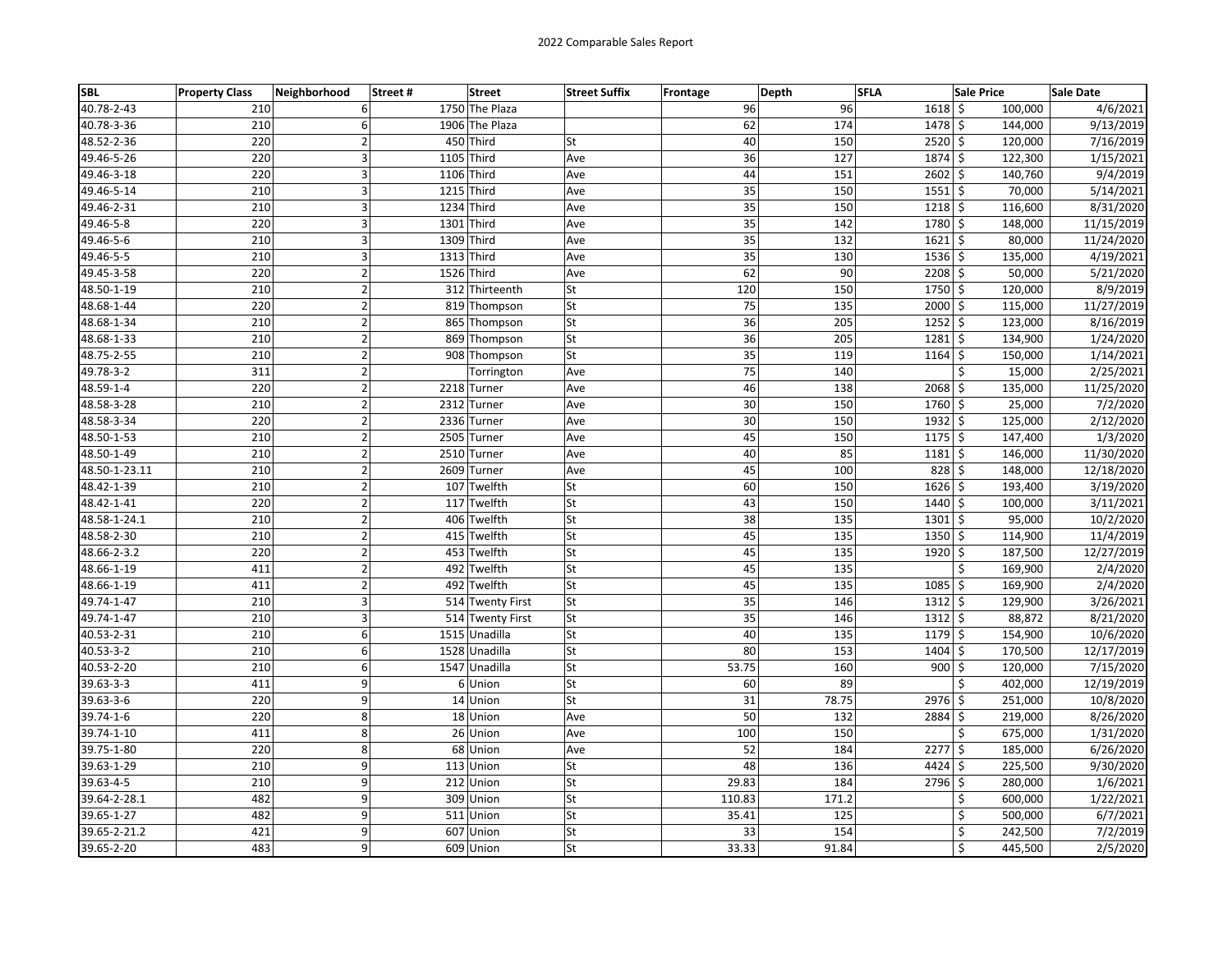2022 Comparable Sales Report

| SBL | Property Class | Neighborhood | Street # | Street | Street Suffix | Frontage | Depth | SFLA | Sale Price | Sale Date |
|---|---|---|---|---|---|---|---|---|---|---|
| 40.78-2-43 | 210 | 6 | 1750 | The Plaza | | 96 | 96 | 1618 | $ 100,000 | 4/6/2021 |
| 40.78-3-36 | 210 | 6 | 1906 | The Plaza | | 62 | 174 | 1478 | $ 144,000 | 9/13/2019 |
| 48.52-2-36 | 220 | 2 | 450 | Third | St | 40 | 150 | 2520 | $ 120,000 | 7/16/2019 |
| 49.46-5-26 | 220 | 3 | 1105 | Third | Ave | 36 | 127 | 1874 | $ 122,300 | 1/15/2021 |
| 49.46-3-18 | 220 | 3 | 1106 | Third | Ave | 44 | 151 | 2602 | $ 140,760 | 9/4/2019 |
| 49.46-5-14 | 210 | 3 | 1215 | Third | Ave | 35 | 150 | 1551 | $ 70,000 | 5/14/2021 |
| 49.46-2-31 | 210 | 3 | 1234 | Third | Ave | 35 | 150 | 1218 | $ 116,600 | 8/31/2020 |
| 49.46-5-8 | 220 | 3 | 1301 | Third | Ave | 35 | 142 | 1780 | $ 148,000 | 11/15/2019 |
| 49.46-5-6 | 210 | 3 | 1309 | Third | Ave | 35 | 132 | 1621 | $ 80,000 | 11/24/2020 |
| 49.46-5-5 | 210 | 3 | 1313 | Third | Ave | 35 | 130 | 1536 | $ 135,000 | 4/19/2021 |
| 49.45-3-58 | 220 | 2 | 1526 | Third | Ave | 62 | 90 | 2208 | $ 50,000 | 5/21/2020 |
| 48.50-1-19 | 210 | 2 | 312 | Thirteenth | St | 120 | 150 | 1750 | $ 120,000 | 8/9/2019 |
| 48.68-1-44 | 220 | 2 | 819 | Thompson | St | 75 | 135 | 2000 | $ 115,000 | 11/27/2019 |
| 48.68-1-34 | 210 | 2 | 865 | Thompson | St | 36 | 205 | 1252 | $ 123,000 | 8/16/2019 |
| 48.68-1-33 | 210 | 2 | 869 | Thompson | St | 36 | 205 | 1281 | $ 134,900 | 1/24/2020 |
| 48.75-2-55 | 210 | 2 | 908 | Thompson | St | 35 | 119 | 1164 | $ 150,000 | 1/14/2021 |
| 49.78-3-2 | 311 | 2 | | Torrington | Ave | 75 | 140 | | $ 15,000 | 2/25/2021 |
| 48.59-1-4 | 220 | 2 | 2218 | Turner | Ave | 46 | 138 | 2068 | $ 135,000 | 11/25/2020 |
| 48.58-3-28 | 210 | 2 | 2312 | Turner | Ave | 30 | 150 | 1760 | $ 25,000 | 7/2/2020 |
| 48.58-3-34 | 220 | 2 | 2336 | Turner | Ave | 30 | 150 | 1932 | $ 125,000 | 2/12/2020 |
| 48.50-1-53 | 210 | 2 | 2505 | Turner | Ave | 45 | 150 | 1175 | $ 147,400 | 1/3/2020 |
| 48.50-1-49 | 210 | 2 | 2510 | Turner | Ave | 40 | 85 | 1181 | $ 146,000 | 11/30/2020 |
| 48.50-1-23.11 | 210 | 2 | 2609 | Turner | Ave | 45 | 100 | 828 | $ 148,000 | 12/18/2020 |
| 48.42-1-39 | 210 | 2 | 107 | Twelfth | St | 60 | 150 | 1626 | $ 193,400 | 3/19/2020 |
| 48.42-1-41 | 220 | 2 | 117 | Twelfth | St | 43 | 150 | 1440 | $ 100,000 | 3/11/2021 |
| 48.58-1-24.1 | 210 | 2 | 406 | Twelfth | St | 38 | 135 | 1301 | $ 95,000 | 10/2/2020 |
| 48.58-2-30 | 210 | 2 | 415 | Twelfth | St | 45 | 135 | 1350 | $ 114,900 | 11/4/2019 |
| 48.66-2-3.2 | 220 | 2 | 453 | Twelfth | St | 45 | 135 | 1920 | $ 187,500 | 12/27/2019 |
| 48.66-1-19 | 411 | 2 | 492 | Twelfth | St | 45 | 135 | | $ 169,900 | 2/4/2020 |
| 48.66-1-19 | 411 | 2 | 492 | Twelfth | St | 45 | 135 | 1085 | $ 169,900 | 2/4/2020 |
| 49.74-1-47 | 210 | 3 | 514 | Twenty First | St | 35 | 146 | 1312 | $ 129,900 | 3/26/2021 |
| 49.74-1-47 | 210 | 3 | 514 | Twenty First | St | 35 | 146 | 1312 | $ 88,872 | 8/21/2020 |
| 40.53-2-31 | 210 | 6 | 1515 | Unadilla | St | 40 | 135 | 1179 | $ 154,900 | 10/6/2020 |
| 40.53-3-2 | 210 | 6 | 1528 | Unadilla | St | 80 | 153 | 1404 | $ 170,500 | 12/17/2019 |
| 40.53-2-20 | 210 | 6 | 1547 | Unadilla | St | 53.75 | 160 | 900 | $ 120,000 | 7/15/2020 |
| 39.63-3-3 | 411 | 9 | 6 | Union | St | 60 | 89 | | $ 402,000 | 12/19/2019 |
| 39.63-3-6 | 220 | 9 | 14 | Union | St | 31 | 78.75 | 2976 | $ 251,000 | 10/8/2020 |
| 39.74-1-6 | 220 | 8 | 18 | Union | Ave | 50 | 132 | 2884 | $ 219,000 | 8/26/2020 |
| 39.74-1-10 | 411 | 8 | 26 | Union | Ave | 100 | 150 | | $ 675,000 | 1/31/2020 |
| 39.75-1-80 | 220 | 8 | 68 | Union | Ave | 52 | 184 | 2277 | $ 185,000 | 6/26/2020 |
| 39.63-1-29 | 210 | 9 | 113 | Union | St | 48 | 136 | 4424 | $ 225,500 | 9/30/2020 |
| 39.63-4-5 | 210 | 9 | 212 | Union | St | 29.83 | 184 | 2796 | $ 280,000 | 1/6/2021 |
| 39.64-2-28.1 | 482 | 9 | 309 | Union | St | 110.83 | 171.2 | | $ 600,000 | 1/22/2021 |
| 39.65-1-27 | 482 | 9 | 511 | Union | St | 35.41 | 125 | | $ 500,000 | 6/7/2021 |
| 39.65-2-21.2 | 421 | 9 | 607 | Union | St | 33 | 154 | | $ 242,500 | 7/2/2019 |
| 39.65-2-20 | 483 | 9 | 609 | Union | St | 33.33 | 91.84 | | $ 445,500 | 2/5/2020 |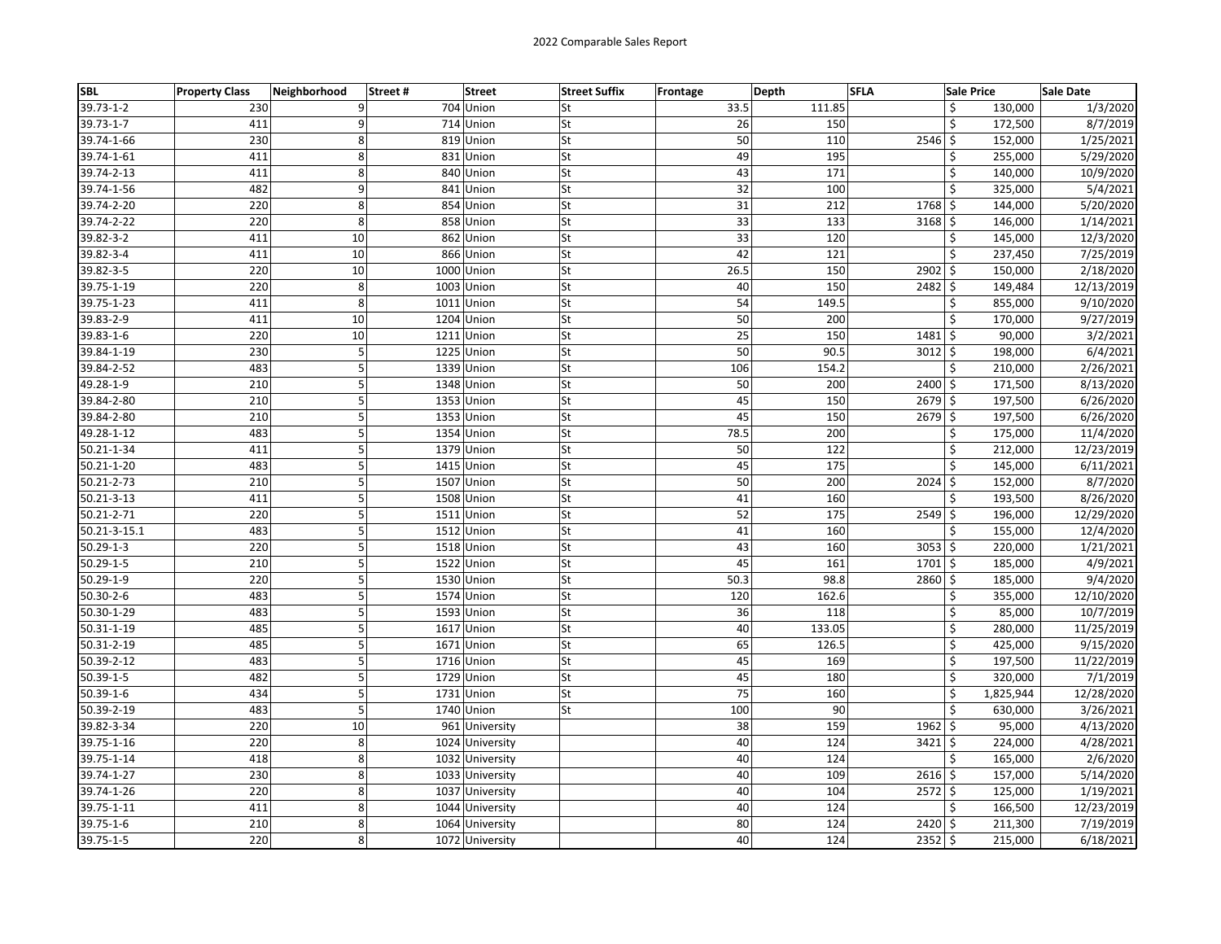2022 Comparable Sales Report

| SBL | Property Class | Neighborhood | Street # | Street | Street Suffix | Frontage | Depth | SFLA | Sale Price | Sale Date |
|---|---|---|---|---|---|---|---|---|---|---|
| 39.73-1-2 | 230 | 9 | 704 | Union | St | 33.5 | 111.85 | | $ 130,000 | 1/3/2020 |
| 39.73-1-7 | 411 | 9 | 714 | Union | St | 26 | 150 | | $ 172,500 | 8/7/2019 |
| 39.74-1-66 | 230 | 8 | 819 | Union | St | 50 | 110 | 2546 | $ 152,000 | 1/25/2021 |
| 39.74-1-61 | 411 | 8 | 831 | Union | St | 49 | 195 | | $ 255,000 | 5/29/2020 |
| 39.74-2-13 | 411 | 8 | 840 | Union | St | 43 | 171 | | $ 140,000 | 10/9/2020 |
| 39.74-1-56 | 482 | 9 | 841 | Union | St | 32 | 100 | | $ 325,000 | 5/4/2021 |
| 39.74-2-20 | 220 | 8 | 854 | Union | St | 31 | 212 | 1768 | $ 144,000 | 5/20/2020 |
| 39.74-2-22 | 220 | 8 | 858 | Union | St | 33 | 133 | 3168 | $ 146,000 | 1/14/2021 |
| 39.82-3-2 | 411 | 10 | 862 | Union | St | 33 | 120 | | $ 145,000 | 12/3/2020 |
| 39.82-3-4 | 411 | 10 | 866 | Union | St | 42 | 121 | | $ 237,450 | 7/25/2019 |
| 39.82-3-5 | 220 | 10 | 1000 | Union | St | 26.5 | 150 | 2902 | $ 150,000 | 2/18/2020 |
| 39.75-1-19 | 220 | 8 | 1003 | Union | St | 40 | 150 | 2482 | $ 149,484 | 12/13/2019 |
| 39.75-1-23 | 411 | 8 | 1011 | Union | St | 54 | 149.5 | | $ 855,000 | 9/10/2020 |
| 39.83-2-9 | 411 | 10 | 1204 | Union | St | 50 | 200 | | $ 170,000 | 9/27/2019 |
| 39.83-1-6 | 220 | 10 | 1211 | Union | St | 25 | 150 | 1481 | $ 90,000 | 3/2/2021 |
| 39.84-1-19 | 230 | 5 | 1225 | Union | St | 50 | 90.5 | 3012 | $ 198,000 | 6/4/2021 |
| 39.84-2-52 | 483 | 5 | 1339 | Union | St | 106 | 154.2 | | $ 210,000 | 2/26/2021 |
| 49.28-1-9 | 210 | 5 | 1348 | Union | St | 50 | 200 | 2400 | $ 171,500 | 8/13/2020 |
| 39.84-2-80 | 210 | 5 | 1353 | Union | St | 45 | 150 | 2679 | $ 197,500 | 6/26/2020 |
| 39.84-2-80 | 210 | 5 | 1353 | Union | St | 45 | 150 | 2679 | $ 197,500 | 6/26/2020 |
| 49.28-1-12 | 483 | 5 | 1354 | Union | St | 78.5 | 200 | | $ 175,000 | 11/4/2020 |
| 50.21-1-34 | 411 | 5 | 1379 | Union | St | 50 | 122 | | $ 212,000 | 12/23/2019 |
| 50.21-1-20 | 483 | 5 | 1415 | Union | St | 45 | 175 | | $ 145,000 | 6/11/2021 |
| 50.21-2-73 | 210 | 5 | 1507 | Union | St | 50 | 200 | 2024 | $ 152,000 | 8/7/2020 |
| 50.21-3-13 | 411 | 5 | 1508 | Union | St | 41 | 160 | | $ 193,500 | 8/26/2020 |
| 50.21-2-71 | 220 | 5 | 1511 | Union | St | 52 | 175 | 2549 | $ 196,000 | 12/29/2020 |
| 50.21-3-15.1 | 483 | 5 | 1512 | Union | St | 41 | 160 | | $ 155,000 | 12/4/2020 |
| 50.29-1-3 | 220 | 5 | 1518 | Union | St | 43 | 160 | 3053 | $ 220,000 | 1/21/2021 |
| 50.29-1-5 | 210 | 5 | 1522 | Union | St | 45 | 161 | 1701 | $ 185,000 | 4/9/2021 |
| 50.29-1-9 | 220 | 5 | 1530 | Union | St | 50.3 | 98.8 | 2860 | $ 185,000 | 9/4/2020 |
| 50.30-2-6 | 483 | 5 | 1574 | Union | St | 120 | 162.6 | | $ 355,000 | 12/10/2020 |
| 50.30-1-29 | 483 | 5 | 1593 | Union | St | 36 | 118 | | $ 85,000 | 10/7/2019 |
| 50.31-1-19 | 485 | 5 | 1617 | Union | St | 40 | 133.05 | | $ 280,000 | 11/25/2019 |
| 50.31-2-19 | 485 | 5 | 1671 | Union | St | 65 | 126.5 | | $ 425,000 | 9/15/2020 |
| 50.39-2-12 | 483 | 5 | 1716 | Union | St | 45 | 169 | | $ 197,500 | 11/22/2019 |
| 50.39-1-5 | 482 | 5 | 1729 | Union | St | 45 | 180 | | $ 320,000 | 7/1/2019 |
| 50.39-1-6 | 434 | 5 | 1731 | Union | St | 75 | 160 | | $ 1,825,944 | 12/28/2020 |
| 50.39-2-19 | 483 | 5 | 1740 | Union | St | 100 | 90 | | $ 630,000 | 3/26/2021 |
| 39.82-3-34 | 220 | 10 | 961 | University | | 38 | 159 | 1962 | $ 95,000 | 4/13/2020 |
| 39.75-1-16 | 220 | 8 | 1024 | University | | 40 | 124 | 3421 | $ 224,000 | 4/28/2021 |
| 39.75-1-14 | 418 | 8 | 1032 | University | | 40 | 124 | | $ 165,000 | 2/6/2020 |
| 39.74-1-27 | 230 | 8 | 1033 | University | | 40 | 109 | 2616 | $ 157,000 | 5/14/2020 |
| 39.74-1-26 | 220 | 8 | 1037 | University | | 40 | 104 | 2572 | $ 125,000 | 1/19/2021 |
| 39.75-1-11 | 411 | 8 | 1044 | University | | 40 | 124 | | $ 166,500 | 12/23/2019 |
| 39.75-1-6 | 210 | 8 | 1064 | University | | 80 | 124 | 2420 | $ 211,300 | 7/19/2019 |
| 39.75-1-5 | 220 | 8 | 1072 | University | | 40 | 124 | 2352 | $ 215,000 | 6/18/2021 |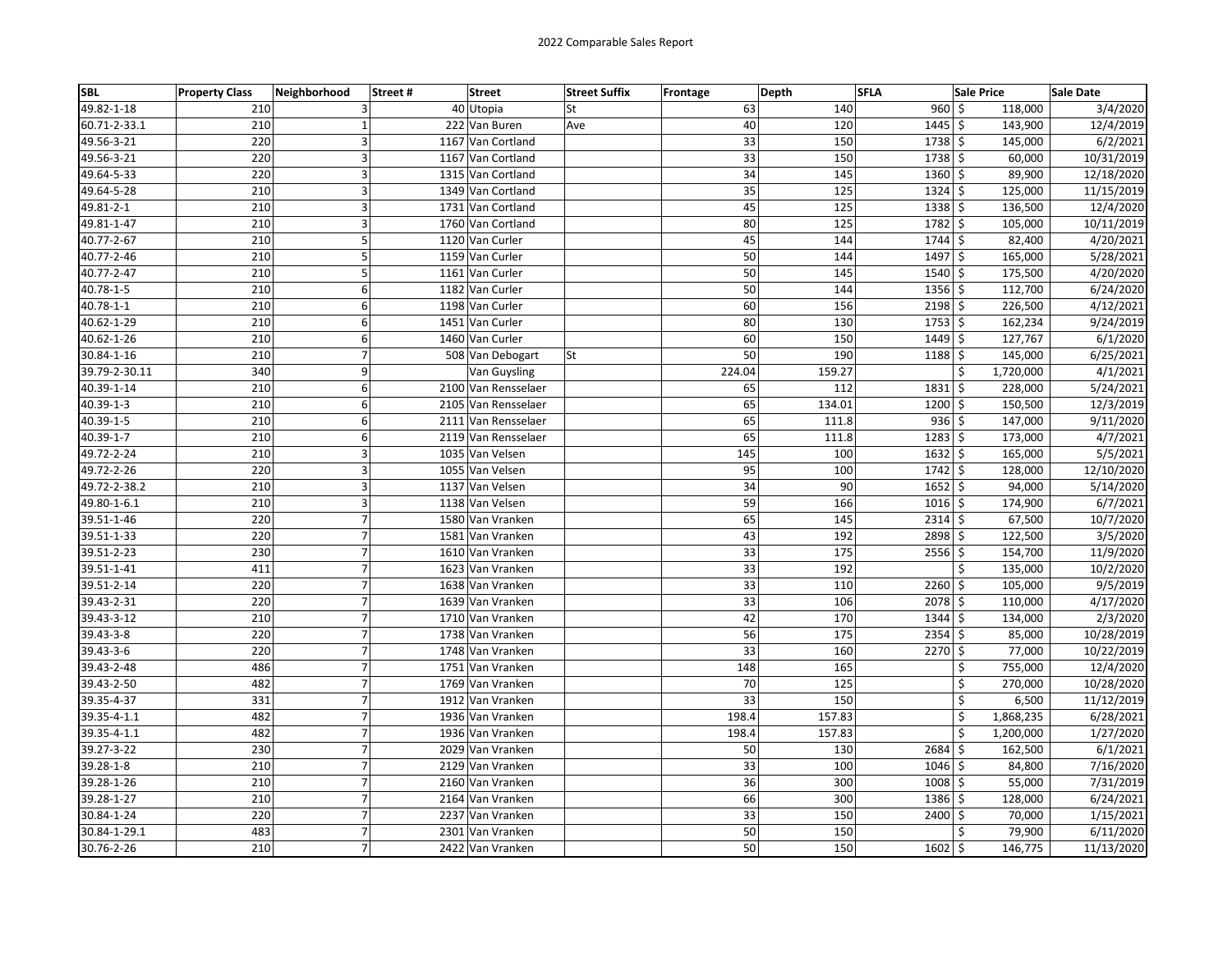2022 Comparable Sales Report

| SBL | Property Class | Neighborhood | Street # | Street | Street Suffix | Frontage | Depth | SFLA | Sale Price | Sale Date |
|---|---|---|---|---|---|---|---|---|---|---|
| 49.82-1-18 | 210 | 3 | 40 | Utopia | St | 63 | 140 | 960 | $ 118,000 | 3/4/2020 |
| 60.71-2-33.1 | 210 | 1 | 222 | Van Buren | Ave | 40 | 120 | 1445 | $ 143,900 | 12/4/2019 |
| 49.56-3-21 | 220 | 3 | 1167 | Van Cortland | | 33 | 150 | 1738 | $ 145,000 | 6/2/2021 |
| 49.56-3-21 | 220 | 3 | 1167 | Van Cortland | | 33 | 150 | 1738 | $ 60,000 | 10/31/2019 |
| 49.64-5-33 | 220 | 3 | 1315 | Van Cortland | | 34 | 145 | 1360 | $ 89,900 | 12/18/2020 |
| 49.64-5-28 | 210 | 3 | 1349 | Van Cortland | | 35 | 125 | 1324 | $ 125,000 | 11/15/2019 |
| 49.81-2-1 | 210 | 3 | 1731 | Van Cortland | | 45 | 125 | 1338 | $ 136,500 | 12/4/2020 |
| 49.81-1-47 | 210 | 3 | 1760 | Van Cortland | | 80 | 125 | 1782 | $ 105,000 | 10/11/2019 |
| 40.77-2-67 | 210 | 5 | 1120 | Van Curler | | 45 | 144 | 1744 | $ 82,400 | 4/20/2021 |
| 40.77-2-46 | 210 | 5 | 1159 | Van Curler | | 50 | 144 | 1497 | $ 165,000 | 5/28/2021 |
| 40.77-2-47 | 210 | 5 | 1161 | Van Curler | | 50 | 145 | 1540 | $ 175,500 | 4/20/2020 |
| 40.78-1-5 | 210 | 6 | 1182 | Van Curler | | 50 | 144 | 1356 | $ 112,700 | 6/24/2020 |
| 40.78-1-1 | 210 | 6 | 1198 | Van Curler | | 60 | 156 | 2198 | $ 226,500 | 4/12/2021 |
| 40.62-1-29 | 210 | 6 | 1451 | Van Curler | | 80 | 130 | 1753 | $ 162,234 | 9/24/2019 |
| 40.62-1-26 | 210 | 6 | 1460 | Van Curler | | 60 | 150 | 1449 | $ 127,767 | 6/1/2020 |
| 30.84-1-16 | 210 | 7 | 508 | Van Debogart | St | 50 | 190 | 1188 | $ 145,000 | 6/25/2021 |
| 39.79-2-30.11 | 340 | 9 | | Van Guysling | | 224.04 | 159.27 | | $ 1,720,000 | 4/1/2021 |
| 40.39-1-14 | 210 | 6 | 2100 | Van Rensselaer | | 65 | 112 | 1831 | $ 228,000 | 5/24/2021 |
| 40.39-1-3 | 210 | 6 | 2105 | Van Rensselaer | | 65 | 134.01 | 1200 | $ 150,500 | 12/3/2019 |
| 40.39-1-5 | 210 | 6 | 2111 | Van Rensselaer | | 65 | 111.8 | 936 | $ 147,000 | 9/11/2020 |
| 40.39-1-7 | 210 | 6 | 2119 | Van Rensselaer | | 65 | 111.8 | 1283 | $ 173,000 | 4/7/2021 |
| 49.72-2-24 | 210 | 3 | 1035 | Van Velsen | | 145 | 100 | 1632 | $ 165,000 | 5/5/2021 |
| 49.72-2-26 | 220 | 3 | 1055 | Van Velsen | | 95 | 100 | 1742 | $ 128,000 | 12/10/2020 |
| 49.72-2-38.2 | 210 | 3 | 1137 | Van Velsen | | 34 | 90 | 1652 | $ 94,000 | 5/14/2020 |
| 49.80-1-6.1 | 210 | 3 | 1138 | Van Velsen | | 59 | 166 | 1016 | $ 174,900 | 6/7/2021 |
| 39.51-1-46 | 220 | 7 | 1580 | Van Vranken | | 65 | 145 | 2314 | $ 67,500 | 10/7/2020 |
| 39.51-1-33 | 220 | 7 | 1581 | Van Vranken | | 43 | 192 | 2898 | $ 122,500 | 3/5/2020 |
| 39.51-2-23 | 230 | 7 | 1610 | Van Vranken | | 33 | 175 | 2556 | $ 154,700 | 11/9/2020 |
| 39.51-1-41 | 411 | 7 | 1623 | Van Vranken | | 33 | 192 | | $ 135,000 | 10/2/2020 |
| 39.51-2-14 | 220 | 7 | 1638 | Van Vranken | | 33 | 110 | 2260 | $ 105,000 | 9/5/2019 |
| 39.43-2-31 | 220 | 7 | 1639 | Van Vranken | | 33 | 106 | 2078 | $ 110,000 | 4/17/2020 |
| 39.43-3-12 | 210 | 7 | 1710 | Van Vranken | | 42 | 170 | 1344 | $ 134,000 | 2/3/2020 |
| 39.43-3-8 | 220 | 7 | 1738 | Van Vranken | | 56 | 175 | 2354 | $ 85,000 | 10/28/2019 |
| 39.43-3-6 | 220 | 7 | 1748 | Van Vranken | | 33 | 160 | 2270 | $ 77,000 | 10/22/2019 |
| 39.43-2-48 | 486 | 7 | 1751 | Van Vranken | | 148 | 165 | | $ 755,000 | 12/4/2020 |
| 39.43-2-50 | 482 | 7 | 1769 | Van Vranken | | 70 | 125 | | $ 270,000 | 10/28/2020 |
| 39.35-4-37 | 331 | 7 | 1912 | Van Vranken | | 33 | 150 | | $ 6,500 | 11/12/2019 |
| 39.35-4-1.1 | 482 | 7 | 1936 | Van Vranken | | 198.4 | 157.83 | | $ 1,868,235 | 6/28/2021 |
| 39.35-4-1.1 | 482 | 7 | 1936 | Van Vranken | | 198.4 | 157.83 | | $ 1,200,000 | 1/27/2020 |
| 39.27-3-22 | 230 | 7 | 2029 | Van Vranken | | 50 | 130 | 2684 | $ 162,500 | 6/1/2021 |
| 39.28-1-8 | 210 | 7 | 2129 | Van Vranken | | 33 | 100 | 1046 | $ 84,800 | 7/16/2020 |
| 39.28-1-26 | 210 | 7 | 2160 | Van Vranken | | 36 | 300 | 1008 | $ 55,000 | 7/31/2019 |
| 39.28-1-27 | 210 | 7 | 2164 | Van Vranken | | 66 | 300 | 1386 | $ 128,000 | 6/24/2021 |
| 30.84-1-24 | 220 | 7 | 2237 | Van Vranken | | 33 | 150 | 2400 | $ 70,000 | 1/15/2021 |
| 30.84-1-29.1 | 483 | 7 | 2301 | Van Vranken | | 50 | 150 | | $ 79,900 | 6/11/2020 |
| 30.76-2-26 | 210 | 7 | 2422 | Van Vranken | | 50 | 150 | 1602 | $ 146,775 | 11/13/2020 |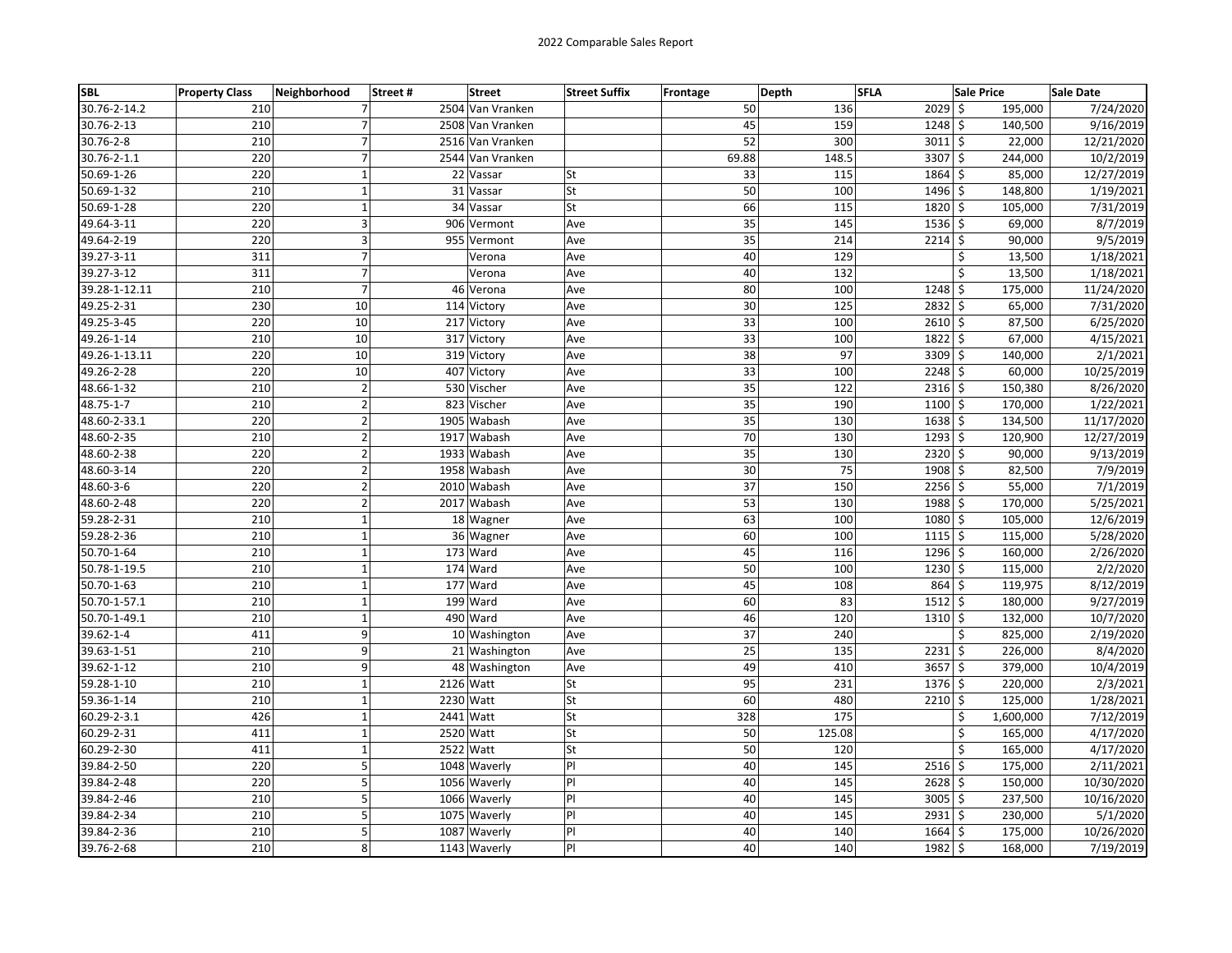2022 Comparable Sales Report

| SBL | Property Class | Neighborhood | Street # | Street | Street Suffix | Frontage | Depth | SFLA | Sale Price | Sale Date |
|---|---|---|---|---|---|---|---|---|---|---|
| 30.76-2-14.2 | 210 | 7 | 2504 | Van Vranken | | 50 | 136 | 2029 | $ 195,000 | 7/24/2020 |
| 30.76-2-13 | 210 | 7 | 2508 | Van Vranken | | 45 | 159 | 1248 | $ 140,500 | 9/16/2019 |
| 30.76-2-8 | 210 | 7 | 2516 | Van Vranken | | 52 | 300 | 3011 | $ 22,000 | 12/21/2020 |
| 30.76-2-1.1 | 220 | 7 | 2544 | Van Vranken | | 69.88 | 148.5 | 3307 | $ 244,000 | 10/2/2019 |
| 50.69-1-26 | 220 | 1 | 22 | Vassar | St | 33 | 115 | 1864 | $ 85,000 | 12/27/2019 |
| 50.69-1-32 | 210 | 1 | 31 | Vassar | St | 50 | 100 | 1496 | $ 148,800 | 1/19/2021 |
| 50.69-1-28 | 220 | 1 | 34 | Vassar | St | 66 | 115 | 1820 | $ 105,000 | 7/31/2019 |
| 49.64-3-11 | 220 | 3 | 906 | Vermont | Ave | 35 | 145 | 1536 | $ 69,000 | 8/7/2019 |
| 49.64-2-19 | 220 | 3 | 955 | Vermont | Ave | 35 | 214 | 2214 | $ 90,000 | 9/5/2019 |
| 39.27-3-11 | 311 | 7 | | Verona | Ave | 40 | 129 | | $ 13,500 | 1/18/2021 |
| 39.27-3-12 | 311 | 7 | | Verona | Ave | 40 | 132 | | $ 13,500 | 1/18/2021 |
| 39.28-1-12.11 | 210 | 7 | 46 | Verona | Ave | 80 | 100 | 1248 | $ 175,000 | 11/24/2020 |
| 49.25-2-31 | 230 | 10 | 114 | Victory | Ave | 30 | 125 | 2832 | $ 65,000 | 7/31/2020 |
| 49.25-3-45 | 220 | 10 | 217 | Victory | Ave | 33 | 100 | 2610 | $ 87,500 | 6/25/2020 |
| 49.26-1-14 | 210 | 10 | 317 | Victory | Ave | 33 | 100 | 1822 | $ 67,000 | 4/15/2021 |
| 49.26-1-13.11 | 220 | 10 | 319 | Victory | Ave | 38 | 97 | 3309 | $ 140,000 | 2/1/2021 |
| 49.26-2-28 | 220 | 10 | 407 | Victory | Ave | 33 | 100 | 2248 | $ 60,000 | 10/25/2019 |
| 48.66-1-32 | 210 | 2 | 530 | Vischer | Ave | 35 | 122 | 2316 | $ 150,380 | 8/26/2020 |
| 48.75-1-7 | 210 | 2 | 823 | Vischer | Ave | 35 | 190 | 1100 | $ 170,000 | 1/22/2021 |
| 48.60-2-33.1 | 220 | 2 | 1905 | Wabash | Ave | 35 | 130 | 1638 | $ 134,500 | 11/17/2020 |
| 48.60-2-35 | 210 | 2 | 1917 | Wabash | Ave | 70 | 130 | 1293 | $ 120,900 | 12/27/2019 |
| 48.60-2-38 | 220 | 2 | 1933 | Wabash | Ave | 35 | 130 | 2320 | $ 90,000 | 9/13/2019 |
| 48.60-3-14 | 220 | 2 | 1958 | Wabash | Ave | 30 | 75 | 1908 | $ 82,500 | 7/9/2019 |
| 48.60-3-6 | 220 | 2 | 2010 | Wabash | Ave | 37 | 150 | 2256 | $ 55,000 | 7/1/2019 |
| 48.60-2-48 | 220 | 2 | 2017 | Wabash | Ave | 53 | 130 | 1988 | $ 170,000 | 5/25/2021 |
| 59.28-2-31 | 210 | 1 | 18 | Wagner | Ave | 63 | 100 | 1080 | $ 105,000 | 12/6/2019 |
| 59.28-2-36 | 210 | 1 | 36 | Wagner | Ave | 60 | 100 | 1115 | $ 115,000 | 5/28/2020 |
| 50.70-1-64 | 210 | 1 | 173 | Ward | Ave | 45 | 116 | 1296 | $ 160,000 | 2/26/2020 |
| 50.78-1-19.5 | 210 | 1 | 174 | Ward | Ave | 50 | 100 | 1230 | $ 115,000 | 2/2/2020 |
| 50.70-1-63 | 210 | 1 | 177 | Ward | Ave | 45 | 108 | 864 | $ 119,975 | 8/12/2019 |
| 50.70-1-57.1 | 210 | 1 | 199 | Ward | Ave | 60 | 83 | 1512 | $ 180,000 | 9/27/2019 |
| 50.70-1-49.1 | 210 | 1 | 490 | Ward | Ave | 46 | 120 | 1310 | $ 132,000 | 10/7/2020 |
| 39.62-1-4 | 411 | 9 | 10 | Washington | Ave | 37 | 240 | | $ 825,000 | 2/19/2020 |
| 39.63-1-51 | 210 | 9 | 21 | Washington | Ave | 25 | 135 | 2231 | $ 226,000 | 8/4/2020 |
| 39.62-1-12 | 210 | 9 | 48 | Washington | Ave | 49 | 410 | 3657 | $ 379,000 | 10/4/2019 |
| 59.28-1-10 | 210 | 1 | 2126 | Watt | St | 95 | 231 | 1376 | $ 220,000 | 2/3/2021 |
| 59.36-1-14 | 210 | 1 | 2230 | Watt | St | 60 | 480 | 2210 | $ 125,000 | 1/28/2021 |
| 60.29-2-3.1 | 426 | 1 | 2441 | Watt | St | 328 | 175 | | $ 1,600,000 | 7/12/2019 |
| 60.29-2-31 | 411 | 1 | 2520 | Watt | St | 50 | 125.08 | | $ 165,000 | 4/17/2020 |
| 60.29-2-30 | 411 | 1 | 2522 | Watt | St | 50 | 120 | | $ 165,000 | 4/17/2020 |
| 39.84-2-50 | 220 | 5 | 1048 | Waverly | Pl | 40 | 145 | 2516 | $ 175,000 | 2/11/2021 |
| 39.84-2-48 | 220 | 5 | 1056 | Waverly | Pl | 40 | 145 | 2628 | $ 150,000 | 10/30/2020 |
| 39.84-2-46 | 210 | 5 | 1066 | Waverly | Pl | 40 | 145 | 3005 | $ 237,500 | 10/16/2020 |
| 39.84-2-34 | 210 | 5 | 1075 | Waverly | Pl | 40 | 145 | 2931 | $ 230,000 | 5/1/2020 |
| 39.84-2-36 | 210 | 5 | 1087 | Waverly | Pl | 40 | 140 | 1664 | $ 175,000 | 10/26/2020 |
| 39.76-2-68 | 210 | 8 | 1143 | Waverly | Pl | 40 | 140 | 1982 | $ 168,000 | 7/19/2019 |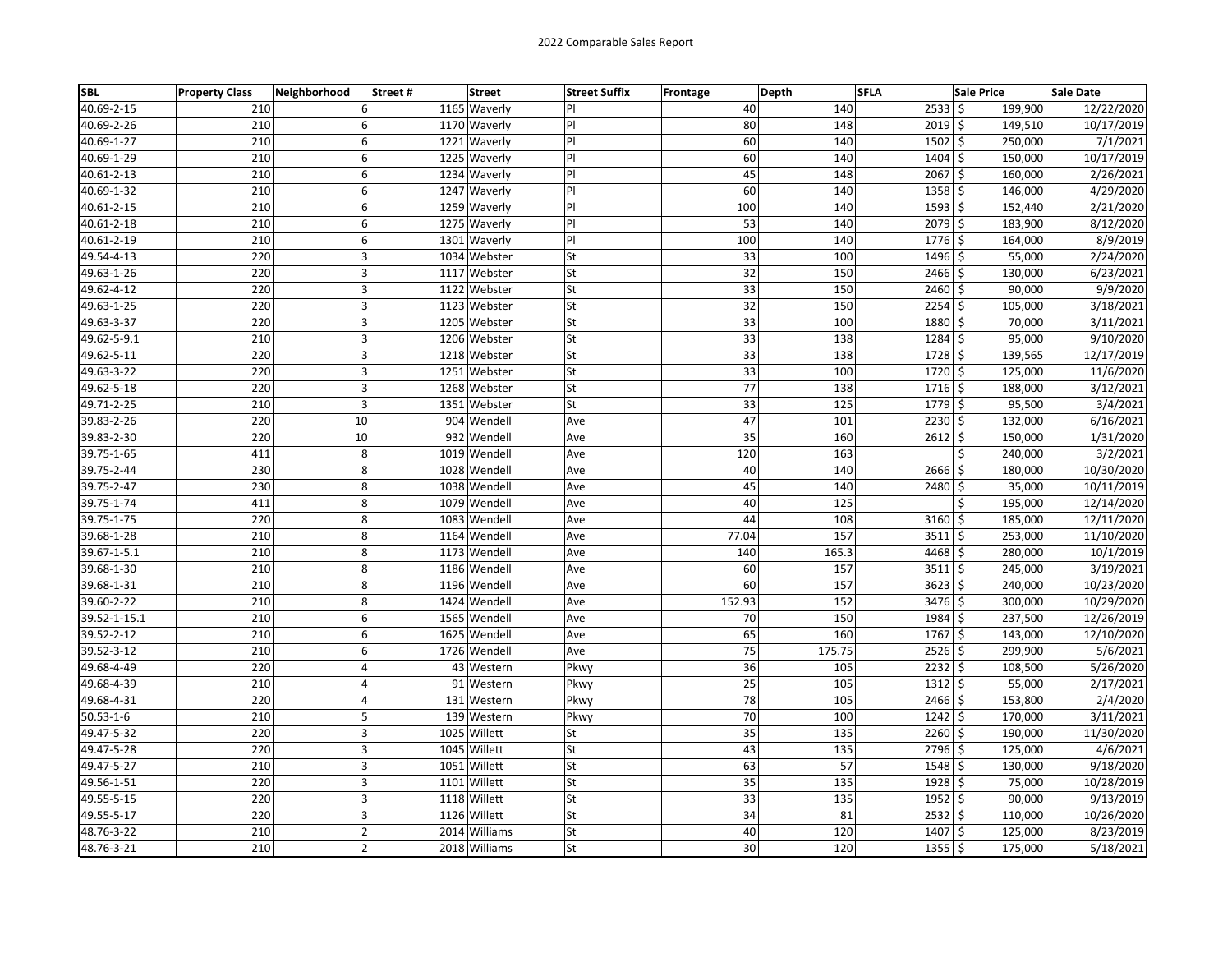2022 Comparable Sales Report

| SBL | Property Class | Neighborhood | Street # | Street | Street Suffix | Frontage | Depth | SFLA | Sale Price | Sale Date |
|---|---|---|---|---|---|---|---|---|---|---|
| 40.69-2-15 | 210 | 6 | 1165 | Waverly | Pl | 40 | 140 | 2533 | $ 199,900 | 12/22/2020 |
| 40.69-2-26 | 210 | 6 | 1170 | Waverly | Pl | 80 | 148 | 2019 | $ 149,510 | 10/17/2019 |
| 40.69-1-27 | 210 | 6 | 1221 | Waverly | Pl | 60 | 140 | 1502 | $ 250,000 | 7/1/2021 |
| 40.69-1-29 | 210 | 6 | 1225 | Waverly | Pl | 60 | 140 | 1404 | $ 150,000 | 10/17/2019 |
| 40.61-2-13 | 210 | 6 | 1234 | Waverly | Pl | 45 | 148 | 2067 | $ 160,000 | 2/26/2021 |
| 40.69-1-32 | 210 | 6 | 1247 | Waverly | Pl | 60 | 140 | 1358 | $ 146,000 | 4/29/2020 |
| 40.61-2-15 | 210 | 6 | 1259 | Waverly | Pl | 100 | 140 | 1593 | $ 152,440 | 2/21/2020 |
| 40.61-2-18 | 210 | 6 | 1275 | Waverly | Pl | 53 | 140 | 2079 | $ 183,900 | 8/12/2020 |
| 40.61-2-19 | 210 | 6 | 1301 | Waverly | Pl | 100 | 140 | 1776 | $ 164,000 | 8/9/2019 |
| 49.54-4-13 | 220 | 3 | 1034 | Webster | St | 33 | 100 | 1496 | $ 55,000 | 2/24/2020 |
| 49.63-1-26 | 220 | 3 | 1117 | Webster | St | 32 | 150 | 2466 | $ 130,000 | 6/23/2021 |
| 49.62-4-12 | 220 | 3 | 1122 | Webster | St | 33 | 150 | 2460 | $ 90,000 | 9/9/2020 |
| 49.63-1-25 | 220 | 3 | 1123 | Webster | St | 32 | 150 | 2254 | $ 105,000 | 3/18/2021 |
| 49.63-3-37 | 220 | 3 | 1205 | Webster | St | 33 | 100 | 1880 | $ 70,000 | 3/11/2021 |
| 49.62-5-9.1 | 210 | 3 | 1206 | Webster | St | 33 | 138 | 1284 | $ 95,000 | 9/10/2020 |
| 49.62-5-11 | 220 | 3 | 1218 | Webster | St | 33 | 138 | 1728 | $ 139,565 | 12/17/2019 |
| 49.63-3-22 | 220 | 3 | 1251 | Webster | St | 33 | 100 | 1720 | $ 125,000 | 11/6/2020 |
| 49.62-5-18 | 220 | 3 | 1268 | Webster | St | 77 | 138 | 1716 | $ 188,000 | 3/12/2021 |
| 49.71-2-25 | 210 | 3 | 1351 | Webster | St | 33 | 125 | 1779 | $ 95,500 | 3/4/2021 |
| 39.83-2-26 | 220 | 10 | 904 | Wendell | Ave | 47 | 101 | 2230 | $ 132,000 | 6/16/2021 |
| 39.83-2-30 | 220 | 10 | 932 | Wendell | Ave | 35 | 160 | 2612 | $ 150,000 | 1/31/2020 |
| 39.75-1-65 | 411 | 8 | 1019 | Wendell | Ave | 120 | 163 | | $ 240,000 | 3/2/2021 |
| 39.75-2-44 | 230 | 8 | 1028 | Wendell | Ave | 40 | 140 | 2666 | $ 180,000 | 10/30/2020 |
| 39.75-2-47 | 230 | 8 | 1038 | Wendell | Ave | 45 | 140 | 2480 | $ 35,000 | 10/11/2019 |
| 39.75-1-74 | 411 | 8 | 1079 | Wendell | Ave | 40 | 125 | | $ 195,000 | 12/14/2020 |
| 39.75-1-75 | 220 | 8 | 1083 | Wendell | Ave | 44 | 108 | 3160 | $ 185,000 | 12/11/2020 |
| 39.68-1-28 | 210 | 8 | 1164 | Wendell | Ave | 77.04 | 157 | 3511 | $ 253,000 | 11/10/2020 |
| 39.67-1-5.1 | 210 | 8 | 1173 | Wendell | Ave | 140 | 165.3 | 4468 | $ 280,000 | 10/1/2019 |
| 39.68-1-30 | 210 | 8 | 1186 | Wendell | Ave | 60 | 157 | 3511 | $ 245,000 | 3/19/2021 |
| 39.68-1-31 | 210 | 8 | 1196 | Wendell | Ave | 60 | 157 | 3623 | $ 240,000 | 10/23/2020 |
| 39.60-2-22 | 210 | 8 | 1424 | Wendell | Ave | 152.93 | 152 | 3476 | $ 300,000 | 10/29/2020 |
| 39.52-1-15.1 | 210 | 6 | 1565 | Wendell | Ave | 70 | 150 | 1984 | $ 237,500 | 12/26/2019 |
| 39.52-2-12 | 210 | 6 | 1625 | Wendell | Ave | 65 | 160 | 1767 | $ 143,000 | 12/10/2020 |
| 39.52-3-12 | 210 | 6 | 1726 | Wendell | Ave | 75 | 175.75 | 2526 | $ 299,900 | 5/6/2021 |
| 49.68-4-49 | 220 | 4 | 43 | Western | Pkwy | 36 | 105 | 2232 | $ 108,500 | 5/26/2020 |
| 49.68-4-39 | 210 | 4 | 91 | Western | Pkwy | 25 | 105 | 1312 | $ 55,000 | 2/17/2021 |
| 49.68-4-31 | 220 | 4 | 131 | Western | Pkwy | 78 | 105 | 2466 | $ 153,800 | 2/4/2020 |
| 50.53-1-6 | 210 | 5 | 139 | Western | Pkwy | 70 | 100 | 1242 | $ 170,000 | 3/11/2021 |
| 49.47-5-32 | 220 | 3 | 1025 | Willett | St | 35 | 135 | 2260 | $ 190,000 | 11/30/2020 |
| 49.47-5-28 | 220 | 3 | 1045 | Willett | St | 43 | 135 | 2796 | $ 125,000 | 4/6/2021 |
| 49.47-5-27 | 210 | 3 | 1051 | Willett | St | 63 | 57 | 1548 | $ 130,000 | 9/18/2020 |
| 49.56-1-51 | 220 | 3 | 1101 | Willett | St | 35 | 135 | 1928 | $ 75,000 | 10/28/2019 |
| 49.55-5-15 | 220 | 3 | 1118 | Willett | St | 33 | 135 | 1952 | $ 90,000 | 9/13/2019 |
| 49.55-5-17 | 220 | 3 | 1126 | Willett | St | 34 | 81 | 2532 | $ 110,000 | 10/26/2020 |
| 48.76-3-22 | 210 | 2 | 2014 | Williams | St | 40 | 120 | 1407 | $ 125,000 | 8/23/2019 |
| 48.76-3-21 | 210 | 2 | 2018 | Williams | St | 30 | 120 | 1355 | $ 175,000 | 5/18/2021 |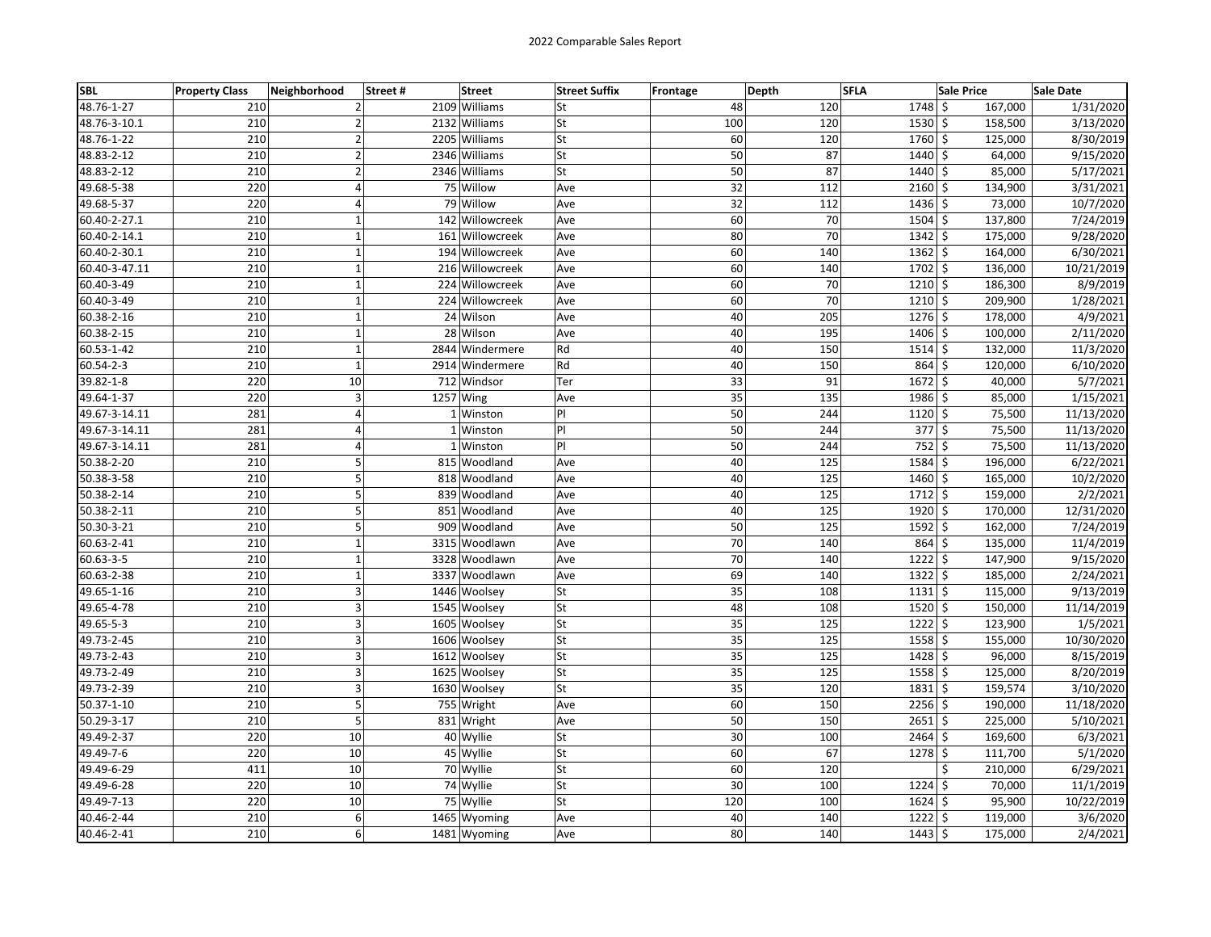2022 Comparable Sales Report

| SBL | Property Class | Neighborhood | Street # | Street | Street Suffix | Frontage | Depth | SFLA | Sale Price | Sale Date |
|---|---|---|---|---|---|---|---|---|---|---|
| 48.76-1-27 | 210 | 2 | 2109 | Williams | St | 48 | 120 | 1748 | $ 167,000 | 1/31/2020 |
| 48.76-3-10.1 | 210 | 2 | 2132 | Williams | St | 100 | 120 | 1530 | $ 158,500 | 3/13/2020 |
| 48.76-1-22 | 210 | 2 | 2205 | Williams | St | 60 | 120 | 1760 | $ 125,000 | 8/30/2019 |
| 48.83-2-12 | 210 | 2 | 2346 | Williams | St | 50 | 87 | 1440 | $ 64,000 | 9/15/2020 |
| 48.83-2-12 | 210 | 2 | 2346 | Williams | St | 50 | 87 | 1440 | $ 85,000 | 5/17/2021 |
| 49.68-5-38 | 220 | 4 | 75 | Willow | Ave | 32 | 112 | 2160 | $ 134,900 | 3/31/2021 |
| 49.68-5-37 | 220 | 4 | 79 | Willow | Ave | 32 | 112 | 1436 | $ 73,000 | 10/7/2020 |
| 60.40-2-27.1 | 210 | 1 | 142 | Willowcreek | Ave | 60 | 70 | 1504 | $ 137,800 | 7/24/2019 |
| 60.40-2-14.1 | 210 | 1 | 161 | Willowcreek | Ave | 80 | 70 | 1342 | $ 175,000 | 9/28/2020 |
| 60.40-2-30.1 | 210 | 1 | 194 | Willowcreek | Ave | 60 | 140 | 1362 | $ 164,000 | 6/30/2021 |
| 60.40-3-47.11 | 210 | 1 | 216 | Willowcreek | Ave | 60 | 140 | 1702 | $ 136,000 | 10/21/2019 |
| 60.40-3-49 | 210 | 1 | 224 | Willowcreek | Ave | 60 | 70 | 1210 | $ 186,300 | 8/9/2019 |
| 60.40-3-49 | 210 | 1 | 224 | Willowcreek | Ave | 60 | 70 | 1210 | $ 209,900 | 1/28/2021 |
| 60.38-2-16 | 210 | 1 | 24 | Wilson | Ave | 40 | 205 | 1276 | $ 178,000 | 4/9/2021 |
| 60.38-2-15 | 210 | 1 | 28 | Wilson | Ave | 40 | 195 | 1406 | $ 100,000 | 2/11/2020 |
| 60.53-1-42 | 210 | 1 | 2844 | Windermere | Rd | 40 | 150 | 1514 | $ 132,000 | 11/3/2020 |
| 60.54-2-3 | 210 | 1 | 2914 | Windermere | Rd | 40 | 150 | 864 | $ 120,000 | 6/10/2020 |
| 39.82-1-8 | 220 | 10 | 712 | Windsor | Ter | 33 | 91 | 1672 | $ 40,000 | 5/7/2021 |
| 49.64-1-37 | 220 | 3 | 1257 | Wing | Ave | 35 | 135 | 1986 | $ 85,000 | 1/15/2021 |
| 49.67-3-14.11 | 281 | 4 | 1 | Winston | Pl | 50 | 244 | 1120 | $ 75,500 | 11/13/2020 |
| 49.67-3-14.11 | 281 | 4 | 1 | Winston | Pl | 50 | 244 | 377 | $ 75,500 | 11/13/2020 |
| 49.67-3-14.11 | 281 | 4 | 1 | Winston | Pl | 50 | 244 | 752 | $ 75,500 | 11/13/2020 |
| 50.38-2-20 | 210 | 5 | 815 | Woodland | Ave | 40 | 125 | 1584 | $ 196,000 | 6/22/2021 |
| 50.38-3-58 | 210 | 5 | 818 | Woodland | Ave | 40 | 125 | 1460 | $ 165,000 | 10/2/2020 |
| 50.38-2-14 | 210 | 5 | 839 | Woodland | Ave | 40 | 125 | 1712 | $ 159,000 | 2/2/2021 |
| 50.38-2-11 | 210 | 5 | 851 | Woodland | Ave | 40 | 125 | 1920 | $ 170,000 | 12/31/2020 |
| 50.30-3-21 | 210 | 5 | 909 | Woodland | Ave | 50 | 125 | 1592 | $ 162,000 | 7/24/2019 |
| 60.63-2-41 | 210 | 1 | 3315 | Woodlawn | Ave | 70 | 140 | 864 | $ 135,000 | 11/4/2019 |
| 60.63-3-5 | 210 | 1 | 3328 | Woodlawn | Ave | 70 | 140 | 1222 | $ 147,900 | 9/15/2020 |
| 60.63-2-38 | 210 | 1 | 3337 | Woodlawn | Ave | 69 | 140 | 1322 | $ 185,000 | 2/24/2021 |
| 49.65-1-16 | 210 | 3 | 1446 | Woolsey | St | 35 | 108 | 1131 | $ 115,000 | 9/13/2019 |
| 49.65-4-78 | 210 | 3 | 1545 | Woolsey | St | 48 | 108 | 1520 | $ 150,000 | 11/14/2019 |
| 49.65-5-3 | 210 | 3 | 1605 | Woolsey | St | 35 | 125 | 1222 | $ 123,900 | 1/5/2021 |
| 49.73-2-45 | 210 | 3 | 1606 | Woolsey | St | 35 | 125 | 1558 | $ 155,000 | 10/30/2020 |
| 49.73-2-43 | 210 | 3 | 1612 | Woolsey | St | 35 | 125 | 1428 | $ 96,000 | 8/15/2019 |
| 49.73-2-49 | 210 | 3 | 1625 | Woolsey | St | 35 | 125 | 1558 | $ 125,000 | 8/20/2019 |
| 49.73-2-39 | 210 | 3 | 1630 | Woolsey | St | 35 | 120 | 1831 | $ 159,574 | 3/10/2020 |
| 50.37-1-10 | 210 | 5 | 755 | Wright | Ave | 60 | 150 | 2256 | $ 190,000 | 11/18/2020 |
| 50.29-3-17 | 210 | 5 | 831 | Wright | Ave | 50 | 150 | 2651 | $ 225,000 | 5/10/2021 |
| 49.49-2-37 | 220 | 10 | 40 | Wyllie | St | 30 | 100 | 2464 | $ 169,600 | 6/3/2021 |
| 49.49-7-6 | 220 | 10 | 45 | Wyllie | St | 60 | 67 | 1278 | $ 111,700 | 5/1/2020 |
| 49.49-6-29 | 411 | 10 | 70 | Wyllie | St | 60 | 120 | | $ 210,000 | 6/29/2021 |
| 49.49-6-28 | 220 | 10 | 74 | Wyllie | St | 30 | 100 | 1224 | $ 70,000 | 11/1/2019 |
| 49.49-7-13 | 220 | 10 | 75 | Wyllie | St | 120 | 100 | 1624 | $ 95,900 | 10/22/2019 |
| 40.46-2-44 | 210 | 6 | 1465 | Wyoming | Ave | 40 | 140 | 1222 | $ 119,000 | 3/6/2020 |
| 40.46-2-41 | 210 | 6 | 1481 | Wyoming | Ave | 80 | 140 | 1443 | $ 175,000 | 2/4/2021 |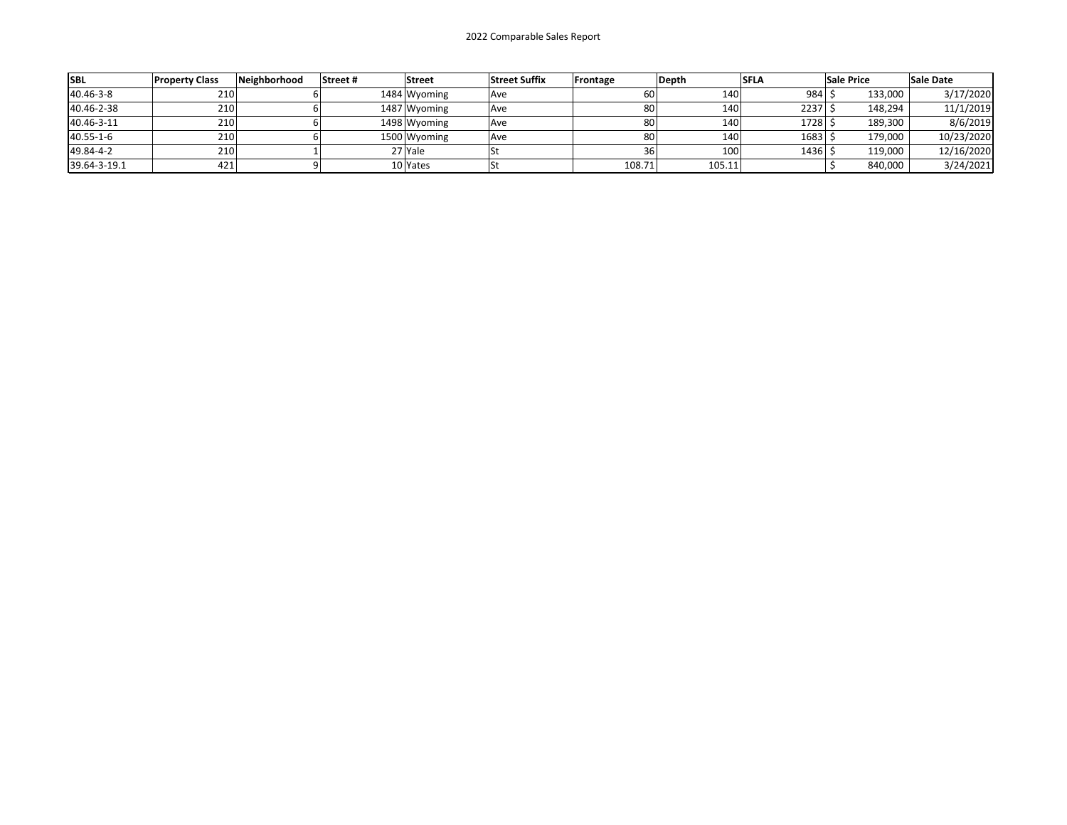2022 Comparable Sales Report

| SBL | Property Class | Neighborhood | Street # | Street | Street Suffix | Frontage | Depth | SFLA | Sale Price | Sale Date |
|---|---|---|---|---|---|---|---|---|---|---|
| 40.46-3-8 | 210 | 6 | 1484 | Wyoming | Ave | 60 | 140 | 984 | $ 133,000 | 3/17/2020 |
| 40.46-2-38 | 210 | 6 | 1487 | Wyoming | Ave | 80 | 140 | 2237 | $ 148,294 | 11/1/2019 |
| 40.46-3-11 | 210 | 6 | 1498 | Wyoming | Ave | 80 | 140 | 1728 | $ 189,300 | 8/6/2019 |
| 40.55-1-6 | 210 | 6 | 1500 | Wyoming | Ave | 80 | 140 | 1683 | $ 179,000 | 10/23/2020 |
| 49.84-4-2 | 210 | 1 | 27 | Yale | St | 36 | 100 | 1436 | $ 119,000 | 12/16/2020 |
| 39.64-3-19.1 | 421 | 9 | 10 | Yates | St | 108.71 | 105.11 | | $ 840,000 | 3/24/2021 |